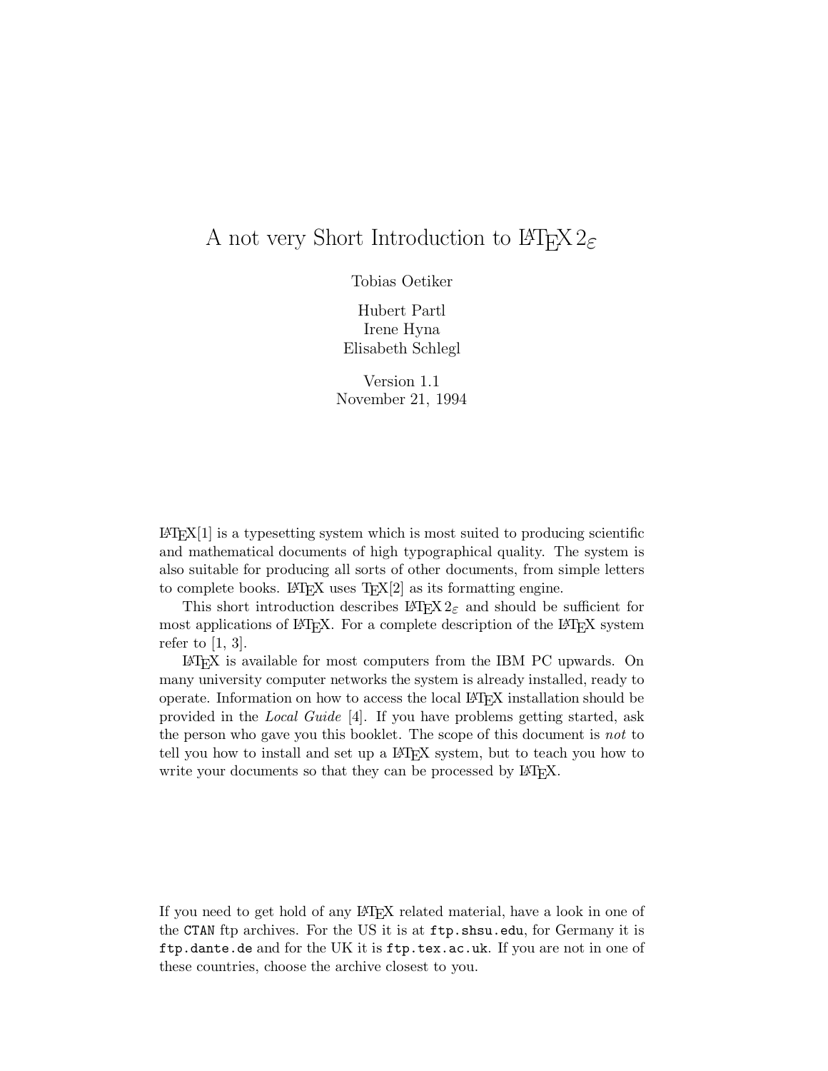# A not very Short Introduction to LaTeX $2_\varepsilon$

Tobias Oetiker

Hubert Partl
Irene Hyna
Elisabeth Schlegl

Version 1.1
November 21, 1994

LaTeX[1] is a typesetting system which is most suited to producing scientific and mathematical documents of high typographical quality. The system is also suitable for producing all sorts of other documents, from simple letters to complete books. LaTeX uses TeX[2] as its formatting engine.

This short introduction describes LaTeX $2_\varepsilon$ and should be sufficient for most applications of LaTeX. For a complete description of the LaTeX system refer to [1, 3].

LaTeX is available for most computers from the IBM PC upwards. On many university computer networks the system is already installed, ready to operate. Information on how to access the local LaTeX installation should be provided in the *Local Guide* [4]. If you have problems getting started, ask the person who gave you this booklet. The scope of this document is *not* to tell you how to install and set up a LaTeX system, but to teach you how to write your documents so that they can be processed by LaTeX.

If you need to get hold of any LaTeX related material, have a look in one of the `CTAN` ftp archives. For the US it is at `ftp.shsu.edu`, for Germany it is `ftp.dante.de` and for the UK it is `ftp.tex.ac.uk`. If you are not in one of these countries, choose the archive closest to you.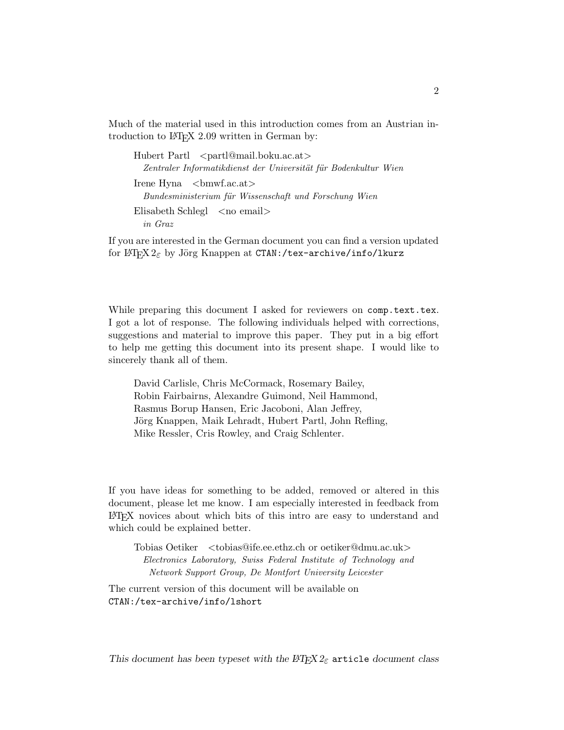Much of the material used in this introduction comes from an Austrian introduction to LaTeX 2.09 written in German by:

> Hubert Partl <partl@mail.boku.ac.at>
> *Zentraler Informatikdienst der Universität für Bodenkultur Wien*
>
> Irene Hyna <bmwf.ac.at>
> *Bundesministerium für Wissenschaft und Forschung Wien*
>
> Elisabeth Schlegl <no email>
> *in Graz*

If you are interested in the German document you can find a version updated for LaTeX $2_\varepsilon$ by Jörg Knappen at `CTAN:/tex-archive/info/lkurz`

While preparing this document I asked for reviewers on `comp.text.tex`. I got a lot of response. The following individuals helped with corrections, suggestions and material to improve this paper. They put in a big effort to help me getting this document into its present shape. I would like to sincerely thank all of them.

> David Carlisle, Chris McCormack, Rosemary Bailey,
> Robin Fairbairns, Alexandre Guimond, Neil Hammond,
> Rasmus Borup Hansen, Eric Jacoboni, Alan Jeffrey,
> Jörg Knappen, Maik Lehradt, Hubert Partl, John Refling,
> Mike Ressler, Cris Rowley, and Craig Schlenter.

If you have ideas for something to be added, removed or altered in this document, please let me know. I am especially interested in feedback from LaTeX novices about which bits of this intro are easy to understand and which could be explained better.

> Tobias Oetiker <tobias@ife.ee.ethz.ch or oetiker@dmu.ac.uk>
> *Electronics Laboratory, Swiss Federal Institute of Technology and Network Support Group, De Montfort University Leicester*

The current version of this document will be available on
`CTAN:/tex-archive/info/lshort`

*This document has been typeset with the LaTeX $2_\varepsilon$ `article` document class*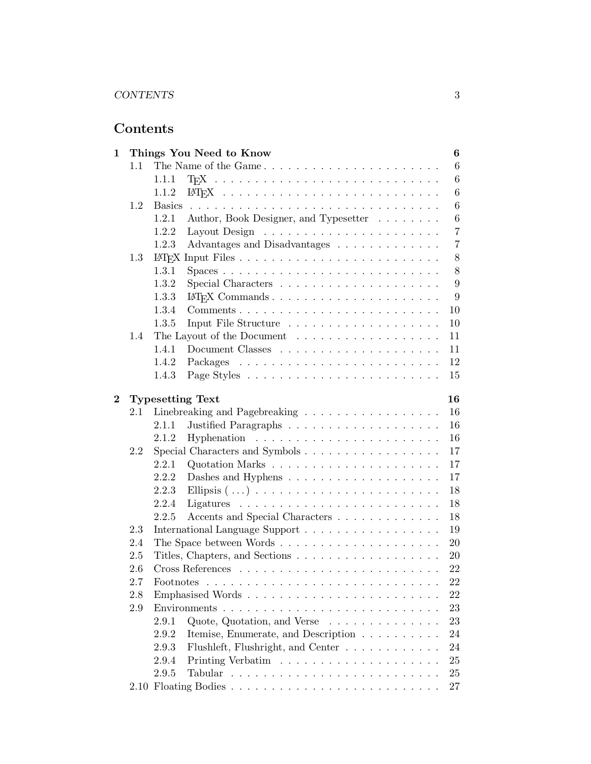# Contents

**1 Things You Need to Know** **6**

- 1.1 The Name of the Game . . . 6
  - 1.1.1 TeX . . . 6
  - 1.1.2 LaTeX . . . 6
- 1.2 Basics . . . 6
  - 1.2.1 Author, Book Designer, and Typesetter . . . 6
  - 1.2.2 Layout Design . . . 7
  - 1.2.3 Advantages and Disadvantages . . . 7
- 1.3 LaTeX Input Files . . . 8
  - 1.3.1 Spaces . . . 8
  - 1.3.2 Special Characters . . . 9
  - 1.3.3 LaTeX Commands . . . 9
  - 1.3.4 Comments . . . 10
  - 1.3.5 Input File Structure . . . 10
- 1.4 The Layout of the Document . . . 11
  - 1.4.1 Document Classes . . . 11
  - 1.4.2 Packages . . . 12
  - 1.4.3 Page Styles . . . 15

**2 Typesetting Text** **16**

- 2.1 Linebreaking and Pagebreaking . . . 16
  - 2.1.1 Justified Paragraphs . . . 16
  - 2.1.2 Hyphenation . . . 16
- 2.2 Special Characters and Symbols . . . 17
  - 2.2.1 Quotation Marks . . . 17
  - 2.2.2 Dashes and Hyphens . . . 17
  - 2.2.3 Ellipsis ( . . . ) . . . 18
  - 2.2.4 Ligatures . . . 18
  - 2.2.5 Accents and Special Characters . . . 18
- 2.3 International Language Support . . . 19
- 2.4 The Space between Words . . . 20
- 2.5 Titles, Chapters, and Sections . . . 20
- 2.6 Cross References . . . 22
- 2.7 Footnotes . . . 22
- 2.8 Emphasised Words . . . 22
- 2.9 Environments . . . 23
  - 2.9.1 Quote, Quotation, and Verse . . . 23
  - 2.9.2 Itemise, Enumerate, and Description . . . 24
  - 2.9.3 Flushleft, Flushright, and Center . . . 24
  - 2.9.4 Printing Verbatim . . . 25
  - 2.9.5 Tabular . . . 25
- 2.10 Floating Bodies . . . 27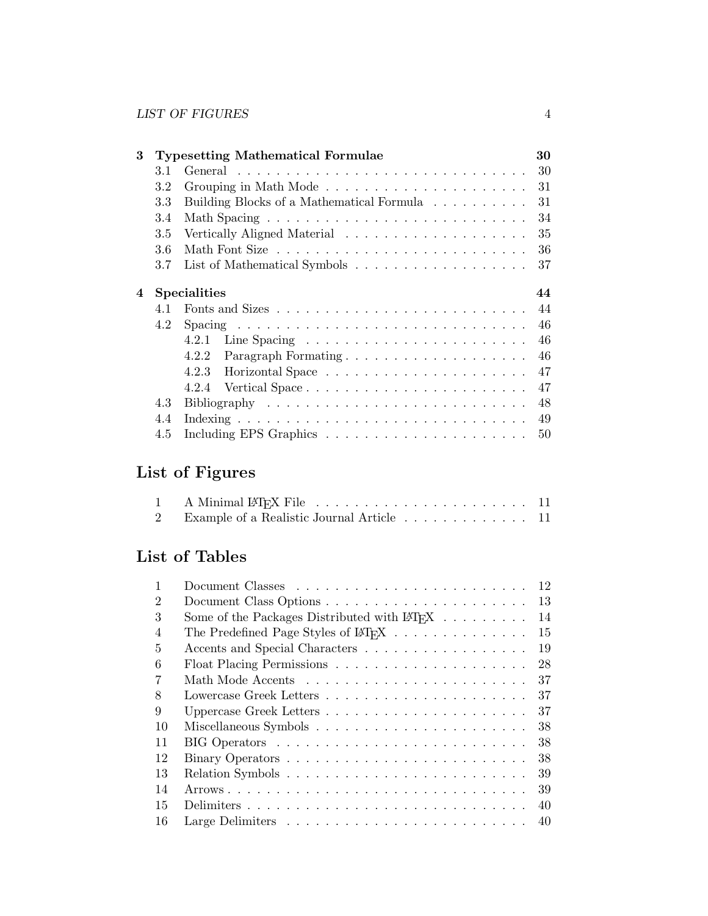**3 Typesetting Mathematical Formulae** **30**

- 3.1 General . . . 30
- 3.2 Grouping in Math Mode . . . 31
- 3.3 Building Blocks of a Mathematical Formula . . . 31
- 3.4 Math Spacing . . . 34
- 3.5 Vertically Aligned Material . . . 35
- 3.6 Math Font Size . . . 36
- 3.7 List of Mathematical Symbols . . . 37

**4 Specialities** **44**

- 4.1 Fonts and Sizes . . . 44
- 4.2 Spacing . . . 46
  - 4.2.1 Line Spacing . . . 46
  - 4.2.2 Paragraph Formating . . . 46
  - 4.2.3 Horizontal Space . . . 47
  - 4.2.4 Vertical Space . . . 47
- 4.3 Bibliography . . . 48
- 4.4 Indexing . . . 49
- 4.5 Including EPS Graphics . . . 50

## List of Figures

- 1 A Minimal LaTeX File . . . 11
- 2 Example of a Realistic Journal Article . . . 11

## List of Tables

- 1 Document Classes . . . 12
- 2 Document Class Options . . . 13
- 3 Some of the Packages Distributed with LaTeX . . . 14
- 4 The Predefined Page Styles of LaTeX . . . 15
- 5 Accents and Special Characters . . . 19
- 6 Float Placing Permissions . . . 28
- 7 Math Mode Accents . . . 37
- 8 Lowercase Greek Letters . . . 37
- 9 Uppercase Greek Letters . . . 37
- 10 Miscellaneous Symbols . . . 38
- 11 BIG Operators . . . 38
- 12 Binary Operators . . . 38
- 13 Relation Symbols . . . 39
- 14 Arrows . . . 39
- 15 Delimiters . . . 40
- 16 Large Delimiters . . . 40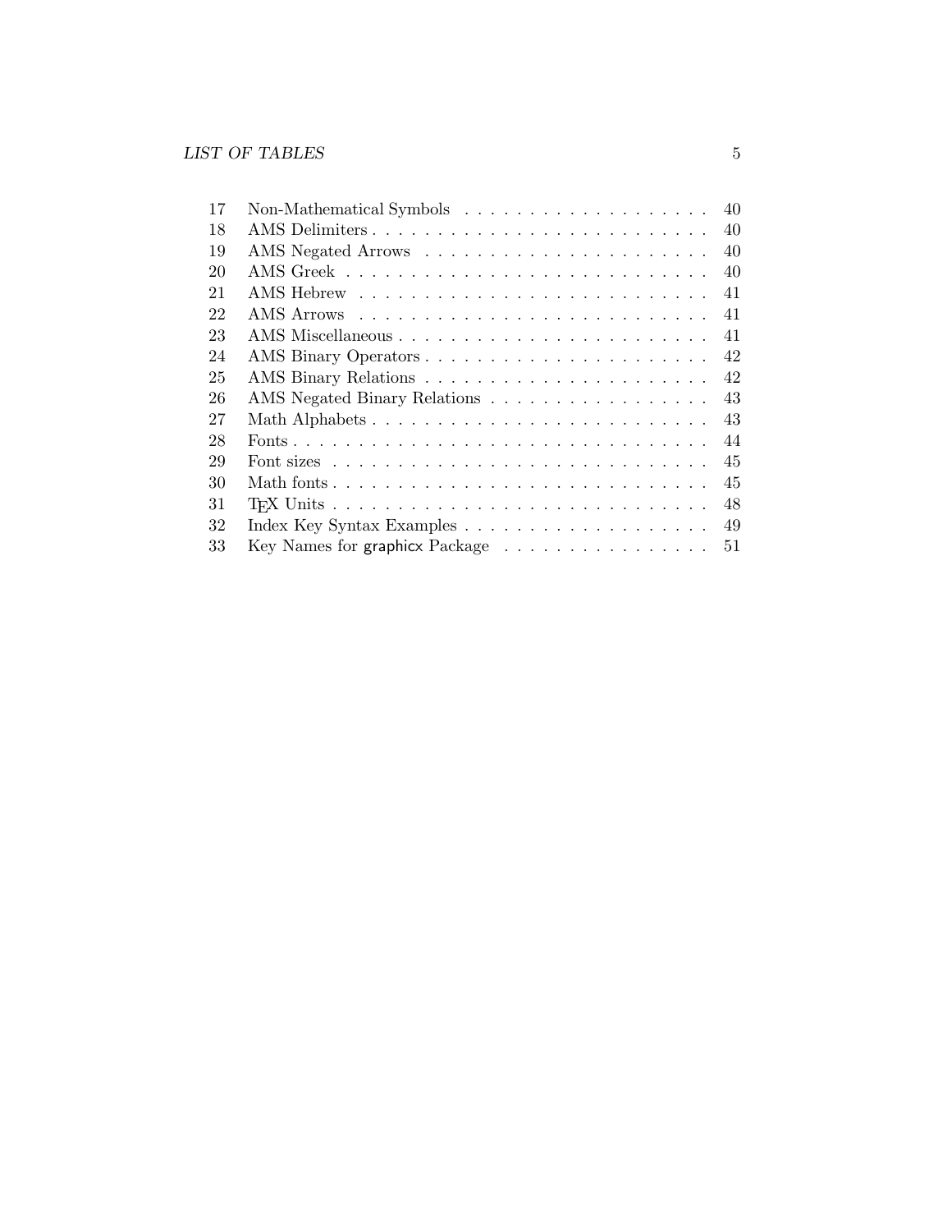| | | |
|---|---|---|
| 17 | Non-Mathematical Symbols | 40 |
| 18 | AMS Delimiters | 40 |
| 19 | AMS Negated Arrows | 40 |
| 20 | AMS Greek | 40 |
| 21 | AMS Hebrew | 41 |
| 22 | AMS Arrows | 41 |
| 23 | AMS Miscellaneous | 41 |
| 24 | AMS Binary Operators | 42 |
| 25 | AMS Binary Relations | 42 |
| 26 | AMS Negated Binary Relations | 43 |
| 27 | Math Alphabets | 43 |
| 28 | Fonts | 44 |
| 29 | Font sizes | 45 |
| 30 | Math fonts | 45 |
| 31 | TeX Units | 48 |
| 32 | Index Key Syntax Examples | 49 |
| 33 | Key Names for graphicx Package | 51 |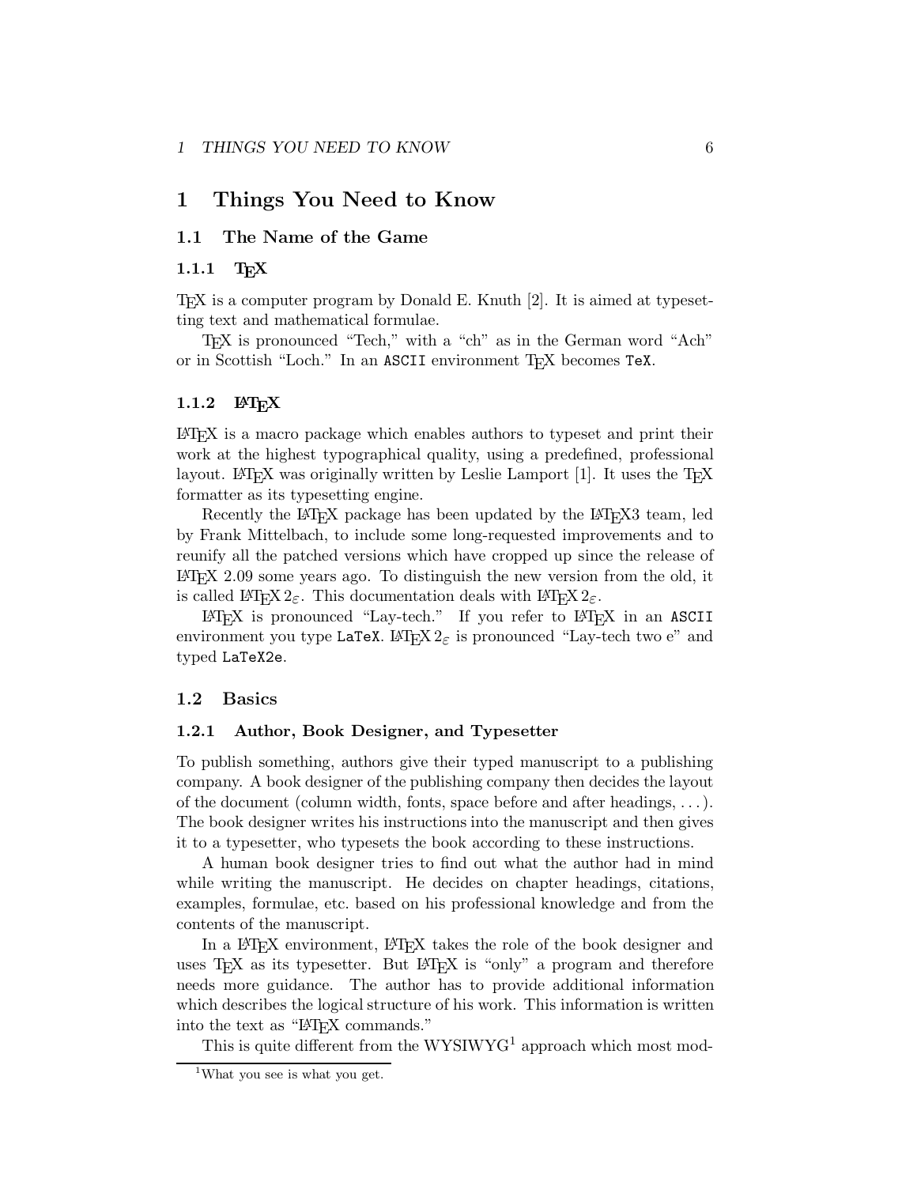# 1 Things You Need to Know

## 1.1 The Name of the Game

### 1.1.1 TeX

TeX is a computer program by Donald E. Knuth [2]. It is aimed at typesetting text and mathematical formulae.

TeX is pronounced "Tech," with a "ch" as in the German word "Ach" or in Scottish "Loch." In an `ASCII` environment TeX becomes `TeX`.

### 1.1.2 LaTeX

LaTeX is a macro package which enables authors to typeset and print their work at the highest typographical quality, using a predefined, professional layout. LaTeX was originally written by Leslie Lamport [1]. It uses the TeX formatter as its typesetting engine.

Recently the LaTeX package has been updated by the LaTeX3 team, led by Frank Mittelbach, to include some long-requested improvements and to reunify all the patched versions which have cropped up since the release of LaTeX 2.09 some years ago. To distinguish the new version from the old, it is called LaTeX $2_\varepsilon$. This documentation deals with LaTeX $2_\varepsilon$.

LaTeX is pronounced "Lay-tech." If you refer to LaTeX in an `ASCII` environment you type `LaTeX`. LaTeX $2_\varepsilon$ is pronounced "Lay-tech two e" and typed `LaTeX2e`.

## 1.2 Basics

### 1.2.1 Author, Book Designer, and Typesetter

To publish something, authors give their typed manuscript to a publishing company. A book designer of the publishing company then decides the layout of the document (column width, fonts, space before and after headings, ...). The book designer writes his instructions into the manuscript and then gives it to a typesetter, who typesets the book according to these instructions.

A human book designer tries to find out what the author had in mind while writing the manuscript. He decides on chapter headings, citations, examples, formulae, etc. based on his professional knowledge and from the contents of the manuscript.

In a LaTeX environment, LaTeX takes the role of the book designer and uses TeX as its typesetter. But LaTeX is "only" a program and therefore needs more guidance. The author has to provide additional information which describes the logical structure of his work. This information is written into the text as "LaTeX commands."

This is quite different from the WYSIWYG[1] approach which most mod-

---

[1] What you see is what you get.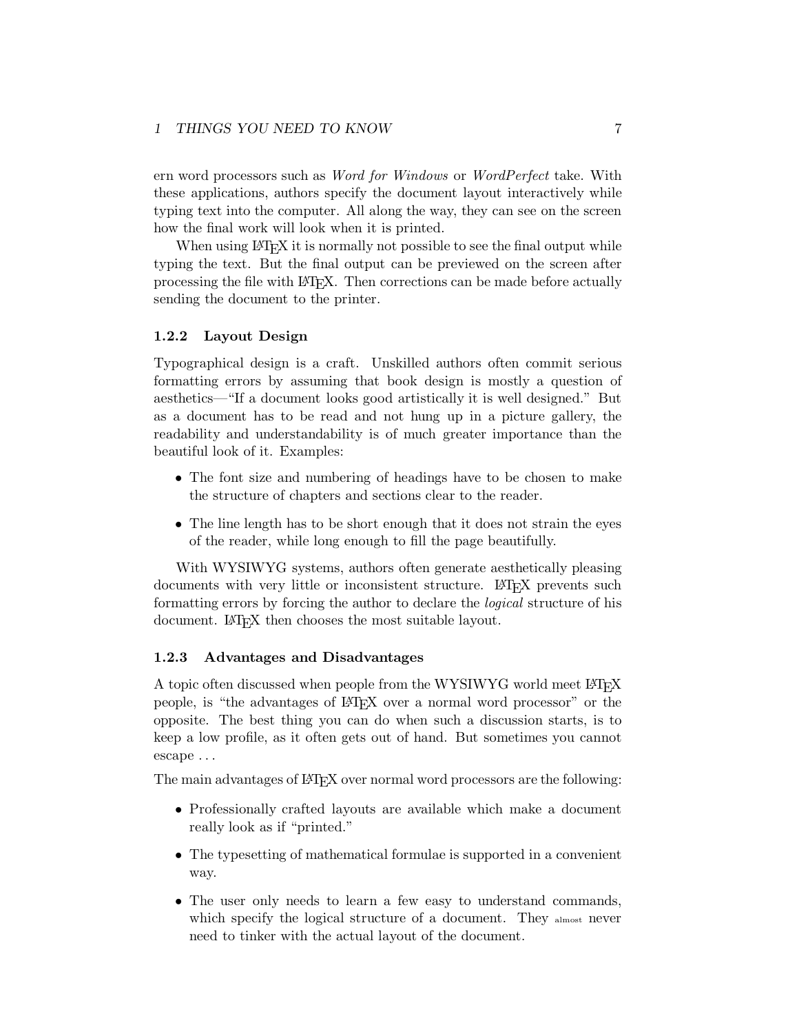ern word processors such as *Word for Windows* or *WordPerfect* take. With these applications, authors specify the document layout interactively while typing text into the computer. All along the way, they can see on the screen how the final work will look when it is printed.

When using LaTeX it is normally not possible to see the final output while typing the text. But the final output can be previewed on the screen after processing the file with LaTeX. Then corrections can be made before actually sending the document to the printer.

### 1.2.2 Layout Design

Typographical design is a craft. Unskilled authors often commit serious formatting errors by assuming that book design is mostly a question of aesthetics—"If a document looks good artistically it is well designed." But as a document has to be read and not hung up in a picture gallery, the readability and understandability is of much greater importance than the beautiful look of it. Examples:

- The font size and numbering of headings have to be chosen to make the structure of chapters and sections clear to the reader.
- The line length has to be short enough that it does not strain the eyes of the reader, while long enough to fill the page beautifully.

With WYSIWYG systems, authors often generate aesthetically pleasing documents with very little or inconsistent structure. LaTeX prevents such formatting errors by forcing the author to declare the *logical* structure of his document. LaTeX then chooses the most suitable layout.

### 1.2.3 Advantages and Disadvantages

A topic often discussed when people from the WYSIWYG world meet LaTeX people, is "the advantages of LaTeX over a normal word processor" or the opposite. The best thing you can do when such a discussion starts, is to keep a low profile, as it often gets out of hand. But sometimes you cannot escape . . .

The main advantages of LaTeX over normal word processors are the following:

- Professionally crafted layouts are available which make a document really look as if "printed."
- The typesetting of mathematical formulae is supported in a convenient way.
- The user only needs to learn a few easy to understand commands, which specify the logical structure of a document. They almost never need to tinker with the actual layout of the document.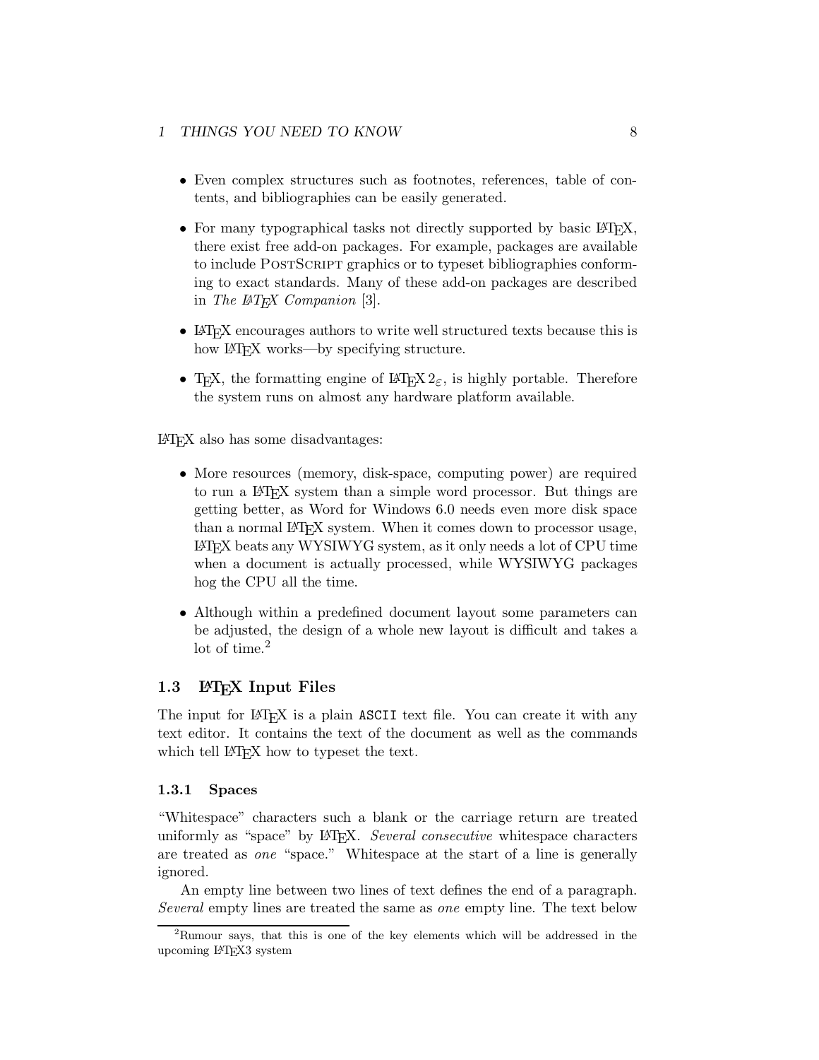- Even complex structures such as footnotes, references, table of contents, and bibliographies can be easily generated.
- For many typographical tasks not directly supported by basic LaTeX, there exist free add-on packages. For example, packages are available to include PostScript graphics or to typeset bibliographies conforming to exact standards. Many of these add-on packages are described in *The LaTeX Companion* [3].
- LaTeX encourages authors to write well structured texts because this is how LaTeX works—by specifying structure.
- TeX, the formatting engine of LaTeX $2_\varepsilon$, is highly portable. Therefore the system runs on almost any hardware platform available.

LaTeX also has some disadvantages:

- More resources (memory, disk-space, computing power) are required to run a LaTeX system than a simple word processor. But things are getting better, as Word for Windows 6.0 needs even more disk space than a normal LaTeX system. When it comes down to processor usage, LaTeX beats any WYSIWYG system, as it only needs a lot of CPU time when a document is actually processed, while WYSIWYG packages hog the CPU all the time.
- Although within a predefined document layout some parameters can be adjusted, the design of a whole new layout is difficult and takes a lot of time.[2]

## 1.3 LaTeX Input Files

The input for LaTeX is a plain `ASCII` text file. You can create it with any text editor. It contains the text of the document as well as the commands which tell LaTeX how to typeset the text.

### 1.3.1 Spaces

"Whitespace" characters such a blank or the carriage return are treated uniformly as "space" by LaTeX. *Several consecutive* whitespace characters are treated as *one* "space." Whitespace at the start of a line is generally ignored.

An empty line between two lines of text defines the end of a paragraph. *Several* empty lines are treated the same as *one* empty line. The text below

---

[2] Rumour says, that this is one of the key elements which will be addressed in the upcoming LaTeX3 system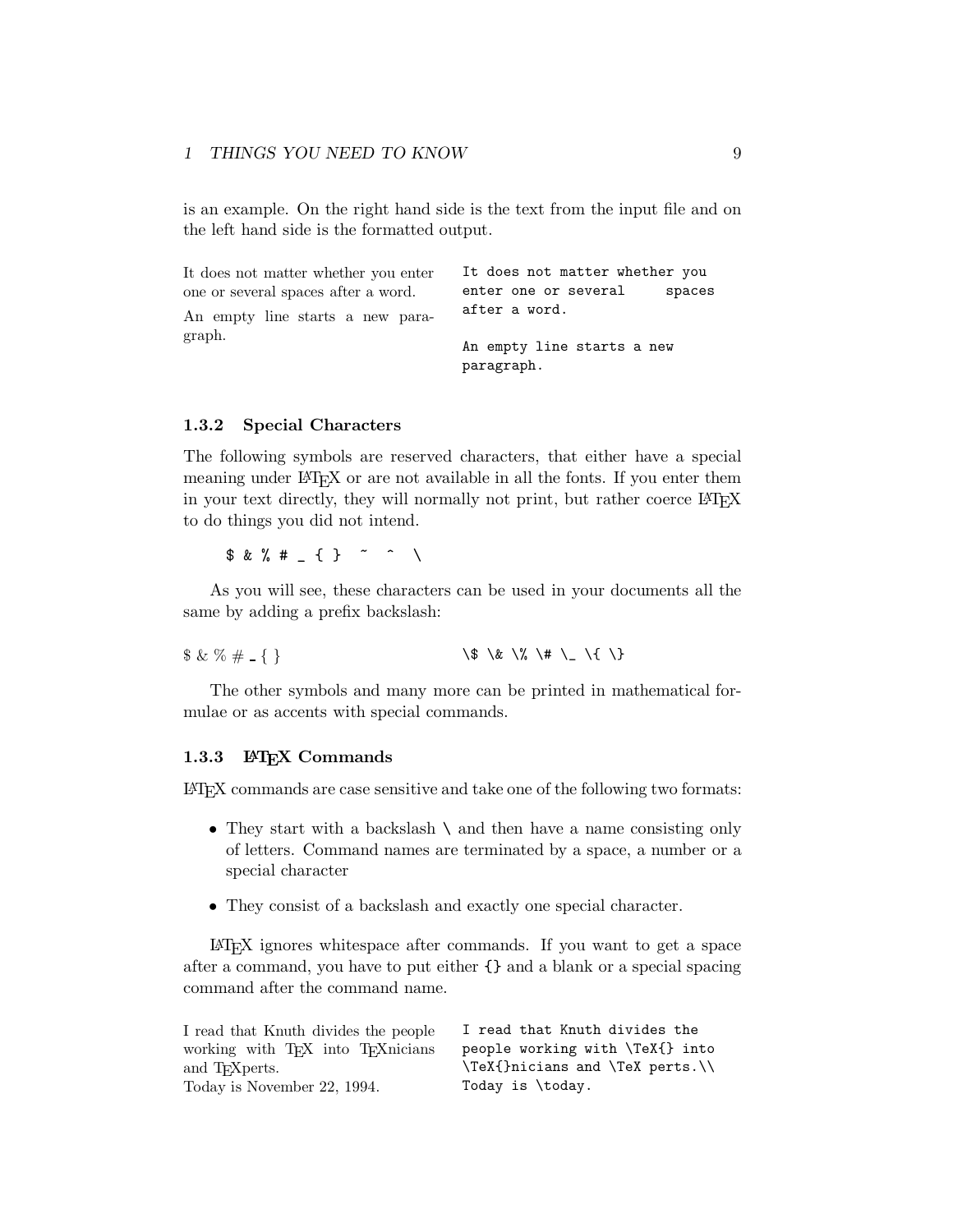is an example. On the right hand side is the text from the input file and on the left hand side is the formatted output.

It does not matter whether you enter one or several spaces after a word.

An empty line starts a new paragraph.

```
It does not matter whether you
enter one or several     spaces
after a word.

An empty line starts a new
paragraph.
```

### 1.3.2 Special Characters

The following symbols are reserved characters, that either have a special meaning under LaTeX or are not available in all the fonts. If you enter them in your text directly, they will normally not print, but rather coerce LaTeX to do things you did not intend.

```
$ & % # _ { }  ~  ^  \
```

As you will see, these characters can be used in your documents all the same by adding a prefix backslash:

$ & % # _ { }

```
\$ \& \% \# \_ \{ \}
```

The other symbols and many more can be printed in mathematical formulae or as accents with special commands.

### 1.3.3 LaTeX Commands

LaTeX commands are case sensitive and take one of the following two formats:

- They start with a backslash `\` and then have a name consisting only of letters. Command names are terminated by a space, a number or a special character
- They consist of a backslash and exactly one special character.

LaTeX ignores whitespace after commands. If you want to get a space after a command, you have to put either `{}` and a blank or a special spacing command after the command name.

I read that Knuth divides the people working with TeX into TeXnicians and TeXperts.
Today is November 22, 1994.

```
I read that Knuth divides the
people working with \TeX{} into
\TeX{}nicians and \TeX perts.\\
Today is \today.
```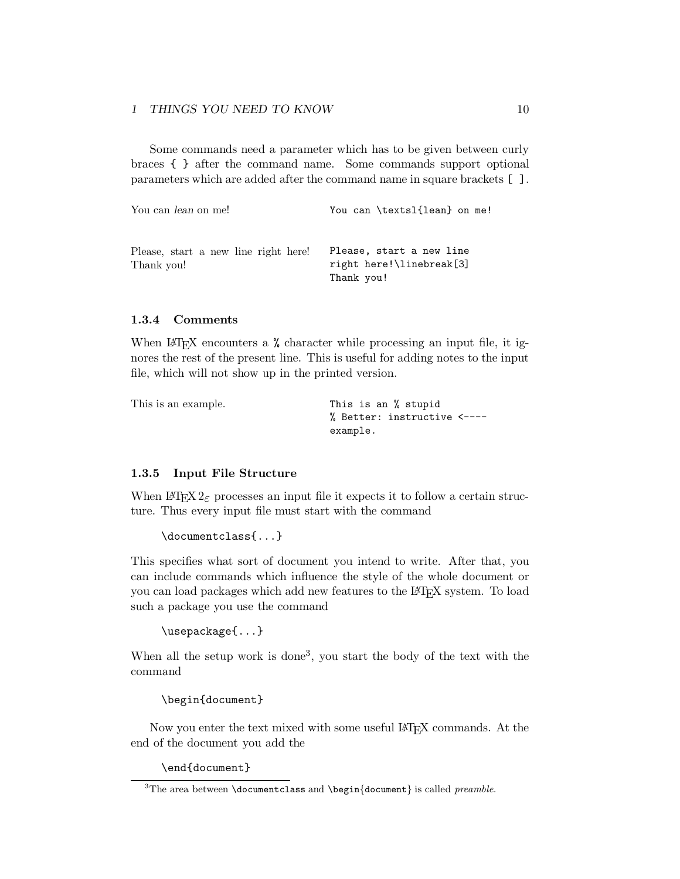Some commands need a parameter which has to be given between curly braces `{ }` after the command name. Some commands support optional parameters which are added after the command name in square brackets `[ ]`.

You can *lean* on me!

```
You can \textsl{lean} on me!
```

Please, start a new line right here!
Thank you!

```
Please, start a new line
right here!\linebreak[3]
Thank you!
```

### 1.3.4 Comments

When LaTeX encounters a `%` character while processing an input file, it ignores the rest of the present line. This is useful for adding notes to the input file, which will not show up in the printed version.

This is an example.

```
This is an % stupid
% Better: instructive <----
example.
```

### 1.3.5 Input File Structure

When LaTeX $2_\varepsilon$ processes an input file it expects it to follow a certain structure. Thus every input file must start with the command

```
\documentclass{...}
```

This specifies what sort of document you intend to write. After that, you can include commands which influence the style of the whole document or you can load packages which add new features to the LaTeX system. To load such a package you use the command

```
\usepackage{...}
```

When all the setup work is done[3], you start the body of the text with the command

```
\begin{document}
```

Now you enter the text mixed with some useful LaTeX commands. At the end of the document you add the

```
\end{document}
```

[3] The area between `\documentclass` and `\begin{document}` is called *preamble*.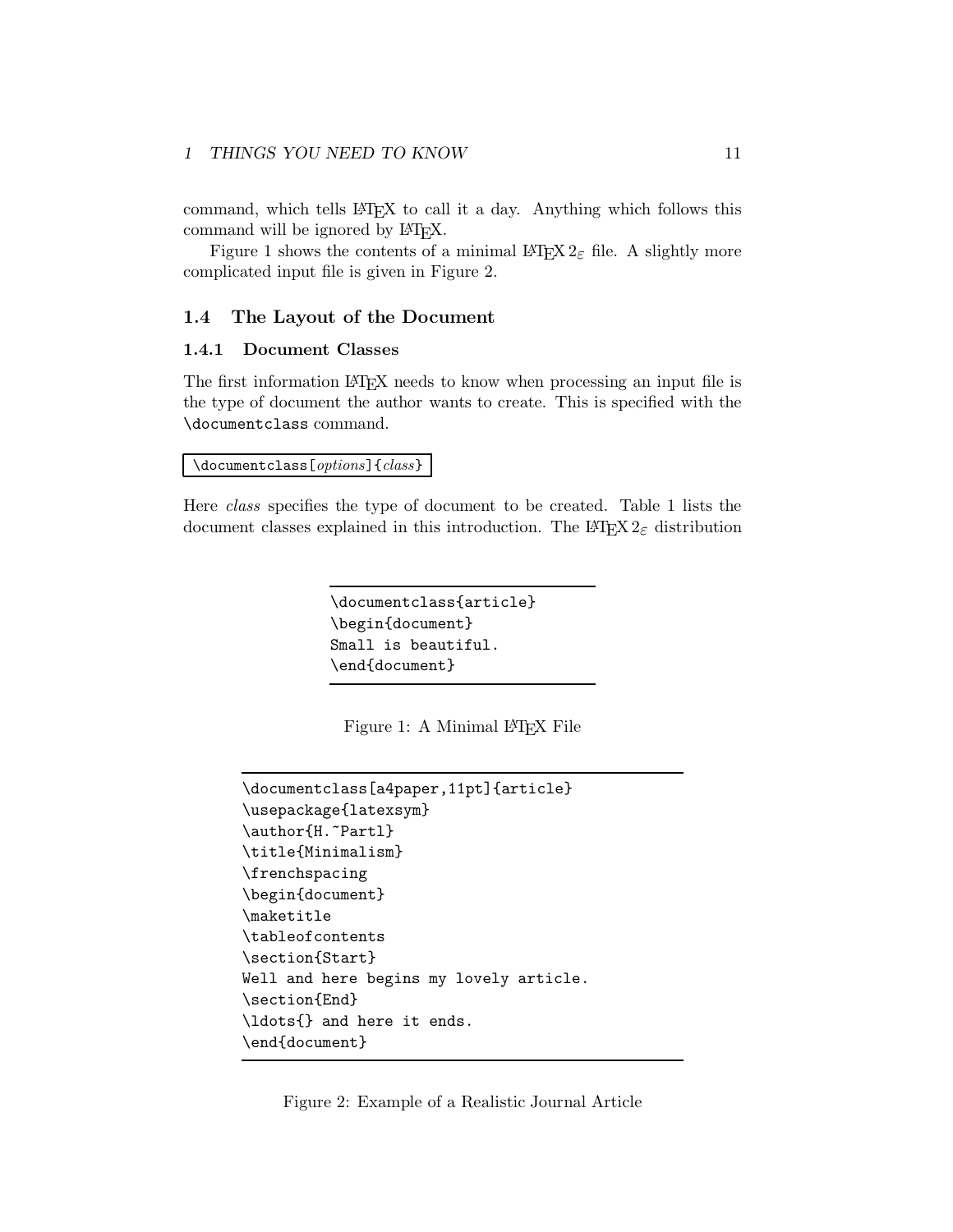command, which tells LaTeX to call it a day. Anything which follows this command will be ignored by LaTeX.

Figure 1 shows the contents of a minimal LaTeX $2_\varepsilon$ file. A slightly more complicated input file is given in Figure 2.

## 1.4 The Layout of the Document

### 1.4.1 Document Classes

The first information LaTeX needs to know when processing an input file is the type of document the author wants to create. This is specified with the `\documentclass` command.

`\documentclass[`*options*`]{`*class*`}`

Here *class* specifies the type of document to be created. Table 1 lists the document classes explained in this introduction. The LaTeX $2_\varepsilon$ distribution

```
\documentclass{article}
\begin{document}
Small is beautiful.
\end{document}
```

Figure 1: A Minimal LaTeX File

```
\documentclass[a4paper,11pt]{article}
\usepackage{latexsym}
\author{H.~Partl}
\title{Minimalism}
\frenchspacing
\begin{document}
\maketitle
\tableofcontents
\section{Start}
Well and here begins my lovely article.
\section{End}
\ldots{} and here it ends.
\end{document}
```

Figure 2: Example of a Realistic Journal Article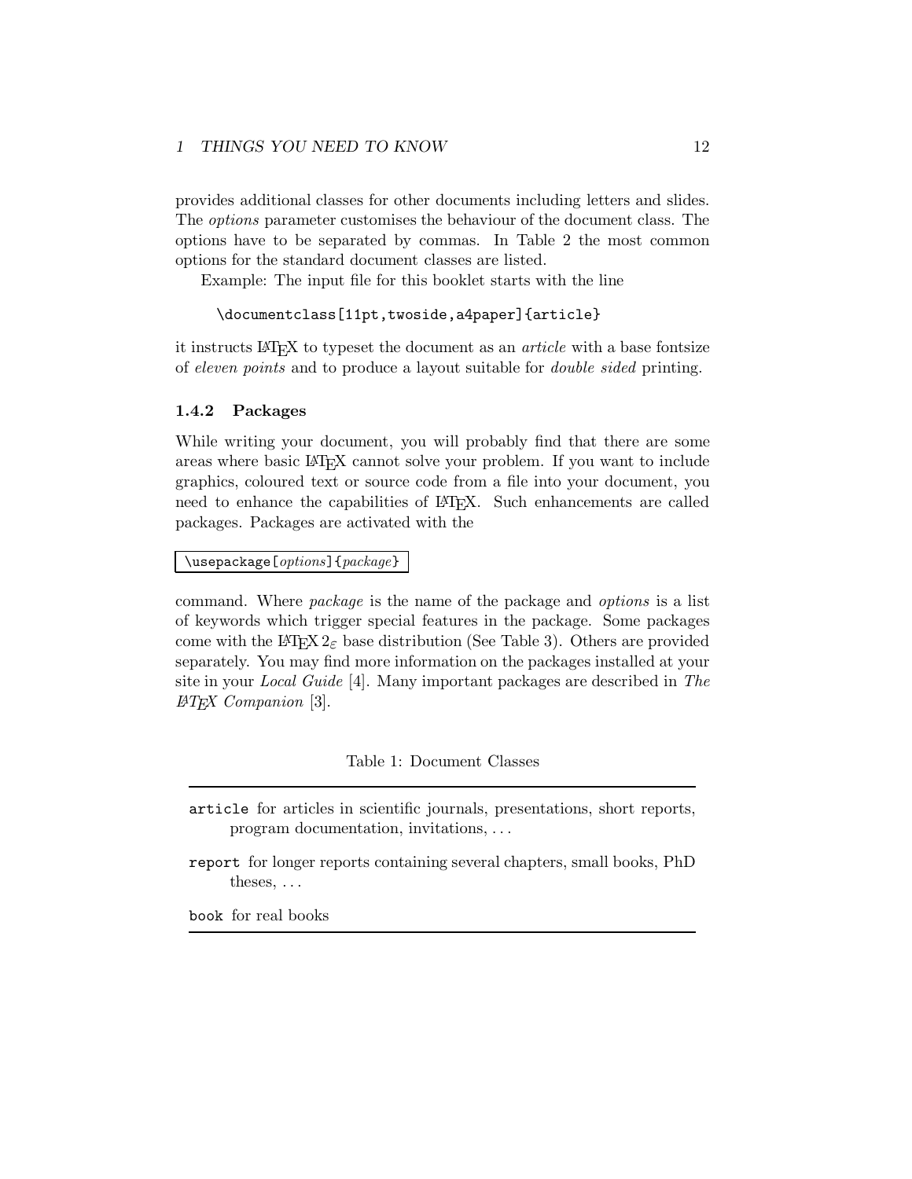provides additional classes for other documents including letters and slides. The *options* parameter customises the behaviour of the document class. The options have to be separated by commas. In Table 2 the most common options for the standard document classes are listed.

Example: The input file for this booklet starts with the line

```
\documentclass[11pt,twoside,a4paper]{article}
```

it instructs LaTeX to typeset the document as an *article* with a base fontsize of *eleven points* and to produce a layout suitable for *double sided* printing.

### 1.4.2 Packages

While writing your document, you will probably find that there are some areas where basic LaTeX cannot solve your problem. If you want to include graphics, coloured text or source code from a file into your document, you need to enhance the capabilities of LaTeX. Such enhancements are called packages. Packages are activated with the

```
\usepackage[options]{package}
```

command. Where *package* is the name of the package and *options* is a list of keywords which trigger special features in the package. Some packages come with the LaTeX $2_\varepsilon$ base distribution (See Table 3). Others are provided separately. You may find more information on the packages installed at your site in your *Local Guide* [4]. Many important packages are described in *The LaTeX Companion* [3].

Table 1: Document Classes

`article` for articles in scientific journals, presentations, short reports, program documentation, invitations, . . .

`report` for longer reports containing several chapters, small books, PhD theses, . . .

`book` for real books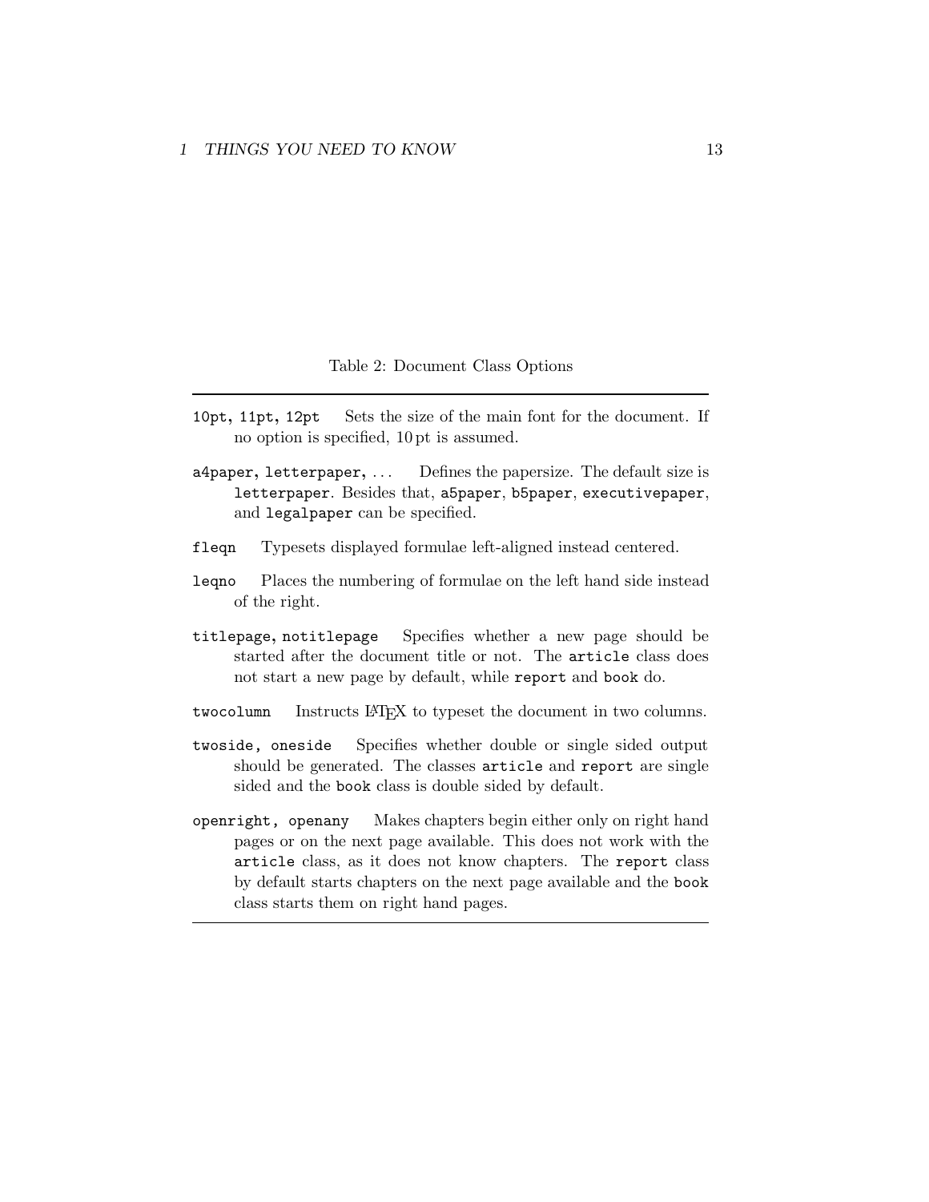Table 2: Document Class Options

`10pt`, `11pt`, `12pt` Sets the size of the main font for the document. If no option is specified, 10 pt is assumed.

`a4paper`, `letterpaper`, ... Defines the papersize. The default size is `letterpaper`. Besides that, `a5paper`, `b5paper`, `executivepaper`, and `legalpaper` can be specified.

`fleqn` Typesets displayed formulae left-aligned instead centered.

`leqno` Places the numbering of formulae on the left hand side instead of the right.

`titlepage`, `notitlepage` Specifies whether a new page should be started after the document title or not. The `article` class does not start a new page by default, while `report` and `book` do.

`twocolumn` Instructs LaTeX to typeset the document in two columns.

`twoside, oneside` Specifies whether double or single sided output should be generated. The classes `article` and `report` are single sided and the `book` class is double sided by default.

`openright, openany` Makes chapters begin either only on right hand pages or on the next page available. This does not work with the `article` class, as it does not know chapters. The `report` class by default starts chapters on the next page available and the `book` class starts them on right hand pages.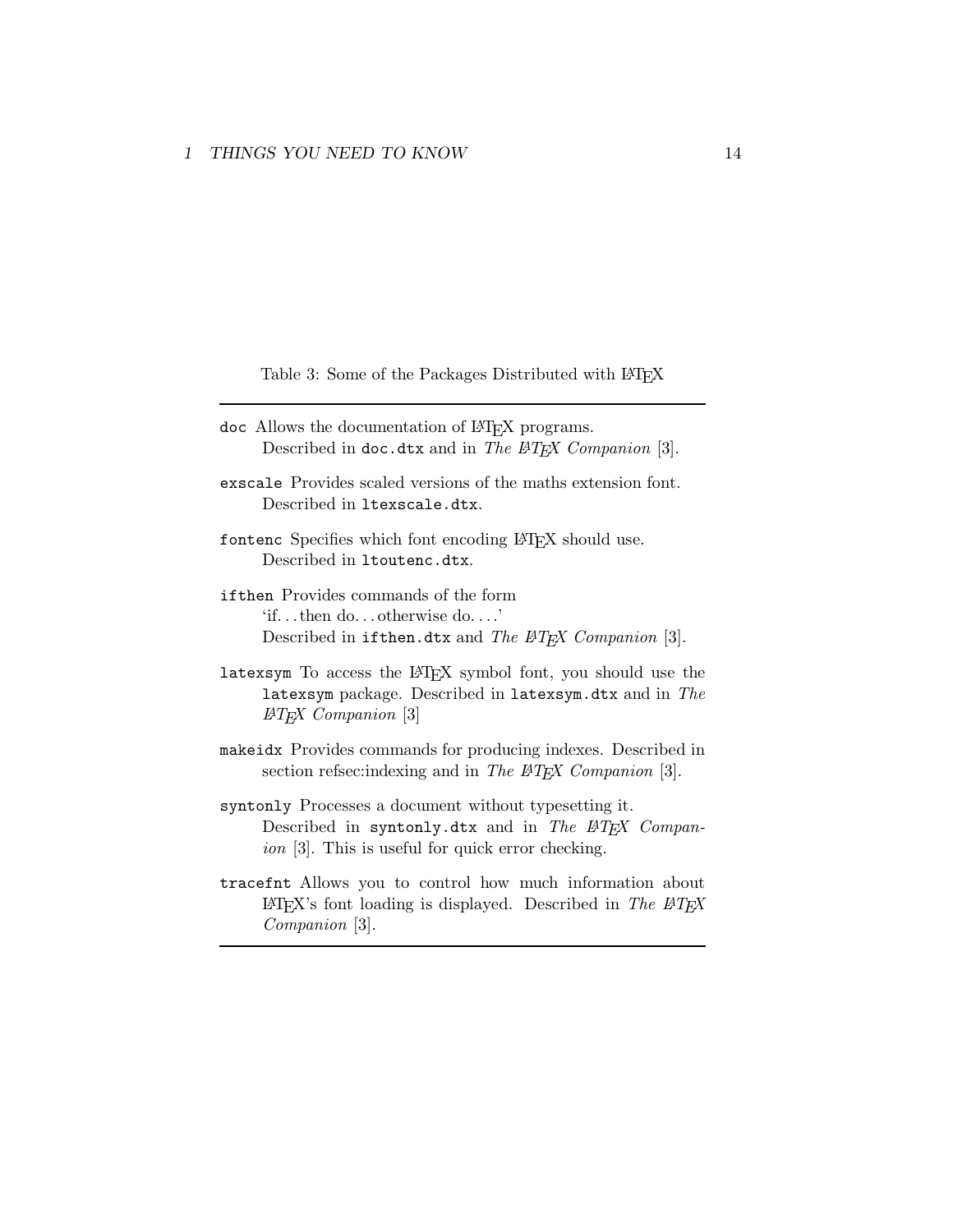Table 3: Some of the Packages Distributed with LaTeX

---

`doc` Allows the documentation of LaTeX programs.
Described in `doc.dtx` and in *The LaTeX Companion* [3].

`exscale` Provides scaled versions of the maths extension font.
Described in `ltexscale.dtx`.

`fontenc` Specifies which font encoding LaTeX should use.
Described in `ltoutenc.dtx`.

`ifthen` Provides commands of the form
'if. . . then do. . . otherwise do. . . .'
Described in `ifthen.dtx` and *The LaTeX Companion* [3].

`latexsym` To access the LaTeX symbol font, you should use the `latexsym` package. Described in `latexsym.dtx` and in *The LaTeX Companion* [3]

`makeidx` Provides commands for producing indexes. Described in section refsec:indexing and in *The LaTeX Companion* [3].

`syntonly` Processes a document without typesetting it.
Described in `syntonly.dtx` and in *The LaTeX Companion* [3]. This is useful for quick error checking.

`tracefnt` Allows you to control how much information about LaTeX's font loading is displayed. Described in *The LaTeX Companion* [3].

---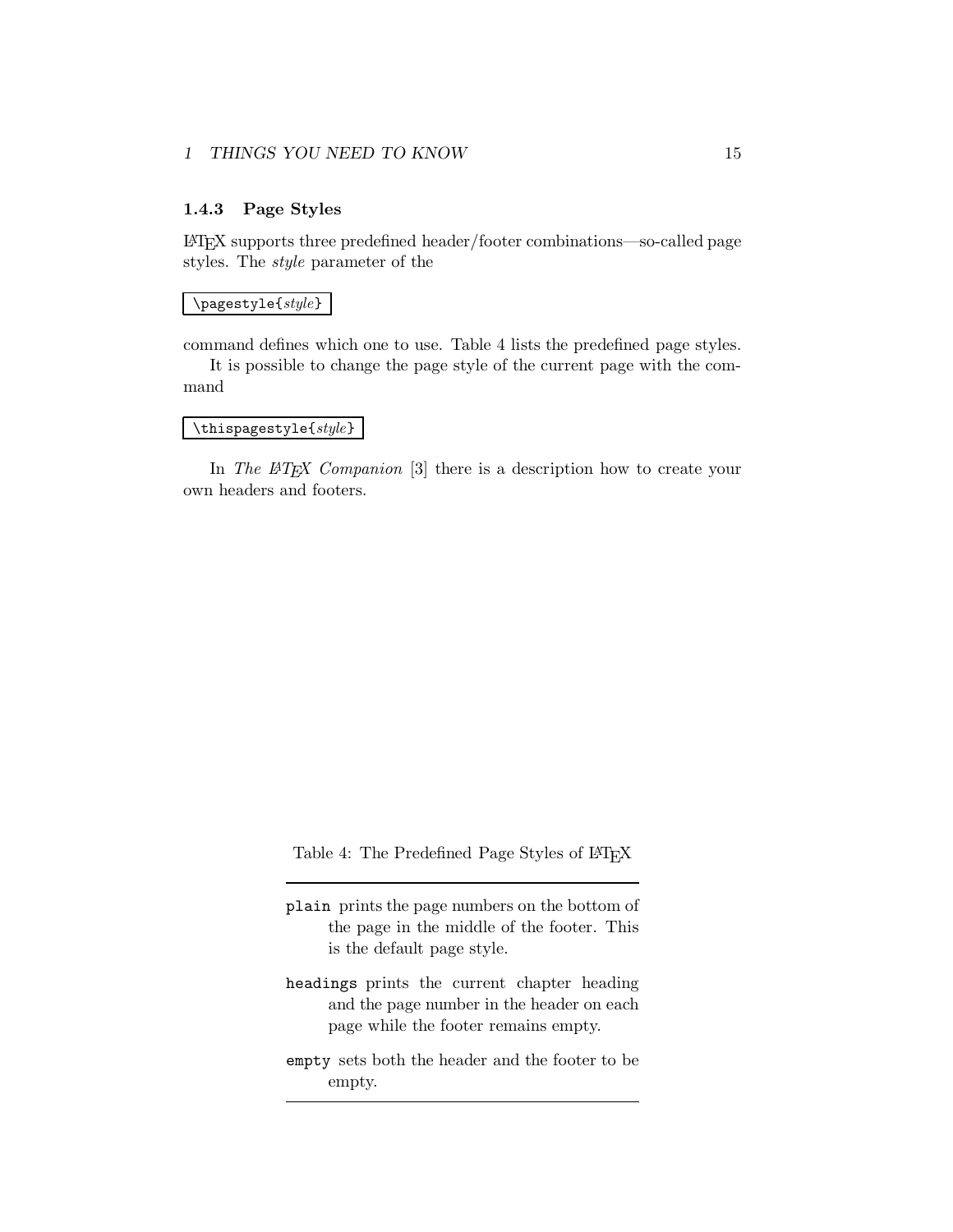### 1.4.3 Page Styles

LaTeX supports three predefined header/footer combinations—so-called page styles. The *style* parameter of the

```
\pagestyle{style}
```

command defines which one to use. Table 4 lists the predefined page styles.

It is possible to change the page style of the current page with the command

```
\thispagestyle{style}
```

In *The LaTeX Companion* [3] there is a description how to create your own headers and footers.

Table 4: The Predefined Page Styles of LaTeX

| Style | Description |
| --- | --- |
| `plain` | prints the page numbers on the bottom of the page in the middle of the footer. This is the default page style. |
| `headings` | prints the current chapter heading and the page number in the header on each page while the footer remains empty. |
| `empty` | sets both the header and the footer to be empty. |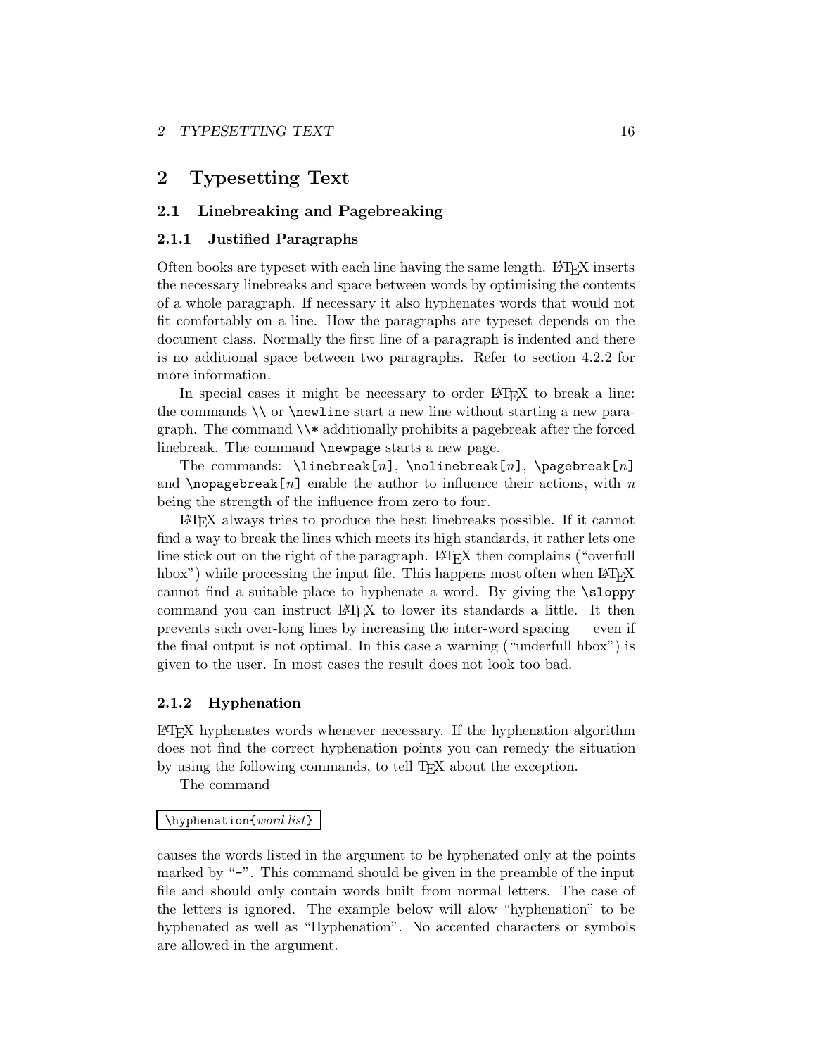# 2 Typesetting Text

## 2.1 Linebreaking and Pagebreaking

### 2.1.1 Justified Paragraphs

Often books are typeset with each line having the same length. LaTeX inserts the necessary linebreaks and space between words by optimising the contents of a whole paragraph. If necessary it also hyphenates words that would not fit comfortably on a line. How the paragraphs are typeset depends on the document class. Normally the first line of a paragraph is indented and there is no additional space between two paragraphs. Refer to section 4.2.2 for more information.

In special cases it might be necessary to order LaTeX to break a line: the commands `\\` or `\newline` start a new line without starting a new paragraph. The command `\\*` additionally prohibits a pagebreak after the forced linebreak. The command `\newpage` starts a new page.

The commands: `\linebreak[`*n*`]`, `\nolinebreak[`*n*`]`, `\pagebreak[`*n*`]` and `\nopagebreak[`*n*`]` enable the author to influence their actions, with *n* being the strength of the influence from zero to four.

LaTeX always tries to produce the best linebreaks possible. If it cannot find a way to break the lines which meets its high standards, it rather lets one line stick out on the right of the paragraph. LaTeX then complains ("overfull hbox") while processing the input file. This happens most often when LaTeX cannot find a suitable place to hyphenate a word. By giving the `\sloppy` command you can instruct LaTeX to lower its standards a little. It then prevents such over-long lines by increasing the inter-word spacing — even if the final output is not optimal. In this case a warning ("underfull hbox") is given to the user. In most cases the result does not look too bad.

### 2.1.2 Hyphenation

LaTeX hyphenates words whenever necessary. If the hyphenation algorithm does not find the correct hyphenation points you can remedy the situation by using the following commands, to tell TeX about the exception.

The command

```
\hyphenation{word list}
```

causes the words listed in the argument to be hyphenated only at the points marked by "`-`". This command should be given in the preamble of the input file and should only contain words built from normal letters. The case of the letters is ignored. The example below will alow "hyphenation" to be hyphenated as well as "Hyphenation". No accented characters or symbols are allowed in the argument.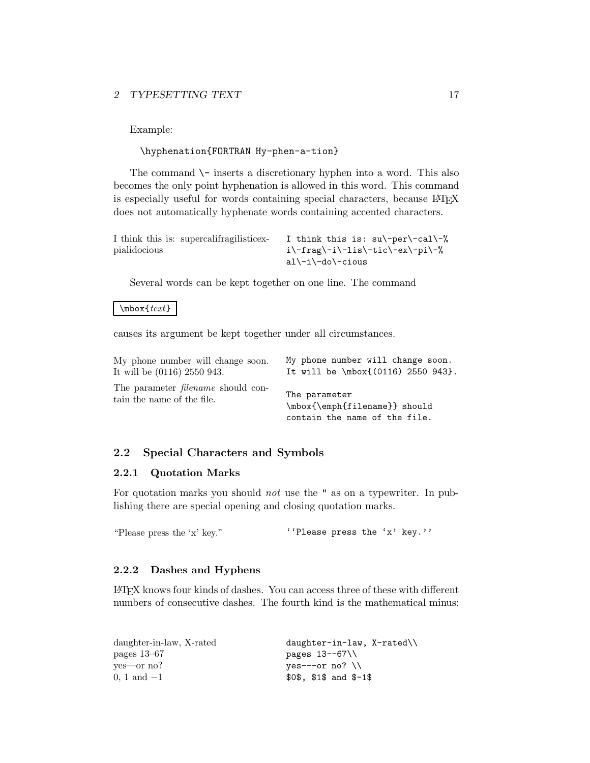Example:

```
\hyphenation{FORTRAN Hy-phen-a-tion}
```

The command `\-` inserts a discretionary hyphen into a word. This also becomes the only point hyphenation is allowed in this word. This command is especially useful for words containing special characters, because LaTeX does not automatically hyphenate words containing accented characters.

I think this is: supercalifragilisticex-pialidocious

```
I think this is: su\-per\-cal\-%
i\-frag\-i\-lis\-tic\-ex\-pi\-%
al\-i\-do\-cious
```

Several words can be kept together on one line. The command

```
\mbox{text}
```

causes its argument be kept together under all circumstances.

My phone number will change soon. It will be (0116) 2550 943.

The parameter *filename* should contain the name of the file.

```
My phone number will change soon.
It will be \mbox{(0116) 2550 943}.

The parameter
\mbox{\emph{filename}} should
contain the name of the file.
```

## 2.2 Special Characters and Symbols

### 2.2.1 Quotation Marks

For quotation marks you should *not* use the " as on a typewriter. In publishing there are special opening and closing quotation marks.

“Please press the ‘x’ key.”

```
``Please press the `x' key.''
```

### 2.2.2 Dashes and Hyphens

LaTeX knows four kinds of dashes. You can access three of these with different numbers of consecutive dashes. The fourth kind is the mathematical minus:

daughter-in-law, X-rated
pages 13–67
yes—or no?
0, 1 and $-1$

```
daughter-in-law, X-rated\\
pages 13--67\\
yes---or no? \\
$0$, $1$ and $-1$
```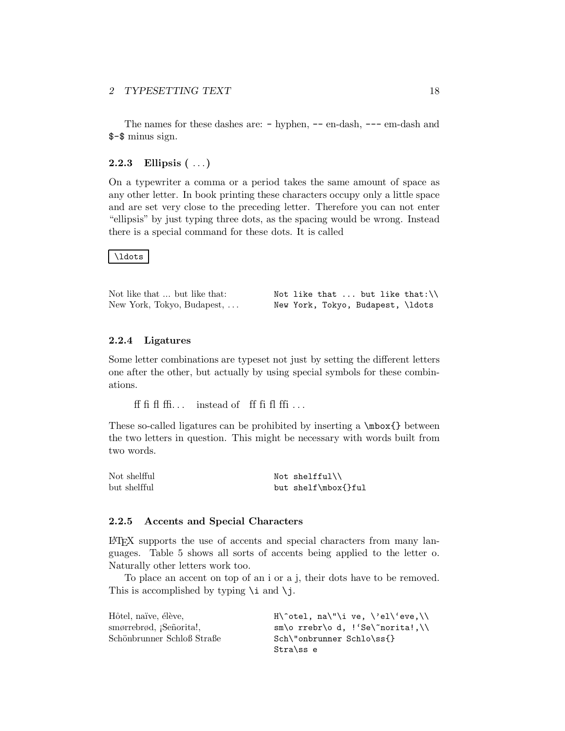The names for these dashes are: `-` hyphen, `--` en-dash, `---` em-dash and `$-$` minus sign.

### 2.2.3 Ellipsis ( . . . )

On a typewriter a comma or a period takes the same amount of space as any other letter. In book printing these characters occupy only a little space and are set very close to the preceding letter. Therefore you can not enter "ellipsis" by just typing three dots, as the spacing would be wrong. Instead there is a special command for these dots. It is called

```
\ldots
```

| Output | Input |
|---|---|
| Not like that ... but like that: | `Not like that ... but like that:\\` |
| New York, Tokyo, Budapest, . . . | `New York, Tokyo, Budapest, \ldots` |

### 2.2.4 Ligatures

Some letter combinations are typeset not just by setting the different letters one after the other, but actually by using special symbols for these combinations.

ﬀ ﬁ ﬂ ﬃ. . .    instead of    f f f i f l f f i . . .

These so-called ligatures can be prohibited by inserting a `\mbox{}` between the two letters in question. This might be necessary with words built from two words.

| Output | Input |
|---|---|
| Not shelfful | `Not shelfful\\` |
| but shelfful | `but shelf\mbox{}ful` |

### 2.2.5 Accents and Special Characters

LaTeX supports the use of accents and special characters from many languages. Table 5 shows all sorts of accents being applied to the letter o. Naturally other letters work too.

To place an accent on top of an i or a j, their dots have to be removed. This is accomplished by typing `\i` and `\j`.

| Output | Input |
|---|---|
| Hôtel, naïve, élève, | `H\^otel, na\"\i ve, \'el\`eve,\\` |
| smørrebrød, ¡Señorita!, | ``sm\o rrebr\o d, !`Se\~norita!,\\`` |
| Schönbrunner Schloß Straße | `Sch\"onbrunner Schlo\ss{}` `Stra\ss e` |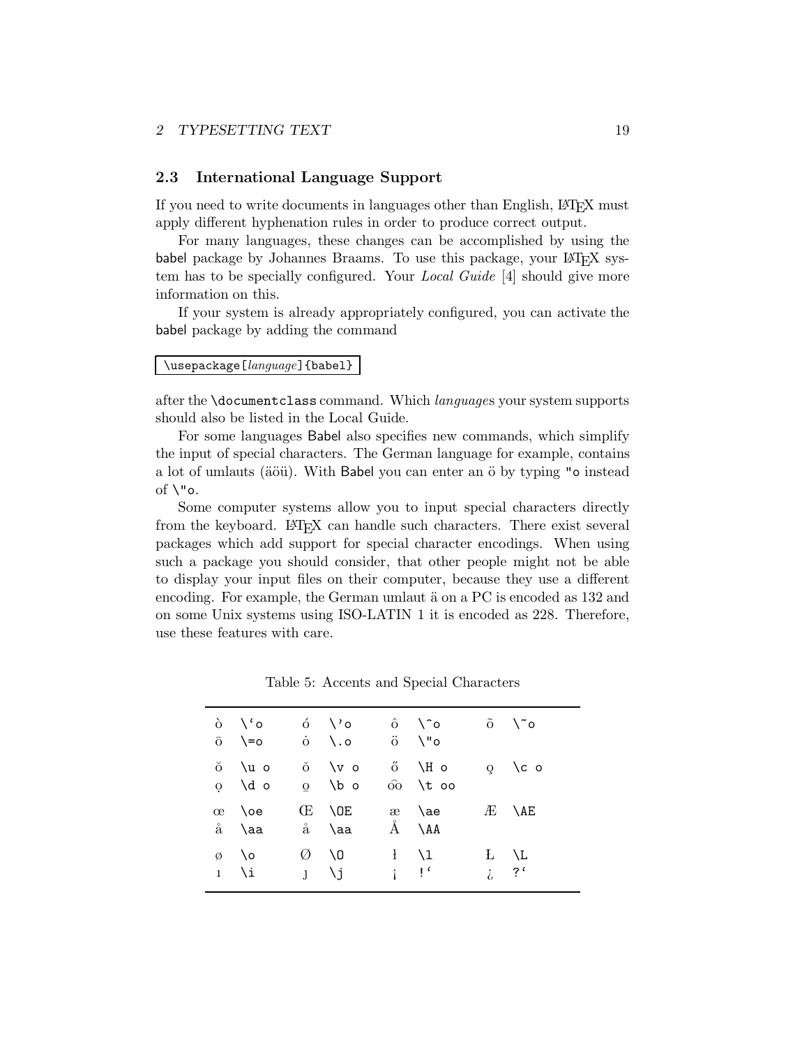## 2.3 International Language Support

If you need to write documents in languages other than English, LaTeX must apply different hyphenation rules in order to produce correct output.

For many languages, these changes can be accomplished by using the babel package by Johannes Braams. To use this package, your LaTeX system has to be specially configured. Your *Local Guide* [4] should give more information on this.

If your system is already appropriately configured, you can activate the babel package by adding the command

```
\usepackage[language]{babel}
```

after the `\documentclass` command. Which *language*s your system supports should also be listed in the Local Guide.

For some languages Babel also specifies new commands, which simplify the input of special characters. The German language for example, contains a lot of umlauts (äöü). With Babel you can enter an ö by typing `"o` instead of `\"o`.

Some computer systems allow you to input special characters directly from the keyboard. LaTeX can handle such characters. There exist several packages which add support for special character encodings. When using such a package you should consider, that other people might not be able to display your input files on their computer, because they use a different encoding. For example, the German umlaut ä on a PC is encoded as 132 and on some Unix systems using ISO-LATIN 1 it is encoded as 228. Therefore, use these features with care.

Table 5: Accents and Special Characters

| | | | | | | | |
|---|---|---|---|---|---|---|---|
| ò | `\'o` | ó | `\'o` | ô | `\^o` | õ | `\~o` |
| ō | `\=o` | ȯ | `\.o` | ö | `\"o` | | |
| ŏ | `\u o` | ǒ | `\v o` | ő | `\H o` | o̧ | `\c o` |
| ọ | `\d o` | o̲ | `\b o` | o͡o | `\t oo` | | |
| œ | `\oe` | Œ | `\OE` | æ | `\ae` | Æ | `\AE` |
| å | `\aa` | å | `\aa` | Å | `\AA` | | |
| ø | `\o` | Ø | `\O` | ł | `\l` | Ł | `\L` |
| ı | `\i` | ȷ | `\j` | ¡ | `!'` | ¿ | `?'` |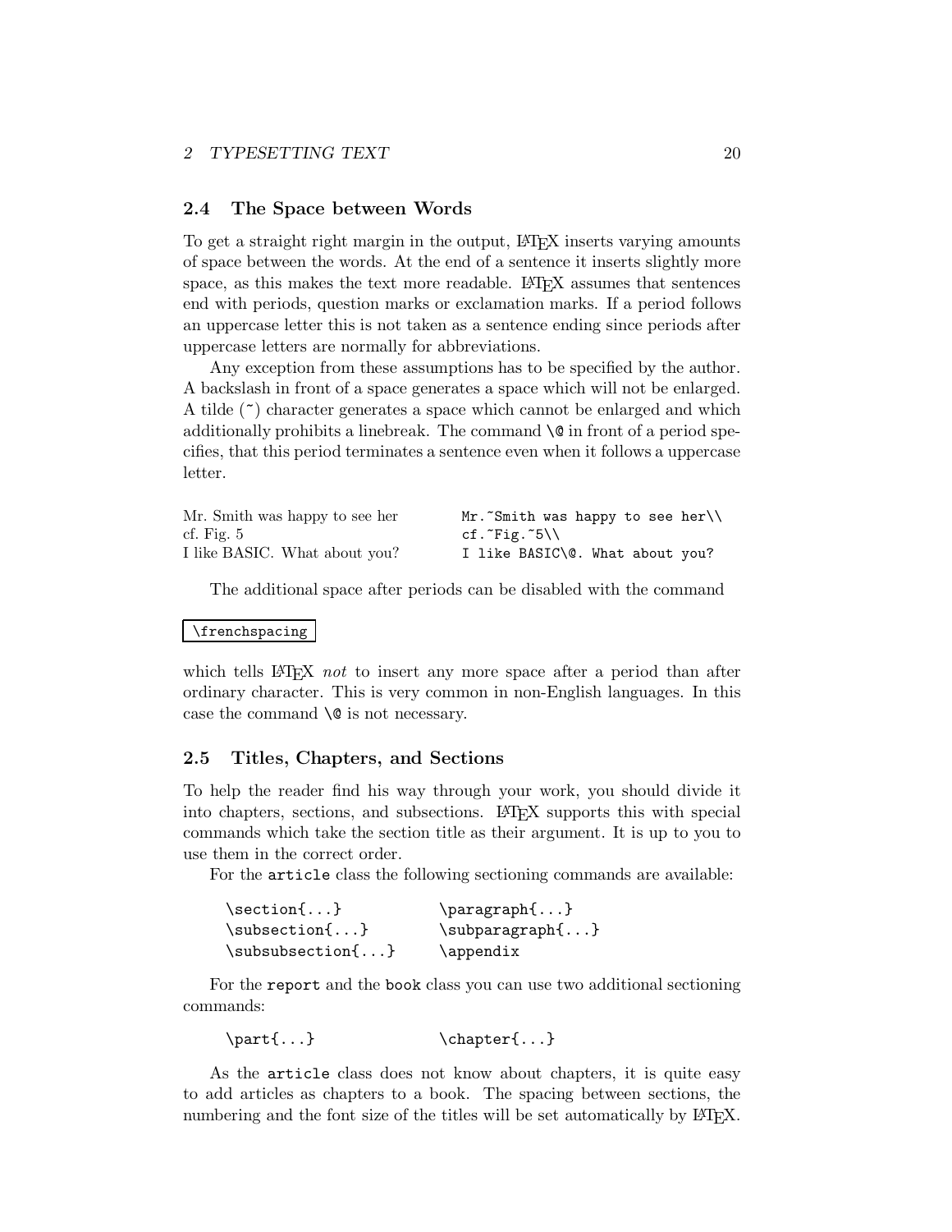## 2.4 The Space between Words

To get a straight right margin in the output, LaTeX inserts varying amounts of space between the words. At the end of a sentence it inserts slightly more space, as this makes the text more readable. LaTeX assumes that sentences end with periods, question marks or exclamation marks. If a period follows an uppercase letter this is not taken as a sentence ending since periods after uppercase letters are normally for abbreviations.

Any exception from these assumptions has to be specified by the author. A backslash in front of a space generates a space which will not be enlarged. A tilde (~) character generates a space which cannot be enlarged and which additionally prohibits a linebreak. The command `\@` in front of a period specifies, that this period terminates a sentence even when it follows a uppercase letter.

| | |
|---|---|
| Mr. Smith was happy to see her | `Mr.~Smith was happy to see her\\` |
| cf. Fig. 5 | `cf.~Fig.~5\\` |
| I like BASIC. What about you? | `I like BASIC\@. What about you?` |

The additional space after periods can be disabled with the command

```
\frenchspacing
```

which tells LaTeX *not* to insert any more space after a period than after ordinary character. This is very common in non-English languages. In this case the command `\@` is not necessary.

## 2.5 Titles, Chapters, and Sections

To help the reader find his way through your work, you should divide it into chapters, sections, and subsections. LaTeX supports this with special commands which take the section title as their argument. It is up to you to use them in the correct order.

For the `article` class the following sectioning commands are available:

```
\section{...}          \paragraph{...}
\subsection{...}       \subparagraph{...}
\subsubsection{...}    \appendix
```

For the `report` and the `book` class you can use two additional sectioning commands:

```
\part{...}             \chapter{...}
```

As the `article` class does not know about chapters, it is quite easy to add articles as chapters to a book. The spacing between sections, the numbering and the font size of the titles will be set automatically by LaTeX.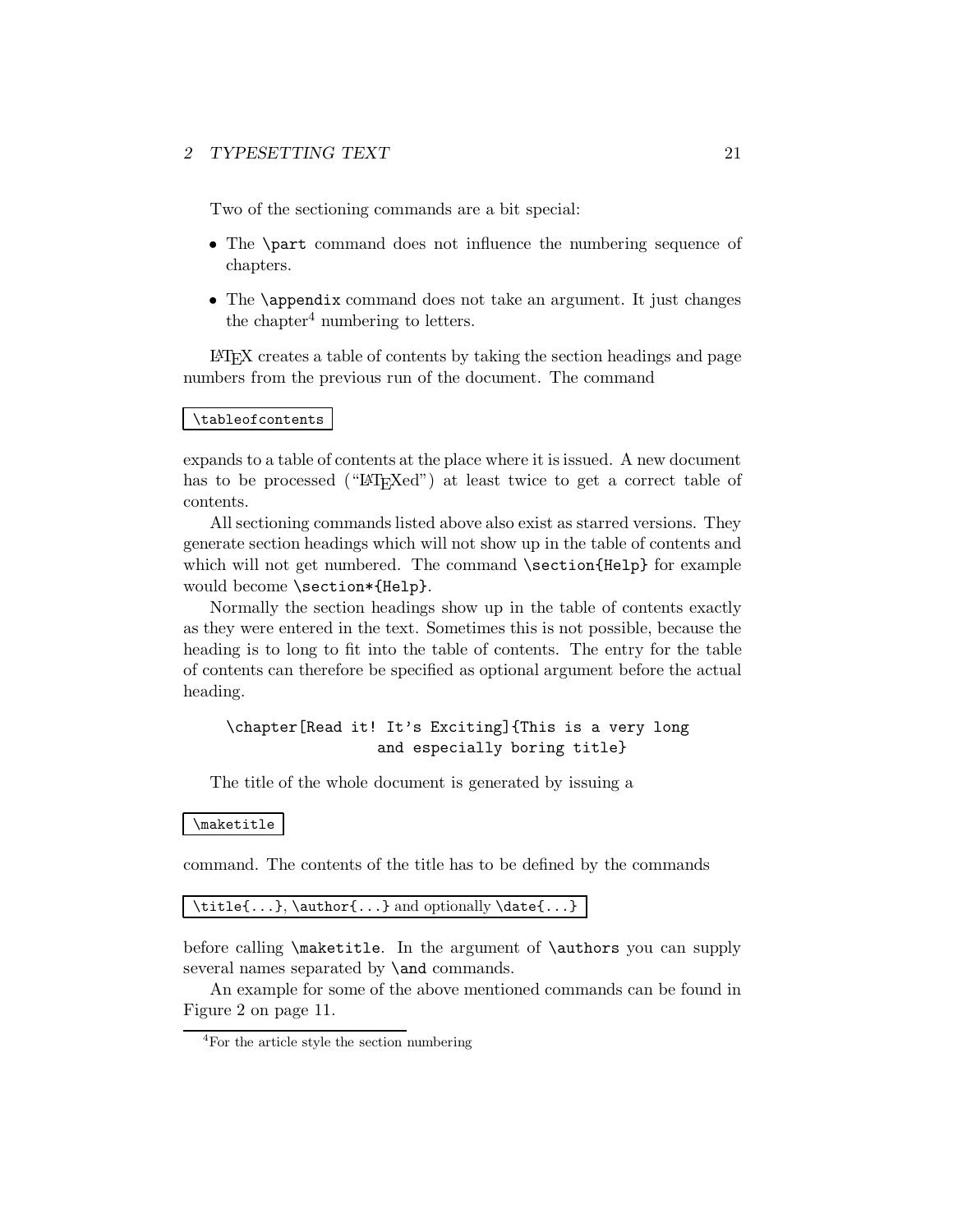Two of the sectioning commands are a bit special:

- The `\part` command does not influence the numbering sequence of chapters.
- The `\appendix` command does not take an argument. It just changes the chapter[4] numbering to letters.

LaTeX creates a table of contents by taking the section headings and page numbers from the previous run of the document. The command

```
\tableofcontents
```

expands to a table of contents at the place where it is issued. A new document has to be processed ("LaTeXed") at least twice to get a correct table of contents.

All sectioning commands listed above also exist as starred versions. They generate section headings which will not show up in the table of contents and which will not get numbered. The command `\section{Help}` for example would become `\section*{Help}`.

Normally the section headings show up in the table of contents exactly as they were entered in the text. Sometimes this is not possible, because the heading is to long to fit into the table of contents. The entry for the table of contents can therefore be specified as optional argument before the actual heading.

```
\chapter[Read it! It's Exciting]{This is a very long
                  and especially boring title}
```

The title of the whole document is generated by issuing a

```
\maketitle
```

command. The contents of the title has to be defined by the commands

`\title{...}`, `\author{...}` and optionally `\date{...}`

before calling `\maketitle`. In the argument of `\authors` you can supply several names separated by `\and` commands.

An example for some of the above mentioned commands can be found in Figure 2 on page 11.

[4] For the article style the section numbering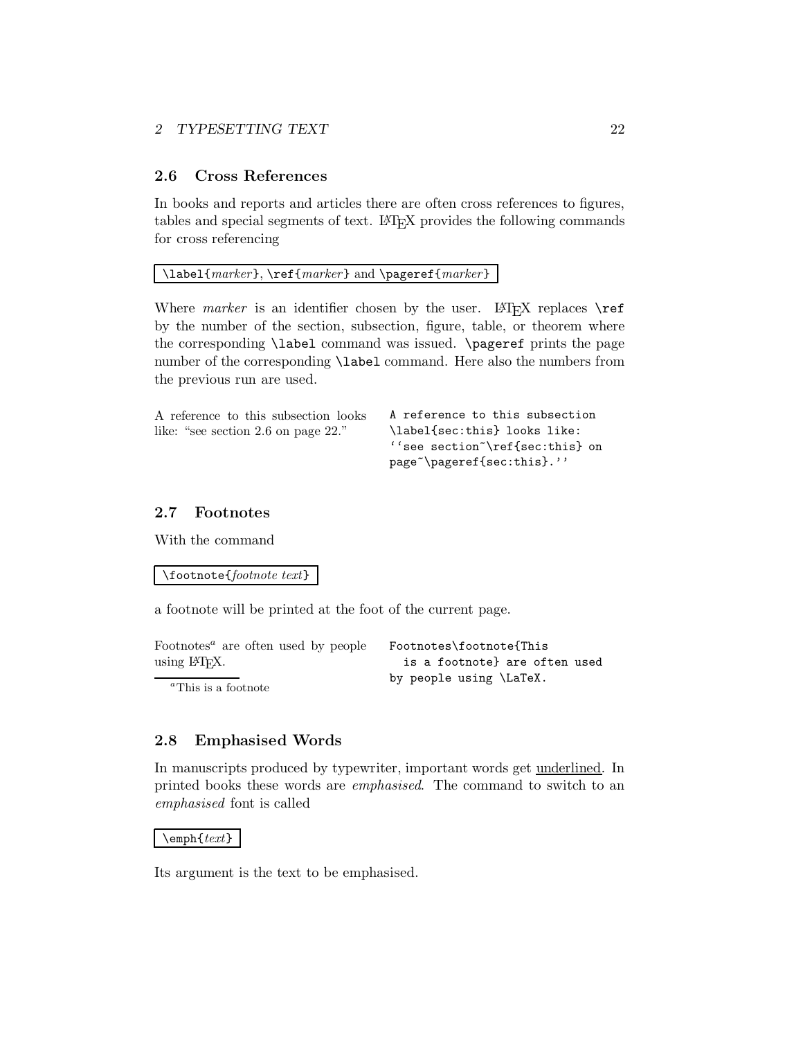## 2.6 Cross References

In books and reports and articles there are often cross references to figures, tables and special segments of text. LaTeX provides the following commands for cross referencing

`\label{marker}`, `\ref{marker}` and `\pageref{marker}`

Where *marker* is an identifier chosen by the user. LaTeX replaces `\ref` by the number of the section, subsection, figure, table, or theorem where the corresponding `\label` command was issued. `\pageref` prints the page number of the corresponding `\label` command. Here also the numbers from the previous run are used.

A reference to this subsection looks like: "see section 2.6 on page 22."

```
A reference to this subsection
\label{sec:this} looks like:
``see section~\ref{sec:this} on
page~\pageref{sec:this}.''
```

## 2.7 Footnotes

With the command

`\footnote{footnote text}`

a footnote will be printed at the foot of the current page.

Footnotes[a] are often used by people using LaTeX.

[a] This is a footnote

```
Footnotes\footnote{This
  is a footnote} are often used
by people using \LaTeX.
```

## 2.8 Emphasised Words

In manuscripts produced by typewriter, important words get <u>underlined</u>. In printed books these words are *emphasised*. The command to switch to an *emphasised* font is called

`\emph{text}`

Its argument is the text to be emphasised.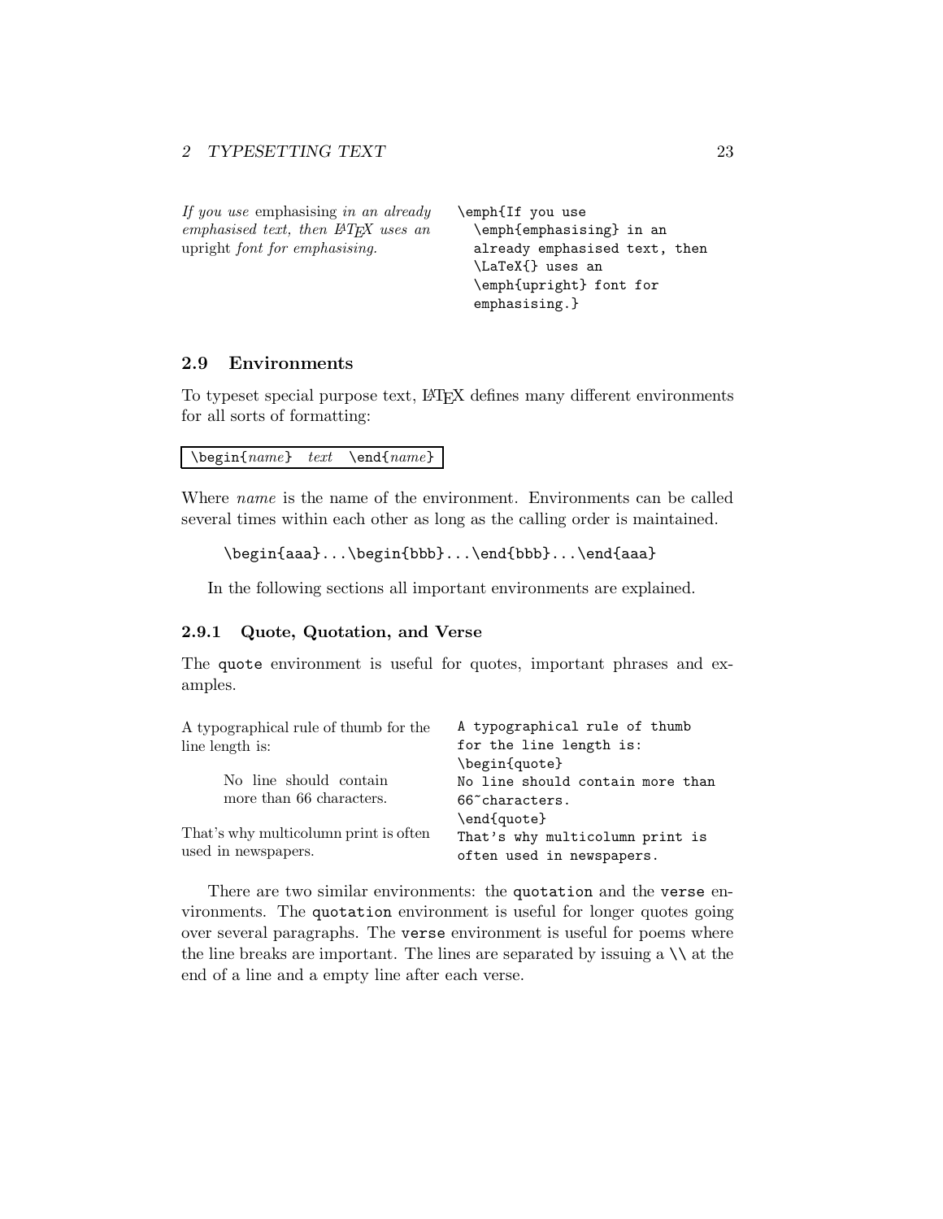*If you use* emphasising *in an already emphasised text, then LaTeX uses an* upright *font for emphasising.*

```
\emph{If you use
  \emph{emphasising} in an
  already emphasised text, then
  \LaTeX{} uses an
  \emph{upright} font for
  emphasising.}
```

### 2.9 Environments

To typeset special purpose text, LaTeX defines many different environments for all sorts of formatting:

`\begin{`*name*`}` *text* `\end{`*name*`}`

Where *name* is the name of the environment. Environments can be called several times within each other as long as the calling order is maintained.

```
\begin{aaa}...\begin{bbb}...\end{bbb}...\end{aaa}
```

In the following sections all important environments are explained.

#### 2.9.1 Quote, Quotation, and Verse

The `quote` environment is useful for quotes, important phrases and examples.

A typographical rule of thumb for the line length is:

> No line should contain more than 66 characters.

That's why multicolumn print is often used in newspapers.

```
A typographical rule of thumb
for the line length is:
\begin{quote}
No line should contain more than
66~characters.
\end{quote}
That's why multicolumn print is
often used in newspapers.
```

There are two similar environments: the `quotation` and the `verse` environments. The `quotation` environment is useful for longer quotes going over several paragraphs. The `verse` environment is useful for poems where the line breaks are important. The lines are separated by issuing a `\\` at the end of a line and a empty line after each verse.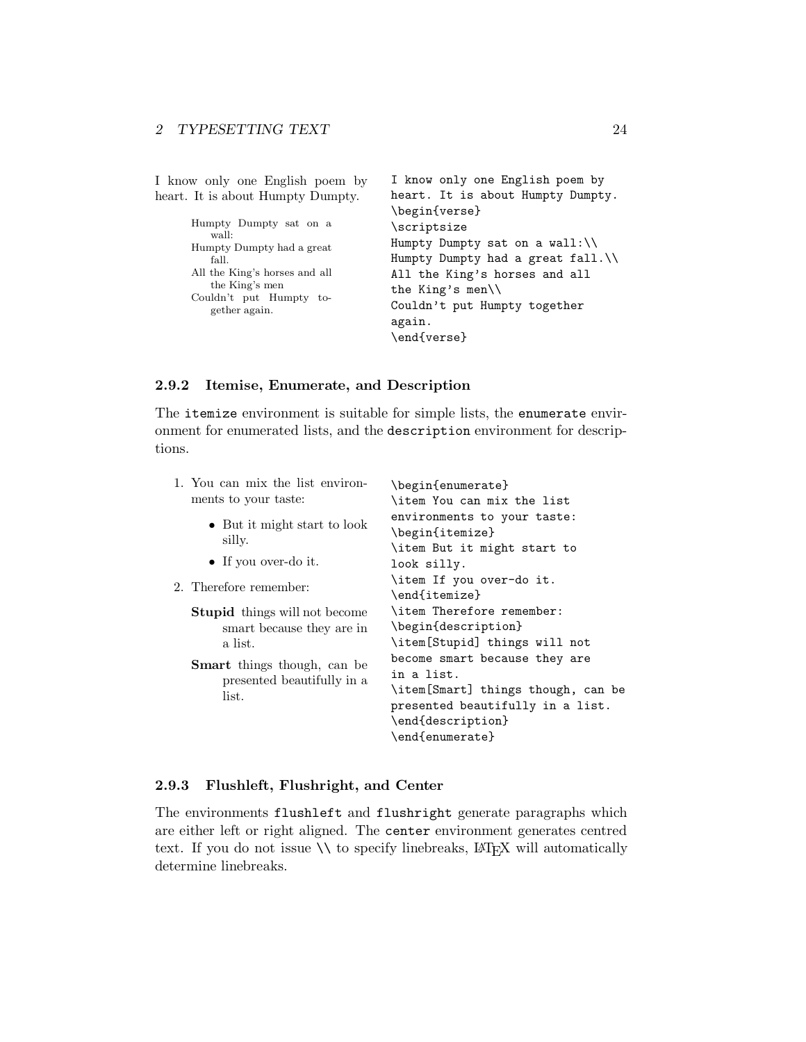I know only one English poem by heart. It is about Humpty Dumpty.

> Humpty Dumpty sat on a wall:
> Humpty Dumpty had a great fall.
> All the King's horses and all the King's men
> Couldn't put Humpty together again.

```
I know only one English poem by
heart. It is about Humpty Dumpty.
\begin{verse}
\scriptsize
Humpty Dumpty sat on a wall:\\
Humpty Dumpty had a great fall.\\
All the King's horses and all
the King's men\\
Couldn't put Humpty together
again.
\end{verse}
```

### 2.9.2 Itemise, Enumerate, and Description

The `itemize` environment is suitable for simple lists, the `enumerate` environment for enumerated lists, and the `description` environment for descriptions.

1. You can mix the list environments to your taste:
    - But it might start to look silly.
    - If you over-do it.
2. Therefore remember:

    **Stupid** things will not become smart because they are in a list.

    **Smart** things though, can be presented beautifully in a list.

```
\begin{enumerate}
\item You can mix the list
environments to your taste:
\begin{itemize}
\item But it might start to
look silly.
\item If you over-do it.
\end{itemize}
\item Therefore remember:
\begin{description}
\item[Stupid] things will not
become smart because they are
in a list.
\item[Smart] things though, can be
presented beautifully in a list.
\end{description}
\end{enumerate}
```

### 2.9.3 Flushleft, Flushright, and Center

The environments `flushleft` and `flushright` generate paragraphs which are either left or right aligned. The `center` environment generates centred text. If you do not issue `\\` to specify linebreaks, LaTeX will automatically determine linebreaks.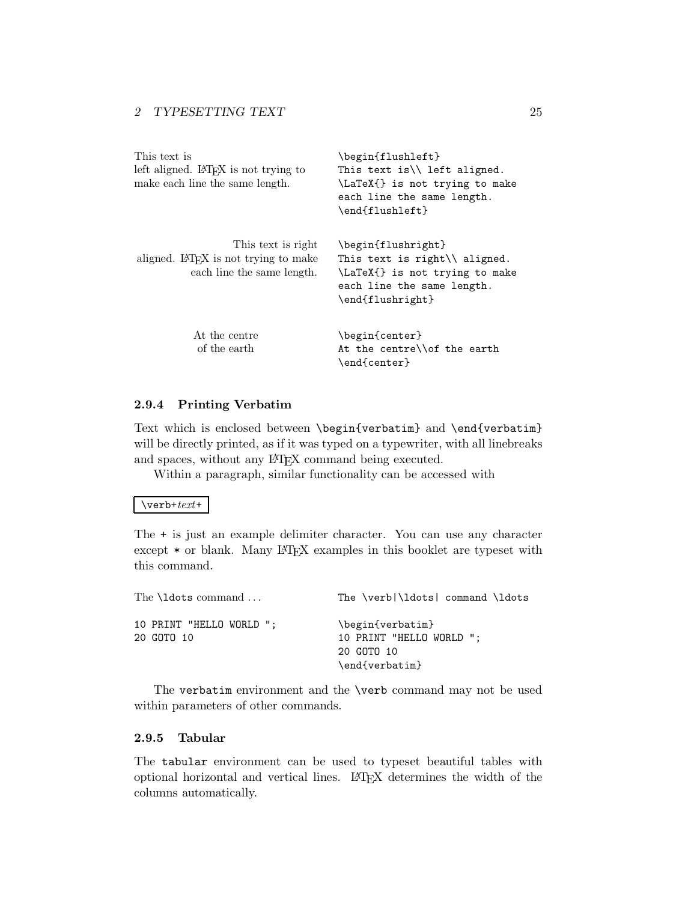This text is
left aligned. LaTeX is not trying to
make each line the same length.

```
\begin{flushleft}
This text is\\ left aligned.
\LaTeX{} is not trying to make
each line the same length.
\end{flushleft}
```

<div align="right">
This text is right<br>
aligned. LaTeX is not trying to make<br>
each line the same length.
</div>

```
\begin{flushright}
This text is right\\ aligned.
\LaTeX{} is not trying to make
each line the same length.
\end{flushright}
```

<div align="center">
At the centre<br>
of the earth
</div>

```
\begin{center}
At the centre\\of the earth
\end{center}
```

### 2.9.4 Printing Verbatim

Text which is enclosed between `\begin{verbatim}` and `\end{verbatim}` will be directly printed, as if it was typed on a typewriter, with all linebreaks and spaces, without any LaTeX command being executed.

Within a paragraph, similar functionality can be accessed with

`\verb+`*text*`+`

The `+` is just an example delimiter character. You can use any character except `*` or blank. Many LaTeX examples in this booklet are typeset with this command.

The `\ldots` command …

```
The \verb|\ldots| command \ldots
```

```
10 PRINT "HELLO WORLD ";
20 GOTO 10
```

```
\begin{verbatim}
10 PRINT "HELLO WORLD ";
20 GOTO 10
\end{verbatim}
```

The `verbatim` environment and the `\verb` command may not be used within parameters of other commands.

### 2.9.5 Tabular

The `tabular` environment can be used to typeset beautiful tables with optional horizontal and vertical lines. LaTeX determines the width of the columns automatically.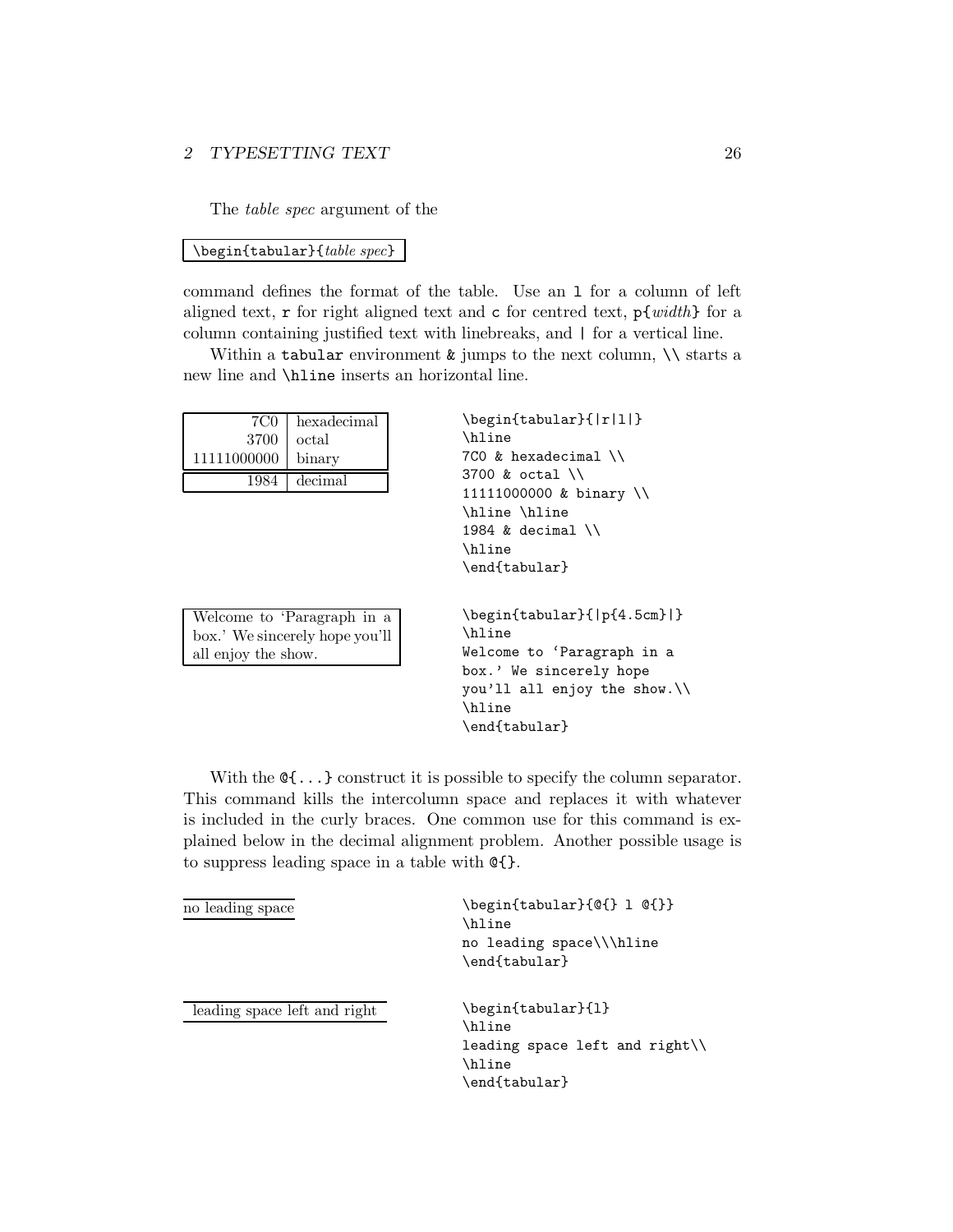The *table spec* argument of the

```
\begin{tabular}{table spec}
```

command defines the format of the table. Use an `l` for a column of left aligned text, `r` for right aligned text and `c` for centred text, `p{width}` for a column containing justified text with linebreaks, and `|` for a vertical line.

Within a `tabular` environment `&` jumps to the next column, `\\` starts a new line and `\hline` inserts an horizontal line.

| | |
|---:|:---|
| 7C0 | hexadecimal |
| 3700 | octal |
| 11111000000 | binary |
| 1984 | decimal |

```
\begin{tabular}{|r|l|}
\hline
7C0 & hexadecimal \\
3700 & octal \\
11111000000 & binary \\
\hline \hline
1984 & decimal \\
\hline
\end{tabular}
```

| |
|---|
| Welcome to 'Paragraph in a box.' We sincerely hope you'll all enjoy the show. |

```
\begin{tabular}{|p{4.5cm}|}
\hline
Welcome to `Paragraph in a
box.' We sincerely hope
you'll all enjoy the show.\\
\hline
\end{tabular}
```

With the `@{...}` construct it is possible to specify the column separator. This command kills the intercolumn space and replaces it with whatever is included in the curly braces. One common use for this command is explained below in the decimal alignment problem. Another possible usage is to suppress leading space in a table with `@{}`.

no leading space

```
\begin{tabular}{@{} l @{}}
\hline
no leading space\\\hline
\end{tabular}
```

leading space left and right

```
\begin{tabular}{l}
\hline
leading space left and right\\
\hline
\end{tabular}
```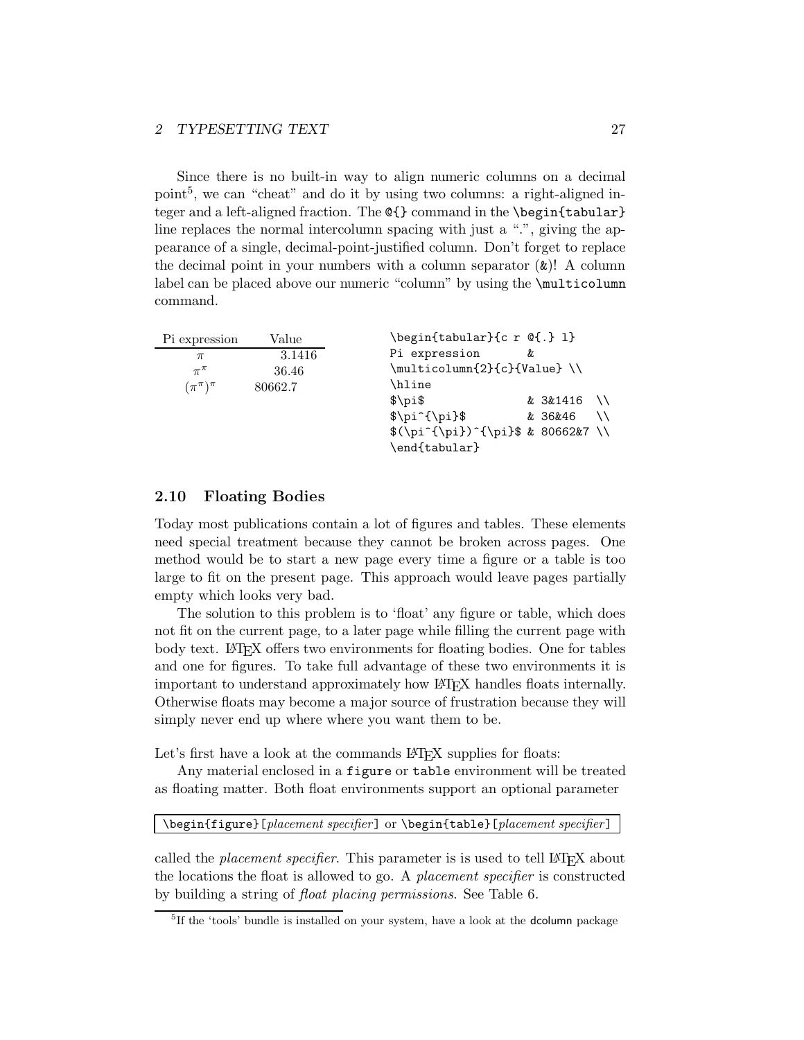Since there is no built-in way to align numeric columns on a decimal point[5], we can "cheat" and do it by using two columns: a right-aligned integer and a left-aligned fraction. The `@{}` command in the `\begin{tabular}` line replaces the normal intercolumn spacing with just a ".", giving the appearance of a single, decimal-point-justified column. Don't forget to replace the decimal point in your numbers with a column separator (`&`)! A column label can be placed above our numeric "column" by using the `\multicolumn` command.

| Pi expression | Value |
|---|---|
| $\pi$ | 3.1416 |
| $\pi^{\pi}$ | 36.46 |
| $(\pi^{\pi})^{\pi}$ | 80662.7 |

```
\begin{tabular}{c r @{.} l}
Pi expression       &
\multicolumn{2}{c}{Value} \\
\hline
$\pi$               & 3&1416  \\
$\pi^{\pi}$         & 36&46   \\
$(\pi^{\pi})^{\pi}$ & 80662&7 \\
\end{tabular}
```

## 2.10 Floating Bodies

Today most publications contain a lot of figures and tables. These elements need special treatment because they cannot be broken across pages. One method would be to start a new page every time a figure or a table is too large to fit on the present page. This approach would leave pages partially empty which looks very bad.

The solution to this problem is to 'float' any figure or table, which does not fit on the current page, to a later page while filling the current page with body text. LaTeX offers two environments for floating bodies. One for tables and one for figures. To take full advantage of these two environments it is important to understand approximately how LaTeX handles floats internally. Otherwise floats may become a major source of frustration because they will simply never end up where where you want them to be.

Let's first have a look at the commands LaTeX supplies for floats:

Any material enclosed in a `figure` or `table` environment will be treated as floating matter. Both float environments support an optional parameter

`\begin{figure}[`*placement specifier*`]` or `\begin{table}[`*placement specifier*`]`

called the *placement specifier*. This parameter is is used to tell LaTeX about the locations the float is allowed to go. A *placement specifier* is constructed by building a string of *float placing permissions*. See Table 6.

---

[5] If the 'tools' bundle is installed on your system, have a look at the dcolumn package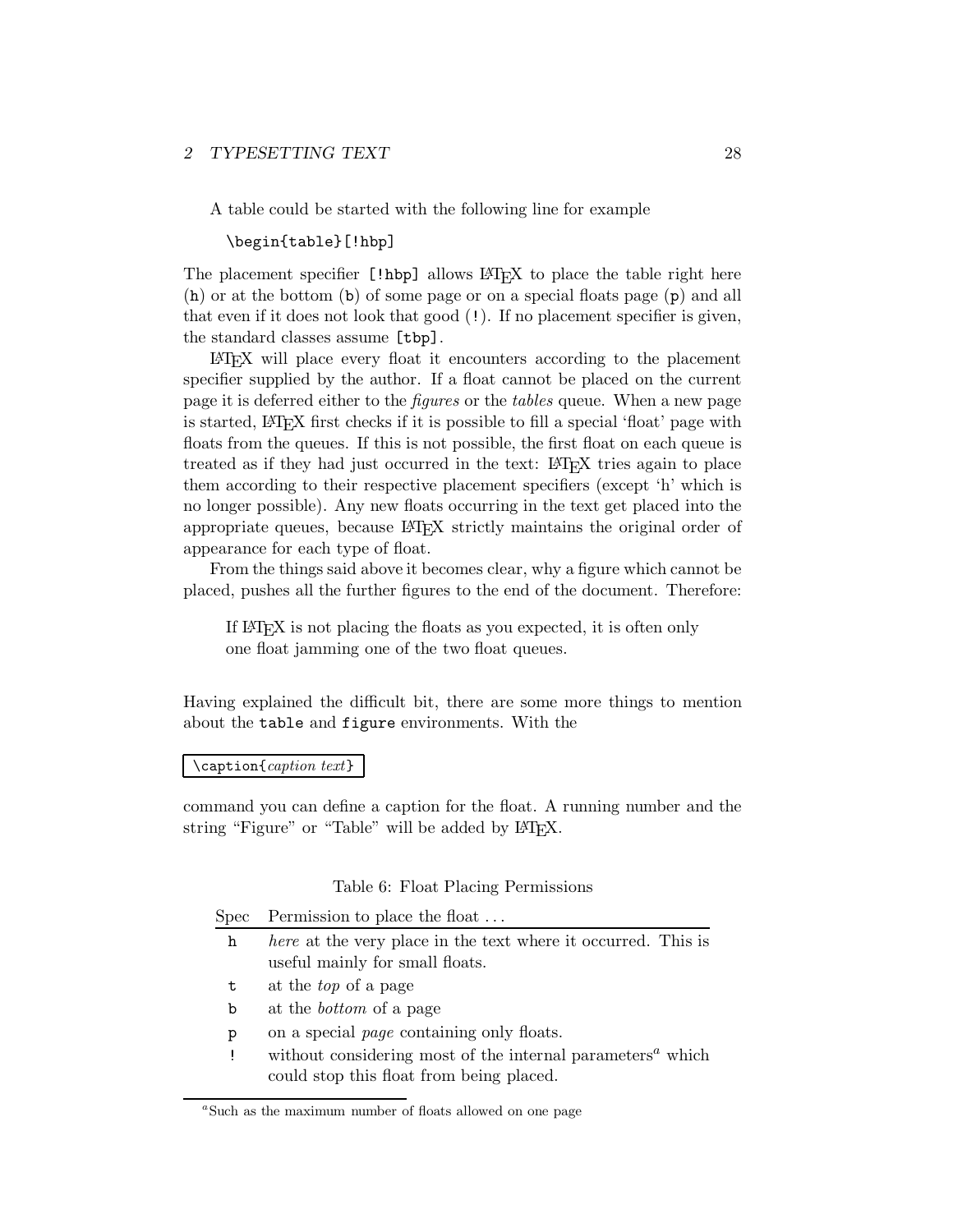A table could be started with the following line for example

```
\begin{table}[!hbp]
```

The placement specifier `[!hbp]` allows LaTeX to place the table right here (`h`) or at the bottom (`b`) of some page or on a special floats page (`p`) and all that even if it does not look that good (`!`). If no placement specifier is given, the standard classes assume `[tbp]`.

LaTeX will place every float it encounters according to the placement specifier supplied by the author. If a float cannot be placed on the current page it is deferred either to the *figures* or the *tables* queue. When a new page is started, LaTeX first checks if it is possible to fill a special 'float' page with floats from the queues. If this is not possible, the first float on each queue is treated as if they had just occurred in the text: LaTeX tries again to place them according to their respective placement specifiers (except 'h' which is no longer possible). Any new floats occurring in the text get placed into the appropriate queues, because LaTeX strictly maintains the original order of appearance for each type of float.

From the things said above it becomes clear, why a figure which cannot be placed, pushes all the further figures to the end of the document. Therefore:

> If LaTeX is not placing the floats as you expected, it is often only one float jamming one of the two float queues.

Having explained the difficult bit, there are some more things to mention about the `table` and `figure` environments. With the

`\caption{`*caption text*`}`

command you can define a caption for the float. A running number and the string "Figure" or "Table" will be added by LaTeX.

Table 6: Float Placing Permissions

| Spec | Permission to place the float ... |
|---|---|
| `h` | *here* at the very place in the text where it occurred. This is useful mainly for small floats. |
| `t` | at the *top* of a page |
| `b` | at the *bottom* of a page |
| `p` | on a special *page* containing only floats. |
| `!` | without considering most of the internal parameters[a] which could stop this float from being placed. |

[a] Such as the maximum number of floats allowed on one page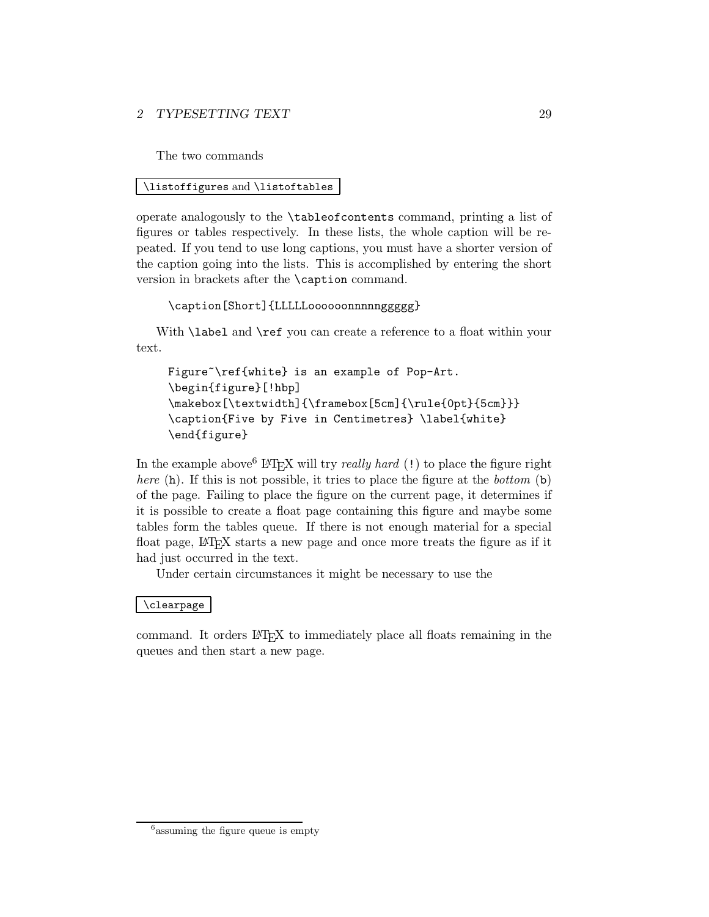The two commands

`\listoffigures` and `\listoftables`

operate analogously to the `\tableofcontents` command, printing a list of figures or tables respectively. In these lists, the whole caption will be repeated. If you tend to use long captions, you must have a shorter version of the caption going into the lists. This is accomplished by entering the short version in brackets after the `\caption` command.

```
\caption[Short]{LLLLLoooooonnnnnggggg}
```

With `\label` and `\ref` you can create a reference to a float within your text.

```
Figure~\ref{white} is an example of Pop-Art.
\begin{figure}[!hbp]
\makebox[\textwidth]{\framebox[5cm]{\rule{0pt}{5cm}}}
\caption{Five by Five in Centimetres} \label{white}
\end{figure}
```

In the example above[6] LaTeX will try *really hard* (`!`) to place the figure right *here* (`h`). If this is not possible, it tries to place the figure at the *bottom* (`b`) of the page. Failing to place the figure on the current page, it determines if it is possible to create a float page containing this figure and maybe some tables form the tables queue. If there is not enough material for a special float page, LaTeX starts a new page and once more treats the figure as if it had just occurred in the text.

Under certain circumstances it might be necessary to use the

`\clearpage`

command. It orders LaTeX to immediately place all floats remaining in the queues and then start a new page.

[6] assuming the figure queue is empty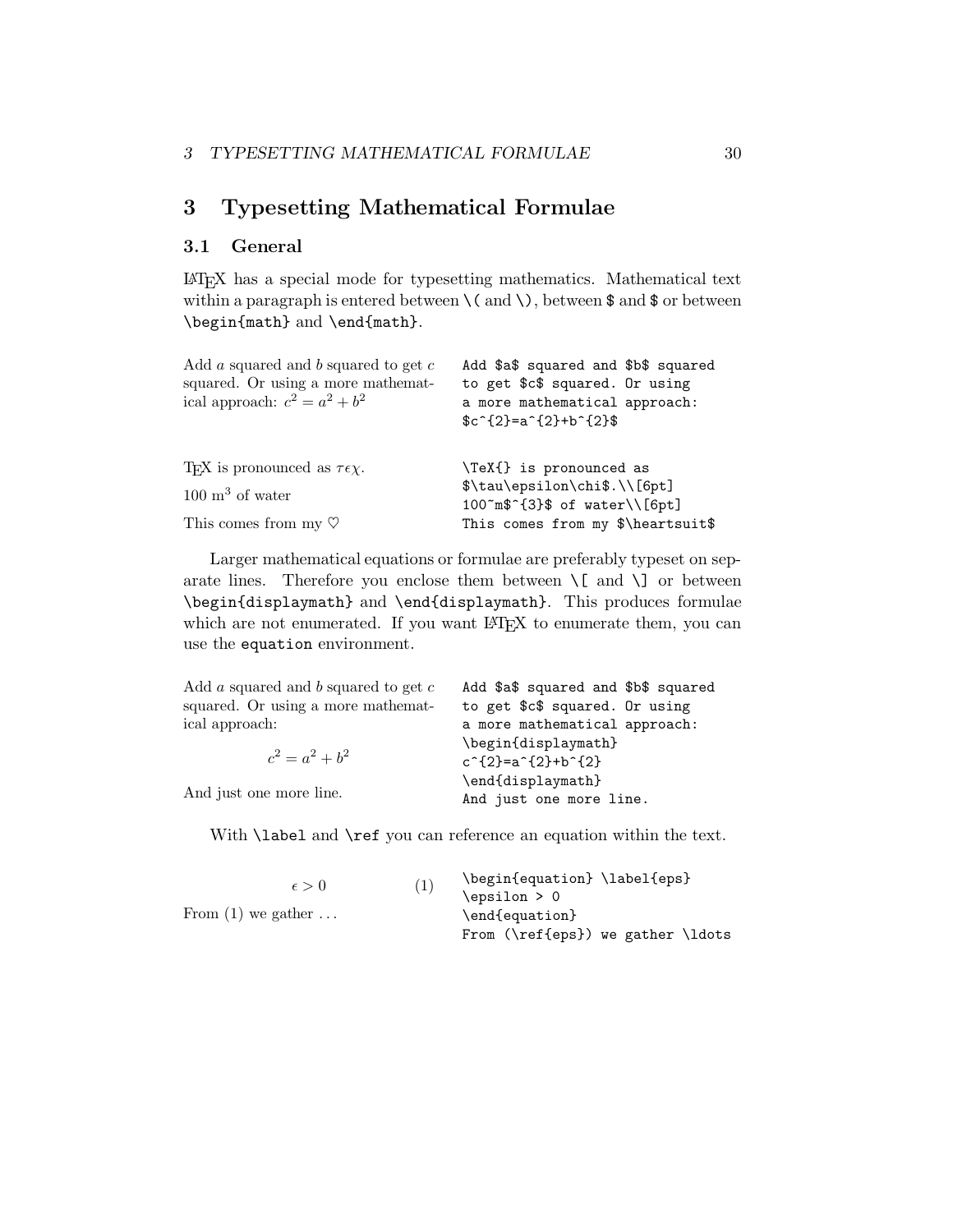# 3 Typesetting Mathematical Formulae

## 3.1 General

LaTeX has a special mode for typesetting mathematics. Mathematical text within a paragraph is entered between `\(` and `\)`, between `$` and `$` or between `\begin{math}` and `\end{math}`.

Add $a$ squared and $b$ squared to get $c$ squared. Or using a more mathematical approach: $c^2 = a^2 + b^2$

```
Add $a$ squared and $b$ squared
to get $c$ squared. Or using
a more mathematical approach:
$c^{2}=a^{2}+b^{2}$
```

TeX is pronounced as $\tau\epsilon\chi$.

100 m$^3$ of water

This comes from my $\heartsuit$

```
\TeX{} is pronounced as
$\tau\epsilon\chi$.\\[6pt]
100~m$^{3}$ of water\\[6pt]
This comes from my $\heartsuit$
```

Larger mathematical equations or formulae are preferably typeset on separate lines. Therefore you enclose them between `\[` and `\]` or between `\begin{displaymath}` and `\end{displaymath}`. This produces formulae which are not enumerated. If you want LaTeX to enumerate them, you can use the `equation` environment.

Add $a$ squared and $b$ squared to get $c$ squared. Or using a more mathematical approach:

$$c^2 = a^2 + b^2$$

And just one more line.

```
Add $a$ squared and $b$ squared
to get $c$ squared. Or using
a more mathematical approach:
\begin{displaymath}
c^{2}=a^{2}+b^{2}
\end{displaymath}
And just one more line.
```

With `\label` and `\ref` you can reference an equation within the text.

$$\epsilon > 0 \qquad (1)$$

From (1) we gather …

```
\begin{equation} \label{eps}
\epsilon > 0
\end{equation}
From (\ref{eps}) we gather \ldots
```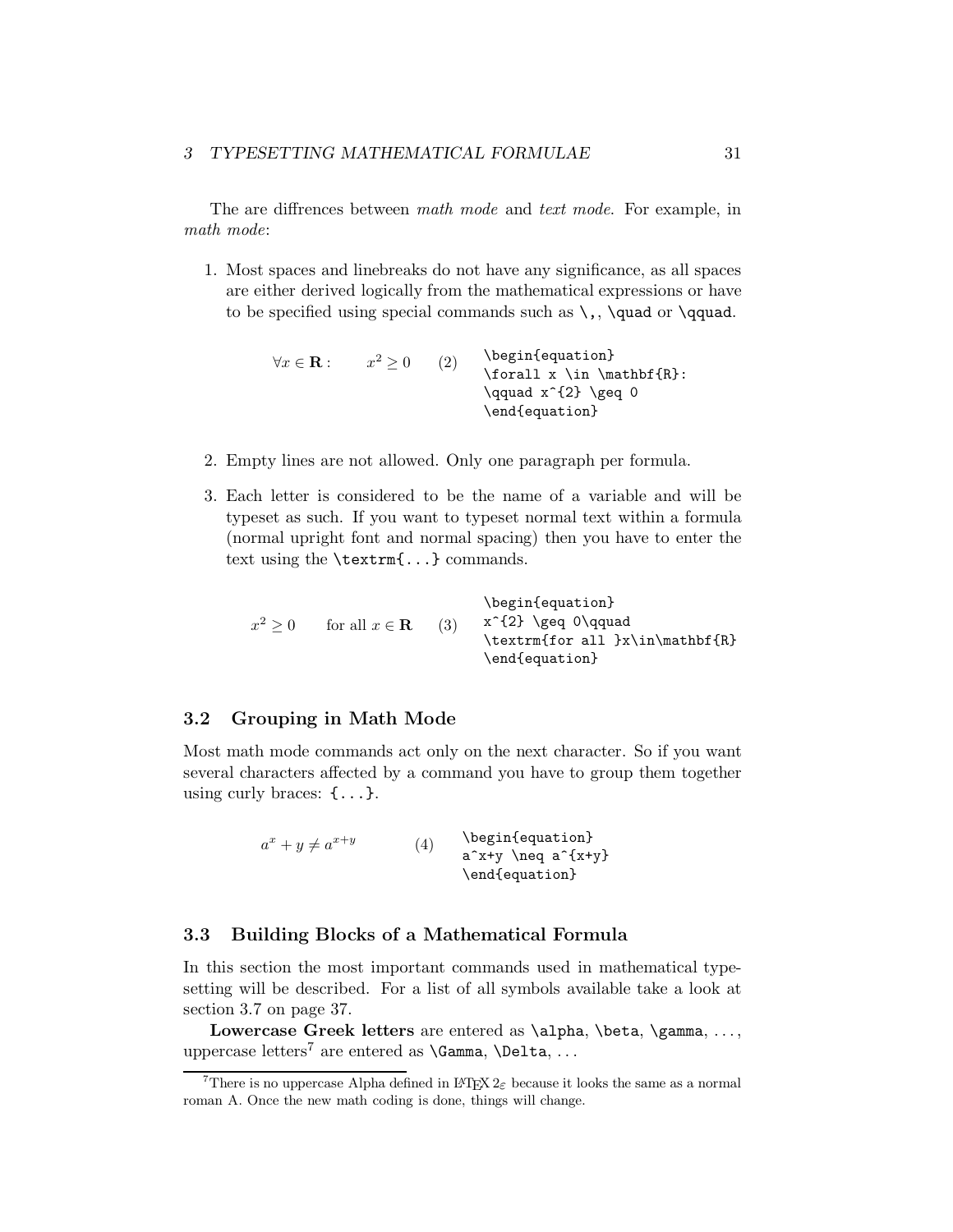The are diffrences between *math mode* and *text mode*. For example, in *math mode*:

1. Most spaces and linebreaks do not have any significance, as all spaces are either derived logically from the mathematical expressions or have to be specified using special commands such as `\,`, `\quad` or `\qquad`.

$$\forall x \in \mathbf{R}: \qquad x^{2} \geq 0 \qquad (2)$$

```
\begin{equation}
\forall x \in \mathbf{R}:
\qquad x^{2} \geq 0
\end{equation}
```

2. Empty lines are not allowed. Only one paragraph per formula.

3. Each letter is considered to be the name of a variable and will be typeset as such. If you want to typeset normal text within a formula (normal upright font and normal spacing) then you have to enter the text using the `\textrm{...}` commands.

$$x^{2} \geq 0\qquad \textrm{for all }x\in\mathbf{R} \qquad (3)$$

```
\begin{equation}
x^{2} \geq 0\qquad
\textrm{for all }x\in\mathbf{R}
\end{equation}
```

## 3.2 Grouping in Math Mode

Most math mode commands act only on the next character. So if you want several characters affected by a command you have to group them together using curly braces: `{...}`.

$$a^x+y \neq a^{x+y} \qquad (4)$$

```
\begin{equation}
a^x+y \neq a^{x+y}
\end{equation}
```

## 3.3 Building Blocks of a Mathematical Formula

In this section the most important commands used in mathematical typesetting will be described. For a list of all symbols available take a look at section 3.7 on page 37.

**Lowercase Greek letters** are entered as `\alpha`, `\beta`, `\gamma`, ..., uppercase letters[7] are entered as `\Gamma`, `\Delta`, ...

[7]There is no uppercase Alpha defined in LaTeX $2_\varepsilon$ because it looks the same as a normal roman A. Once the new math coding is done, things will change.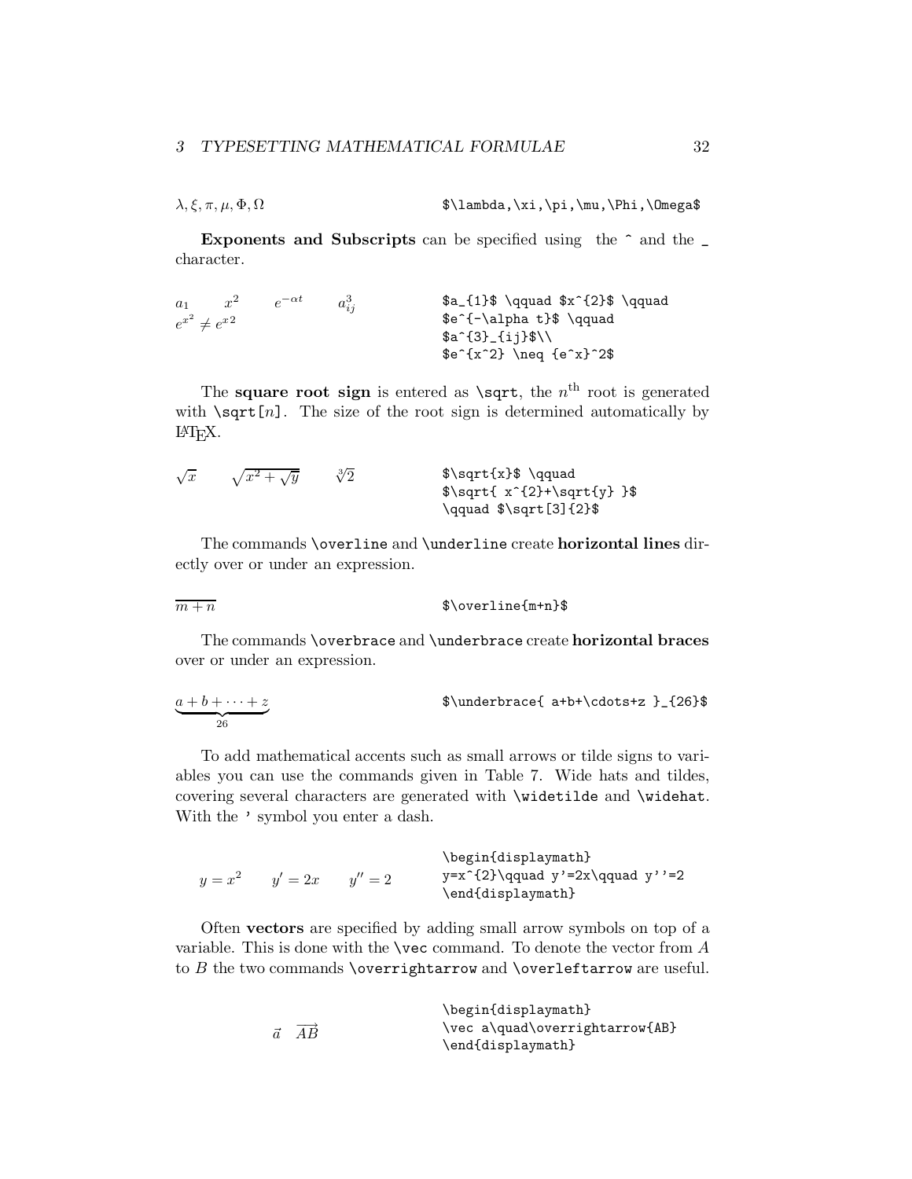$\lambda, \xi, \pi, \mu, \Phi, \Omega$

```
$\lambda,\xi,\pi,\mu,\Phi,\Omega$
```

**Exponents and Subscripts** can be specified using the ^ and the _ character.

$a_1 \qquad x^2 \qquad e^{-\alpha t} \qquad a^3_{ij}$
$e^{x^2} \neq {e^x}^2$

```
$a_{1}$ \qquad $x^{2}$ \qquad
$e^{-\alpha t}$ \qquad
$a^{3}_{ij}$\\
$e^{x^2} \neq {e^x}^2$
```

The **square root sign** is entered as \sqrt, the $n^{\text{th}}$ root is generated with \sqrt[*n*]. The size of the root sign is determined automatically by LaTeX.

$\sqrt{x} \qquad \sqrt{x^{2}+\sqrt{y}} \qquad \sqrt[3]{2}$

```
$\sqrt{x}$ \qquad
$\sqrt{ x^{2}+\sqrt{y} }$
\qquad $\sqrt[3]{2}$
```

The commands \overline and \underline create **horizontal lines** directly over or under an expression.

$\overline{m+n}$

```
$\overline{m+n}$
```

The commands \overbrace and \underbrace create **horizontal braces** over or under an expression.

$\underbrace{ a+b+\cdots+z }_{26}$

```
$\underbrace{ a+b+\cdots+z }_{26}$
```

To add mathematical accents such as small arrows or tilde signs to variables you can use the commands given in Table 7. Wide hats and tildes, covering several characters are generated with \widetilde and \widehat. With the ' symbol you enter a dash.

$$y=x^{2}\qquad y'=2x\qquad y''=2$$

```
\begin{displaymath}
y=x^{2}\qquad y'=2x\qquad y''=2
\end{displaymath}
```

Often **vectors** are specified by adding small arrow symbols on top of a variable. This is done with the \vec command. To denote the vector from $A$ to $B$ the two commands \overrightarrow and \overleftarrow are useful.

$$\vec a\quad\overrightarrow{AB}$$

```
\begin{displaymath}
\vec a\quad\overrightarrow{AB}
\end{displaymath}
```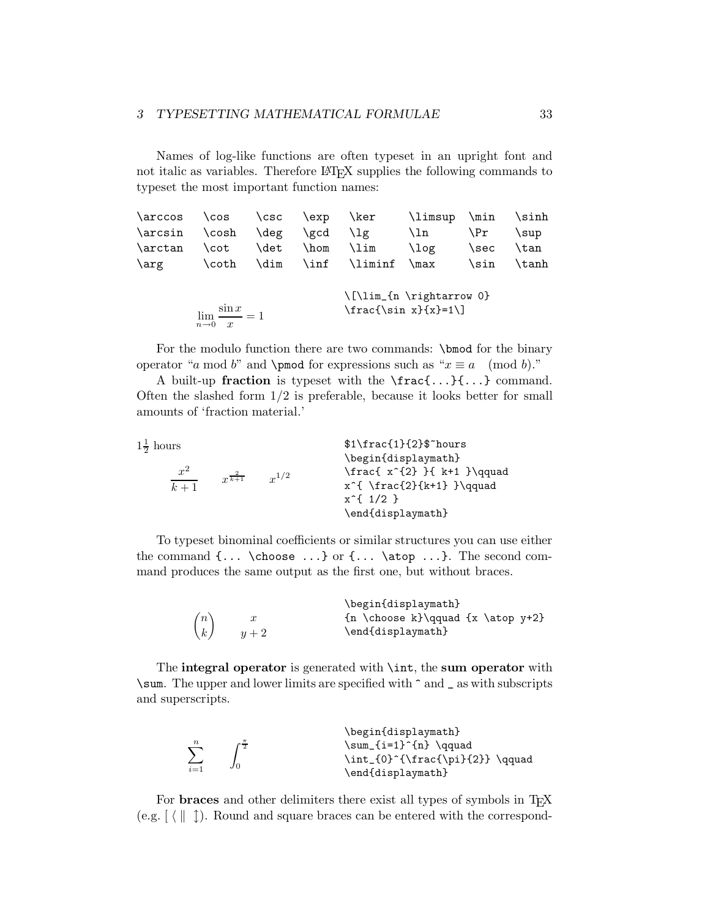Names of log-like functions are often typeset in an upright font and not italic as variables. Therefore LaTeX supplies the following commands to typeset the most important function names:

| | | | | | | | |
|---|---|---|---|---|---|---|---|
| \arccos | \cos | \csc | \exp | \ker | \limsup | \min | \sinh |
| \arcsin | \cosh | \deg | \gcd | \lg | \ln | \Pr | \sup |
| \arctan | \cot | \det | \hom | \lim | \log | \sec | \tan |
| \arg | \coth | \dim | \inf | \liminf | \max | \sin | \tanh |

$$\lim_{n \rightarrow 0} \frac{\sin x}{x}=1$$

```
\[\lim_{n \rightarrow 0}
\frac{\sin x}{x}=1\]
```

For the modulo function there are two commands: `\bmod` for the binary operator "$a \bmod b$" and `\pmod` for expressions such as "$x \equiv a \pmod{b}$."

A built-up **fraction** is typeset with the `\frac{...}{...}` command. Often the slashed form 1/2 is preferable, because it looks better for small amounts of 'fraction material.'

$1\frac{1}{2}$ hours

$$\frac{x^{2}}{k+1}\qquad x^{\frac{2}{k+1}}\qquad x^{1/2}$$

```
$1\frac{1}{2}$~hours
\begin{displaymath}
\frac{ x^{2} }{ k+1 }\qquad
x^{ \frac{2}{k+1} }\qquad
x^{ 1/2 }
\end{displaymath}
```

To typeset binominal coefficients or similar structures you can use either the command `{... \choose ...}` or `{... \atop ...}`. The second command produces the same output as the first one, but without braces.

$$\binom{n}{k}\qquad {x \atop y+2}$$

```
\begin{displaymath}
{n \choose k}\qquad {x \atop y+2}
\end{displaymath}
```

The **integral operator** is generated with `\int`, the **sum operator** with `\sum`. The upper and lower limits are specified with ^ and _ as with subscripts and superscripts.

$$\sum_{i=1}^{n} \qquad \int_{0}^{\frac{\pi}{2}}$$

```
\begin{displaymath}
\sum_{i=1}^{n} \qquad
\int_{0}^{\frac{\pi}{2}} \qquad
\end{displaymath}
```

For **braces** and other delimiters there exist all types of symbols in TeX (e.g. $[\ \langle\ \|\ \updownarrow$). Round and square braces can be entered with the correspond-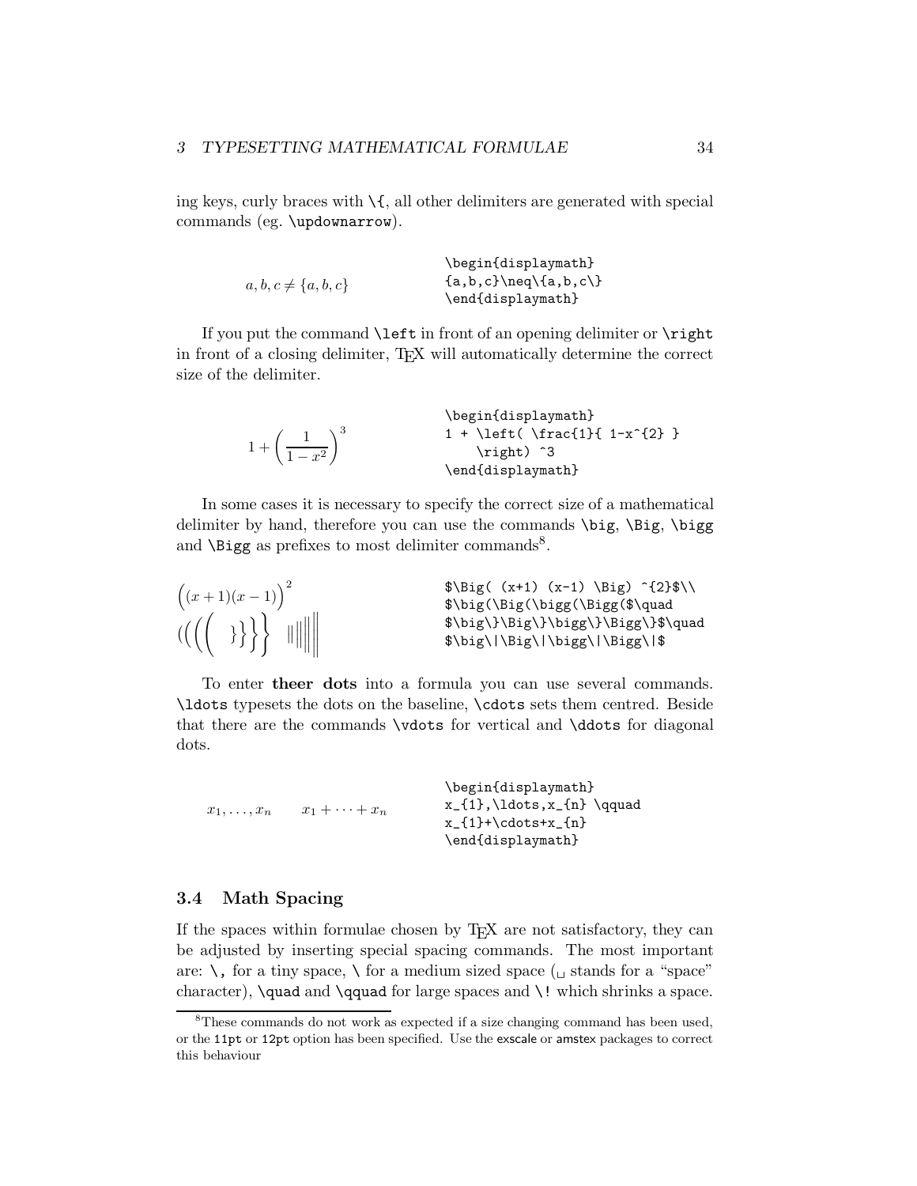ing keys, curly braces with `\{`, all other delimiters are generated with special commands (eg. `\updownarrow`).

$$a, b, c \neq \{a, b, c\}$$

```
\begin{displaymath}
{a,b,c}\neq\{a,b,c\}
\end{displaymath}
```

If you put the command `\left` in front of an opening delimiter or `\right` in front of a closing delimiter, TEX will automatically determine the correct size of the delimiter.

$$1 + \left( \frac{1}{1-x^{2}} \right)^3$$

```
\begin{displaymath}
1 + \left( \frac{1}{ 1-x^{2} }
    \right) ^3
\end{displaymath}
```

In some cases it is necessary to specify the correct size of a mathematical delimiter by hand, therefore you can use the commands `\big`, `\Big`, `\bigg` and `\Bigg` as prefixes to most delimiter commands[8].

$\Big( (x+1)(x-1) \Big)^{2}$

$\big(\Big(\bigg(\Bigg(\quad \big\}\Big\}\bigg\}\Bigg\}\quad \big\|\Big\|\bigg\|\Bigg\|$

```
$\Big( (x+1) (x-1) \Big) ^{2}$\\
$\big(\Big(\bigg(\Bigg($\quad
$\big\}\Big\}\bigg\}\Bigg\}$\quad
$\big\|\Big\|\bigg\|\Bigg\|$
```

To enter **theer dots** into a formula you can use several commands. `\ldots` typesets the dots on the baseline, `\cdots` sets them centred. Beside that there are the commands `\vdots` for vertical and `\ddots` for diagonal dots.

$$x_{1},\ldots,x_{n} \qquad x_{1}+\cdots+x_{n}$$

```
\begin{displaymath}
x_{1},\ldots,x_{n} \qquad
x_{1}+\cdots+x_{n}
\end{displaymath}
```

### 3.4 Math Spacing

If the spaces within formulae chosen by TEX are not satisfactory, they can be adjusted by inserting special spacing commands. The most important are: `\,` for a tiny space, `\ ` for a medium sized space (␣ stands for a "space" character), `\quad` and `\qquad` for large spaces and `\!` which shrinks a space.

---

[8] These commands do not work as expected if a size changing command has been used, or the `11pt` or `12pt` option has been specified. Use the exscale or amstex packages to correct this behaviour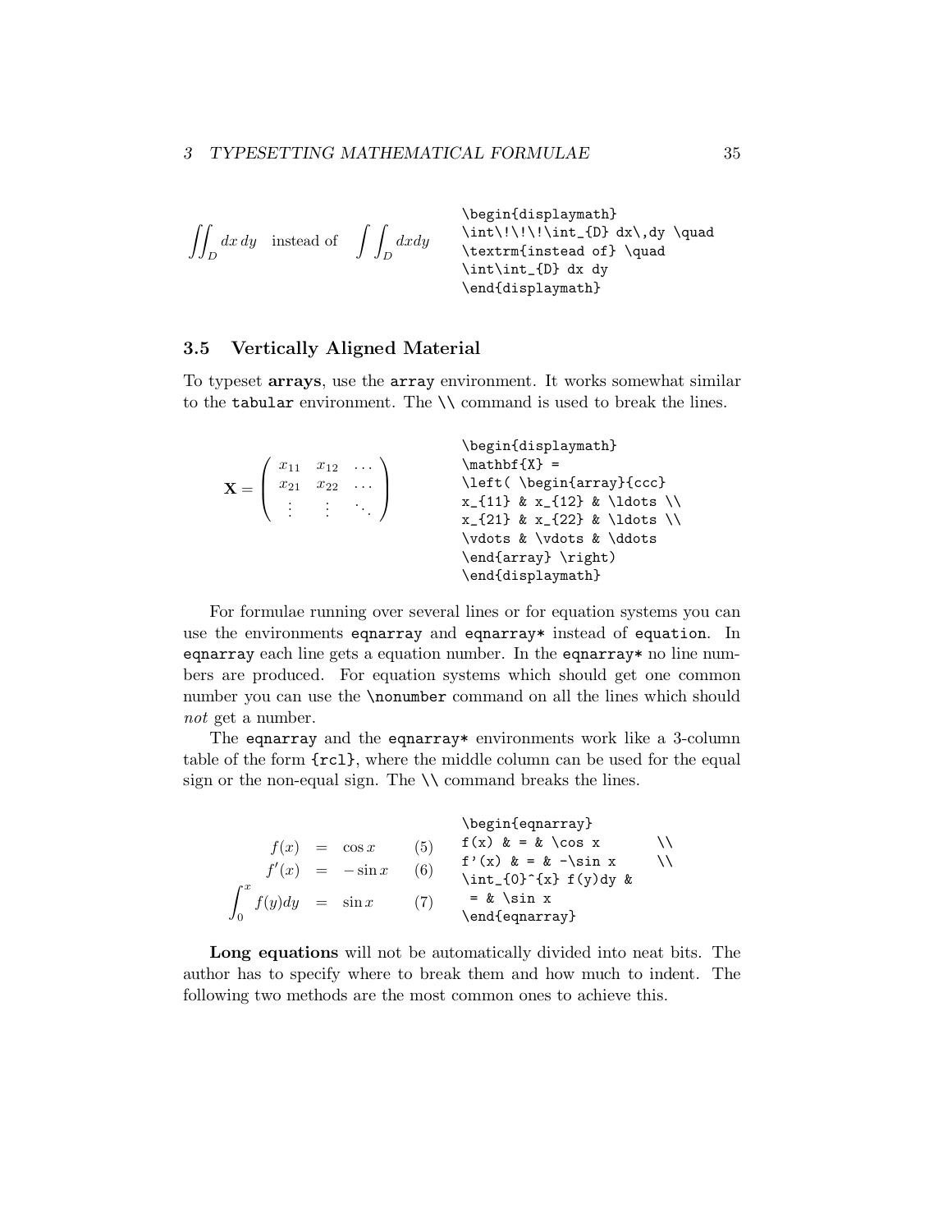$$\iint_D dx\,dy \quad \textrm{instead of} \quad \int\int_D dx dy$$

```
\begin{displaymath}
\int\!\!\!\int_{D} dx\,dy \quad
\textrm{instead of} \quad
\int\int_{D} dx dy
\end{displaymath}
```

## 3.5 Vertically Aligned Material

To typeset **arrays**, use the `array` environment. It works somewhat similar to the `tabular` environment. The `\\` command is used to break the lines.

$$\mathbf{X} = \left( \begin{array}{ccc} x_{11} & x_{12} & \ldots \\ x_{21} & x_{22} & \ldots \\ \vdots & \vdots & \ddots \end{array} \right)$$

```
\begin{displaymath}
\mathbf{X} =
\left( \begin{array}{ccc}
x_{11} & x_{12} & \ldots \\
x_{21} & x_{22} & \ldots \\
\vdots & \vdots & \ddots
\end{array} \right)
\end{displaymath}
```

For formulae running over several lines or for equation systems you can use the environments `eqnarray` and `eqnarray*` instead of `equation`. In `eqnarray` each line gets a equation number. In the `eqnarray*` no line numbers are produced. For equation systems which should get one common number you can use the `\nonumber` command on all the lines which should *not* get a number.

The `eqnarray` and the `eqnarray*` environments work like a 3-column table of the form `{rcl}`, where the middle column can be used for the equal sign or the non-equal sign. The `\\` command breaks the lines.

$$f(x) = \cos x \qquad (5)$$
$$f'(x) = -\sin x \qquad (6)$$
$$\int_{0}^{x} f(y)dy = \sin x \qquad (7)$$

```
\begin{eqnarray}
f(x) & = & \cos x        \\
f'(x) & = & -\sin x      \\
\int_{0}^{x} f(y)dy &
 = & \sin x
\end{eqnarray}
```

**Long equations** will not be automatically divided into neat bits. The author has to specify where to break them and how much to indent. The following two methods are the most common ones to achieve this.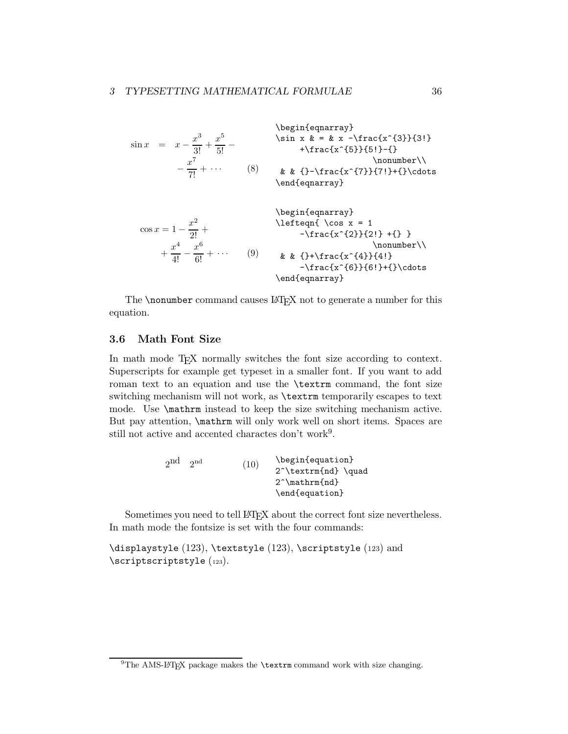$$\sin x = x - \frac{x^3}{3!} + \frac{x^5}{5!} - - \frac{x^7}{7!} + \cdots \quad (8)$$

```
\begin{eqnarray}
\sin x & = & x -\frac{x^{3}}{3!}
     +\frac{x^{5}}{5!}-{}
                       \nonumber\\
 & & {}-\frac{x^{7}}{7!}+{}\cdots
\end{eqnarray}
```

$$\cos x = 1 - \frac{x^2}{2!} + + \frac{x^4}{4!} - \frac{x^6}{6!} + \cdots \quad (9)$$

```
\begin{eqnarray}
\lefteqn{ \cos x = 1
     -\frac{x^{2}}{2!} +{} }
                       \nonumber\\
 & & {}+\frac{x^{4}}{4!}
     -\frac{x^{6}}{6!}+{}\cdots
\end{eqnarray}
```

The `\nonumber` command causes LaTeX not to generate a number for this equation.

### 3.6 Math Font Size

In math mode TeX normally switches the font size according to context. Superscripts for example get typeset in a smaller font. If you want to add roman text to an equation and use the `\textrm` command, the font size switching mechanism will not work, as `\textrm` temporarily escapes to text mode. Use `\mathrm` instead to keep the size switching mechanism active. But pay attention, `\mathrm` will only work well on short items. Spaces are still not active and accented charactes don't work[9].

$$2^{\text{nd}} \quad 2^{\mathrm{nd}} \quad (10)$$

```
\begin{equation}
2^\textrm{nd} \quad
2^\mathrm{nd}
\end{equation}
```

Sometimes you need to tell LaTeX about the correct font size nevertheless. In math mode the fontsize is set with the four commands:

`\displaystyle` ($\displaystyle 123$), `\textstyle` ($\textstyle 123$), `\scriptstyle` ($\scriptstyle 123$) and `\scriptscriptstyle` ($\scriptscriptstyle 123$).

[9] The AMS-LaTeX package makes the `\textrm` command work with size changing.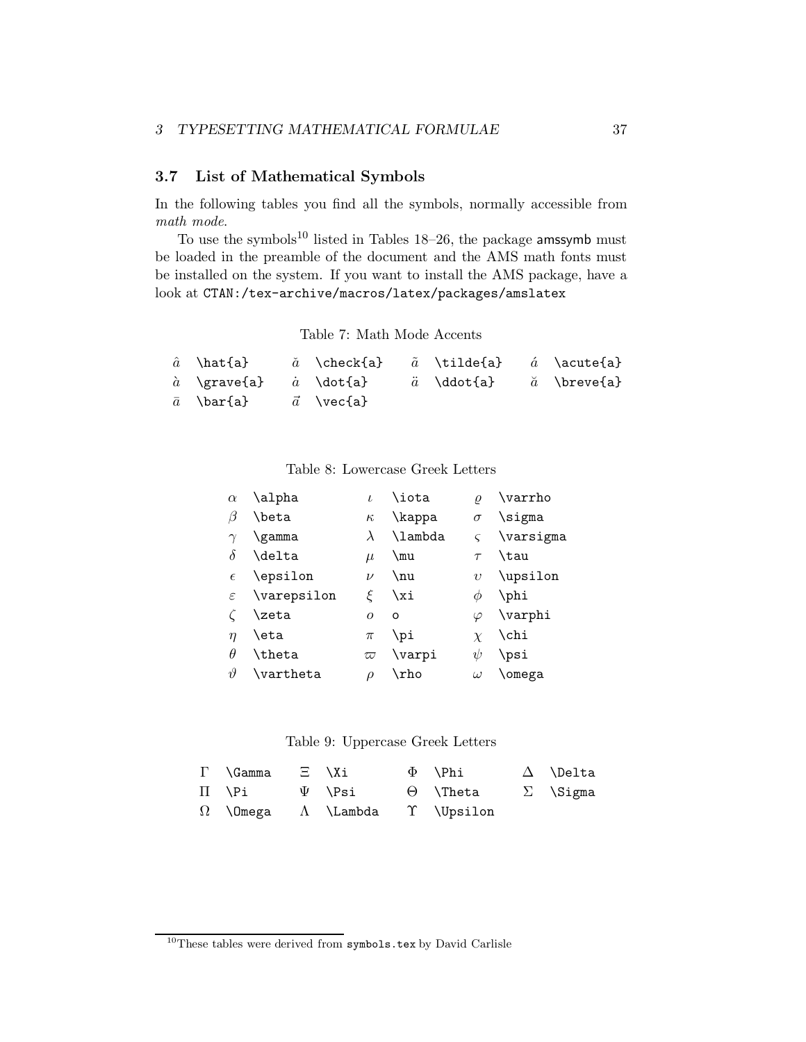### 3.7 List of Mathematical Symbols

In the following tables you find all the symbols, normally accessible from *math mode*.

To use the symbols[10] listed in Tables 18–26, the package amssymb must be loaded in the preamble of the document and the AMS math fonts must be installed on the system. If you want to install the AMS package, have a look at `CTAN:/tex-archive/macros/latex/packages/amslatex`

Table 7: Math Mode Accents

| | | | | | | | |
|---|---|---|---|---|---|---|---|
| $\hat{a}$ | `\hat{a}` | $\check{a}$ | `\check{a}` | $\tilde{a}$ | `\tilde{a}` | $\acute{a}$ | `\acute{a}` |
| $\grave{a}$ | `\grave{a}` | $\dot{a}$ | `\dot{a}` | $\ddot{a}$ | `\ddot{a}` | $\breve{a}$ | `\breve{a}` |
| $\bar{a}$ | `\bar{a}` | $\vec{a}$ | `\vec{a}` | | | | |

Table 8: Lowercase Greek Letters

| | | | | | |
|---|---|---|---|---|---|
| $\alpha$ | `\alpha` | $\iota$ | `\iota` | $\varrho$ | `\varrho` |
| $\beta$ | `\beta` | $\kappa$ | `\kappa` | $\sigma$ | `\sigma` |
| $\gamma$ | `\gamma` | $\lambda$ | `\lambda` | $\varsigma$ | `\varsigma` |
| $\delta$ | `\delta` | $\mu$ | `\mu` | $\tau$ | `\tau` |
| $\epsilon$ | `\epsilon` | $\nu$ | `\nu` | $\upsilon$ | `\upsilon` |
| $\varepsilon$ | `\varepsilon` | $\xi$ | `\xi` | $\phi$ | `\phi` |
| $\zeta$ | `\zeta` | $o$ | `o` | $\varphi$ | `\varphi` |
| $\eta$ | `\eta` | $\pi$ | `\pi` | $\chi$ | `\chi` |
| $\theta$ | `\theta` | $\varpi$ | `\varpi` | $\psi$ | `\psi` |
| $\vartheta$ | `\vartheta` | $\rho$ | `\rho` | $\omega$ | `\omega` |

Table 9: Uppercase Greek Letters

| | | | | | | | |
|---|---|---|---|---|---|---|---|
| $\Gamma$ | `\Gamma` | $\Xi$ | `\Xi` | $\Phi$ | `\Phi` | $\Delta$ | `\Delta` |
| $\Pi$ | `\Pi` | $\Psi$ | `\Psi` | $\Theta$ | `\Theta` | $\Sigma$ | `\Sigma` |
| $\Omega$ | `\Omega` | $\Lambda$ | `\Lambda` | $\Upsilon$ | `\Upsilon` | | |

[10] These tables were derived from `symbols.tex` by David Carlisle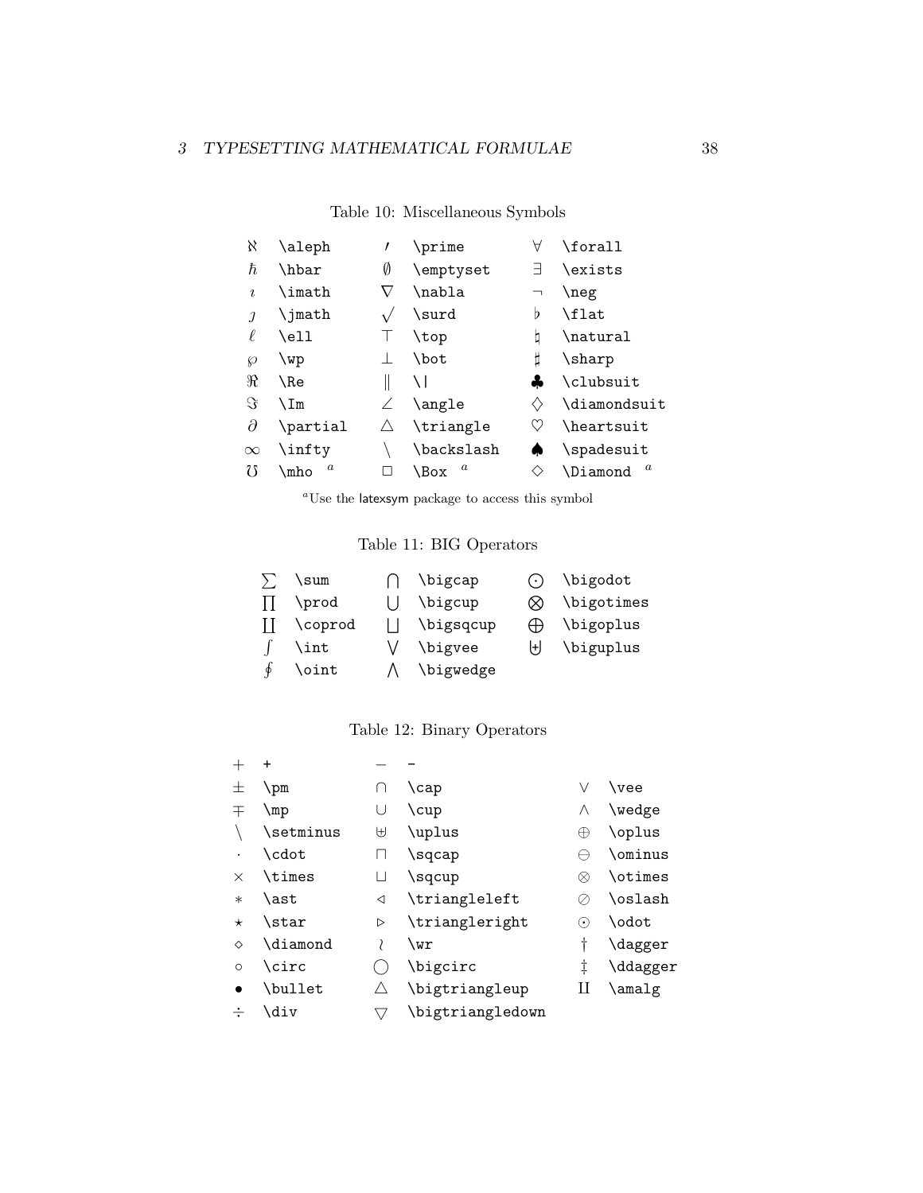Table 10: Miscellaneous Symbols

| | | | | | |
|---|---|---|---|---|---|
| $\aleph$ | `\aleph` | $\prime$ | `\prime` | $\forall$ | `\forall` |
| $\hbar$ | `\hbar` | $\emptyset$ | `\emptyset` | $\exists$ | `\exists` |
| $\imath$ | `\imath` | $\nabla$ | `\nabla` | $\neg$ | `\neg` |
| $\jmath$ | `\jmath` | $\surd$ | `\surd` | $\flat$ | `\flat` |
| $\ell$ | `\ell` | $\top$ | `\top` | $\natural$ | `\natural` |
| $\wp$ | `\wp` | $\bot$ | `\bot` | $\sharp$ | `\sharp` |
| $\Re$ | `\Re` | $\|$ | `\|` | $\clubsuit$ | `\clubsuit` |
| $\Im$ | `\Im` | $\angle$ | `\angle` | $\diamondsuit$ | `\diamondsuit` |
| $\partial$ | `\partial` | $\triangle$ | `\triangle` | $\heartsuit$ | `\heartsuit` |
| $\infty$ | `\infty` | $\backslash$ | `\backslash` | $\spadesuit$ | `\spadesuit` |
| $\mho$ | `\mho` [a] | $\Box$ | `\Box` [a] | $\Diamond$ | `\Diamond` [a] |

[a] Use the latexsym package to access this symbol

Table 11: BIG Operators

| | | | | | |
|---|---|---|---|---|---|
| $\sum$ | `\sum` | $\bigcap$ | `\bigcap` | $\bigodot$ | `\bigodot` |
| $\prod$ | `\prod` | $\bigcup$ | `\bigcup` | $\bigotimes$ | `\bigotimes` |
| $\coprod$ | `\coprod` | $\bigsqcup$ | `\bigsqcup` | $\bigoplus$ | `\bigoplus` |
| $\int$ | `\int` | $\bigvee$ | `\bigvee` | $\biguplus$ | `\biguplus` |
| $\oint$ | `\oint` | $\bigwedge$ | `\bigwedge` | | |

Table 12: Binary Operators

| | | | | | |
|---|---|---|---|---|---|
| $+$ | `+` | $-$ | `-` | | |
| $\pm$ | `\pm` | $\cap$ | `\cap` | $\vee$ | `\vee` |
| $\mp$ | `\mp` | $\cup$ | `\cup` | $\wedge$ | `\wedge` |
| $\setminus$ | `\setminus` | $\uplus$ | `\uplus` | $\oplus$ | `\oplus` |
| $\cdot$ | `\cdot` | $\sqcap$ | `\sqcap` | $\ominus$ | `\ominus` |
| $\times$ | `\times` | $\sqcup$ | `\sqcup` | $\otimes$ | `\otimes` |
| $\ast$ | `\ast` | $\triangleleft$ | `\triangleleft` | $\oslash$ | `\oslash` |
| $\star$ | `\star` | $\triangleright$ | `\triangleright` | $\odot$ | `\odot` |
| $\diamond$ | `\diamond` | $\wr$ | `\wr` | $\dagger$ | `\dagger` |
| $\circ$ | `\circ` | $\bigcirc$ | `\bigcirc` | $\ddagger$ | `\ddagger` |
| $\bullet$ | `\bullet` | $\bigtriangleup$ | `\bigtriangleup` | $\amalg$ | `\amalg` |
| $\div$ | `\div` | $\bigtriangledown$ | `\bigtriangledown` | | |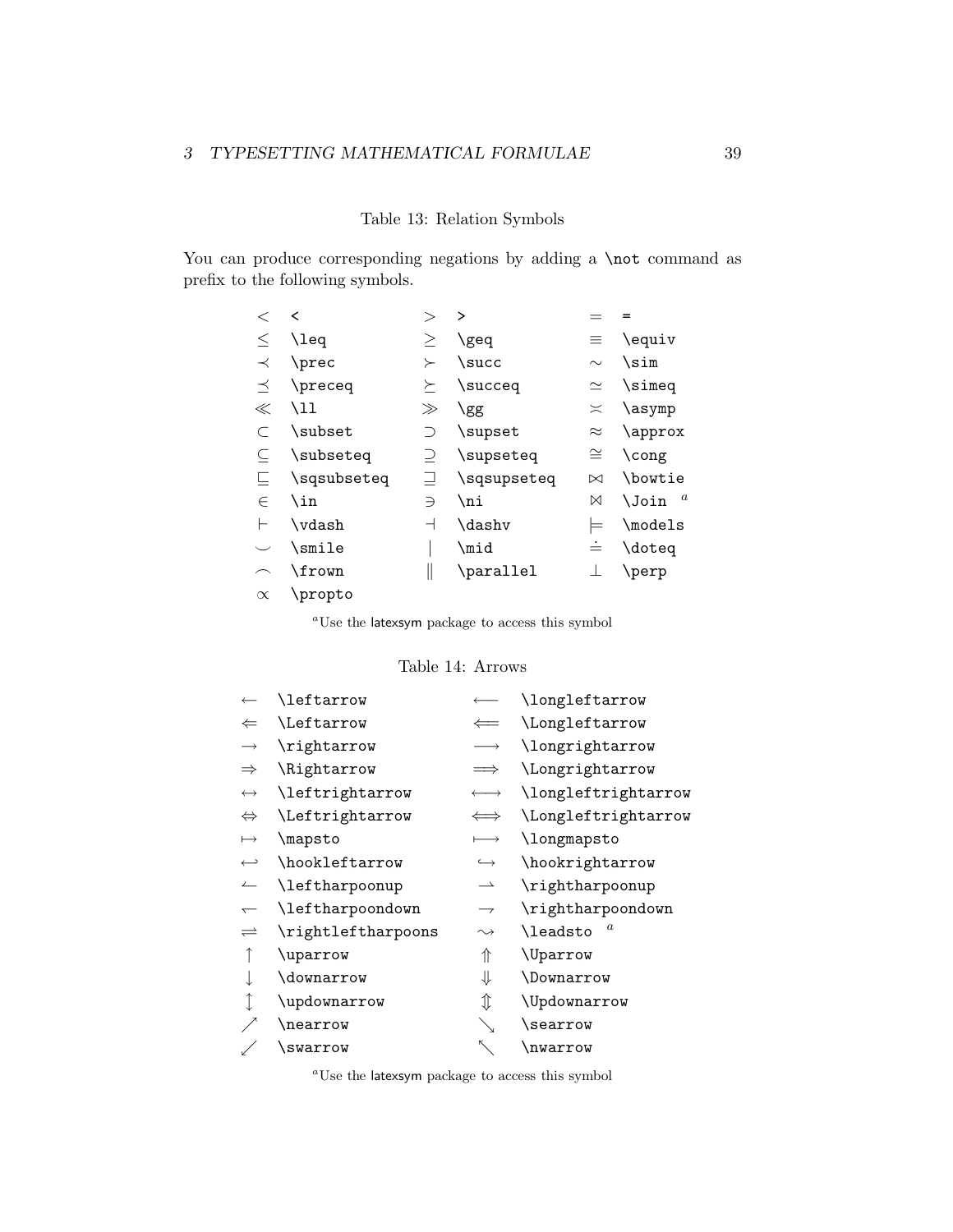Table 13: Relation Symbols

You can produce corresponding negations by adding a `\not` command as prefix to the following symbols.

| | | | | | |
|---|---|---|---|---|---|
| $<$ | `<` | $>$ | `>` | $=$ | `=` |
| $\leq$ | `\leq` | $\geq$ | `\geq` | $\equiv$ | `\equiv` |
| $\prec$ | `\prec` | $\succ$ | `\succ` | $\sim$ | `\sim` |
| $\preceq$ | `\preceq` | $\succeq$ | `\succeq` | $\simeq$ | `\simeq` |
| $\ll$ | `\ll` | $\gg$ | `\gg` | $\asymp$ | `\asymp` |
| $\subset$ | `\subset` | $\supset$ | `\supset` | $\approx$ | `\approx` |
| $\subseteq$ | `\subseteq` | $\supseteq$ | `\supseteq` | $\cong$ | `\cong` |
| $\sqsubseteq$ | `\sqsubseteq` | $\sqsupseteq$ | `\sqsupseteq` | $\bowtie$ | `\bowtie` |
| $\in$ | `\in` | $\ni$ | `\ni` | $\Join$ | `\Join` [a] |
| $\vdash$ | `\vdash` | $\dashv$ | `\dashv` | $\models$ | `\models` |
| $\smile$ | `\smile` | $\mid$ | `\mid` | $\doteq$ | `\doteq` |
| $\frown$ | `\frown` | $\parallel$ | `\parallel` | $\perp$ | `\perp` |
| $\propto$ | `\propto` | | | | |

[a] Use the latexsym package to access this symbol

Table 14: Arrows

| | | | |
|---|---|---|---|
| $\leftarrow$ | `\leftarrow` | $\longleftarrow$ | `\longleftarrow` |
| $\Leftarrow$ | `\Leftarrow` | $\Longleftarrow$ | `\Longleftarrow` |
| $\rightarrow$ | `\rightarrow` | $\longrightarrow$ | `\longrightarrow` |
| $\Rightarrow$ | `\Rightarrow` | $\Longrightarrow$ | `\Longrightarrow` |
| $\leftrightarrow$ | `\leftrightarrow` | $\longleftrightarrow$ | `\longleftrightarrow` |
| $\Leftrightarrow$ | `\Leftrightarrow` | $\Longleftrightarrow$ | `\Longleftrightarrow` |
| $\mapsto$ | `\mapsto` | $\longmapsto$ | `\longmapsto` |
| $\hookleftarrow$ | `\hookleftarrow` | $\hookrightarrow$ | `\hookrightarrow` |
| $\leftharpoonup$ | `\leftharpoonup` | $\rightharpoonup$ | `\rightharpoonup` |
| $\leftharpoondown$ | `\leftharpoondown` | $\rightharpoondown$ | `\rightharpoondown` |
| $\rightleftharpoons$ | `\rightleftharpoons` | $\leadsto$ | `\leadsto` [a] |
| $\uparrow$ | `\uparrow` | $\Uparrow$ | `\Uparrow` |
| $\downarrow$ | `\downarrow` | $\Downarrow$ | `\Downarrow` |
| $\updownarrow$ | `\updownarrow` | $\Updownarrow$ | `\Updownarrow` |
| $\nearrow$ | `\nearrow` | $\searrow$ | `\searrow` |
| $\swarrow$ | `\swarrow` | $\nwarrow$ | `\nwarrow` |

[a] Use the latexsym package to access this symbol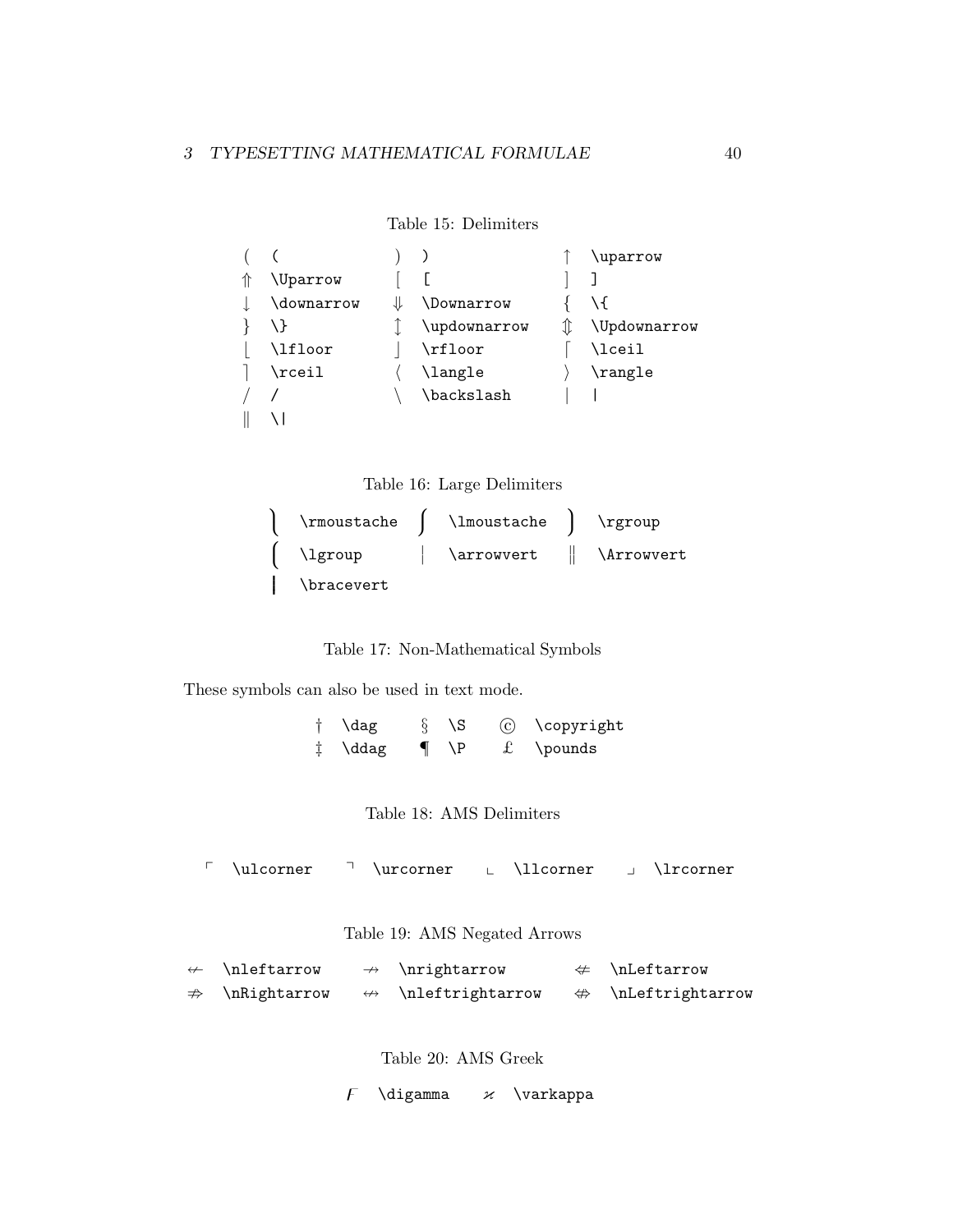Table 15: Delimiters

| | | | | | |
|---|---|---|---|---|---|
| $($ | `(` | $)$ | `)` | $\uparrow$ | `\uparrow` |
| $\Uparrow$ | `\Uparrow` | $[$ | `[` | $]$ | `]` |
| $\downarrow$ | `\downarrow` | $\Downarrow$ | `\Downarrow` | $\{$ | `\{` |
| $\}$ | `\}` | $\updownarrow$ | `\updownarrow` | $\Updownarrow$ | `\Updownarrow` |
| $\lfloor$ | `\lfloor` | $\rfloor$ | `\rfloor` | $\lceil$ | `\lceil` |
| $\rceil$ | `\rceil` | $\langle$ | `\langle` | $\rangle$ | `\rangle` |
| $/$ | `/` | $\backslash$ | `\backslash` | $\vert$ | `|` |
| $\Vert$ | `\|` | | | | |

Table 16: Large Delimiters

| | | | | | |
|---|---|---|---|---|---|
| $\rmoustache$ | `\rmoustache` | $\lmoustache$ | `\lmoustache` | $\rgroup$ | `\rgroup` |
| $\lgroup$ | `\lgroup` | $\arrowvert$ | `\arrowvert` | $\Arrowvert$ | `\Arrowvert` |
| $\bracevert$ | `\bracevert` | | | | |

Table 17: Non-Mathematical Symbols

These symbols can also be used in text mode.

| | | | | | |
|---|---|---|---|---|---|
| † | `\dag` | § | `\S` | © | `\copyright` |
| ‡ | `\ddag` | ¶ | `\P` | £ | `\pounds` |

Table 18: AMS Delimiters

| | | | | | | | |
|---|---|---|---|---|---|---|---|
| $\ulcorner$ | `\ulcorner` | $\urcorner$ | `\urcorner` | $\llcorner$ | `\llcorner` | $\lrcorner$ | `\lrcorner` |

Table 19: AMS Negated Arrows

| | | | | | |
|---|---|---|---|---|---|
| $\nleftarrow$ | `\nleftarrow` | $\nrightarrow$ | `\nrightarrow` | $\nLeftarrow$ | `\nLeftarrow` |
| $\nRightarrow$ | `\nRightarrow` | $\nleftrightarrow$ | `\nleftrightarrow` | $\nLeftrightarrow$ | `\nLeftrightarrow` |

Table 20: AMS Greek

| | | | |
|---|---|---|---|
| $\digamma$ | `\digamma` | $\varkappa$ | `\varkappa` |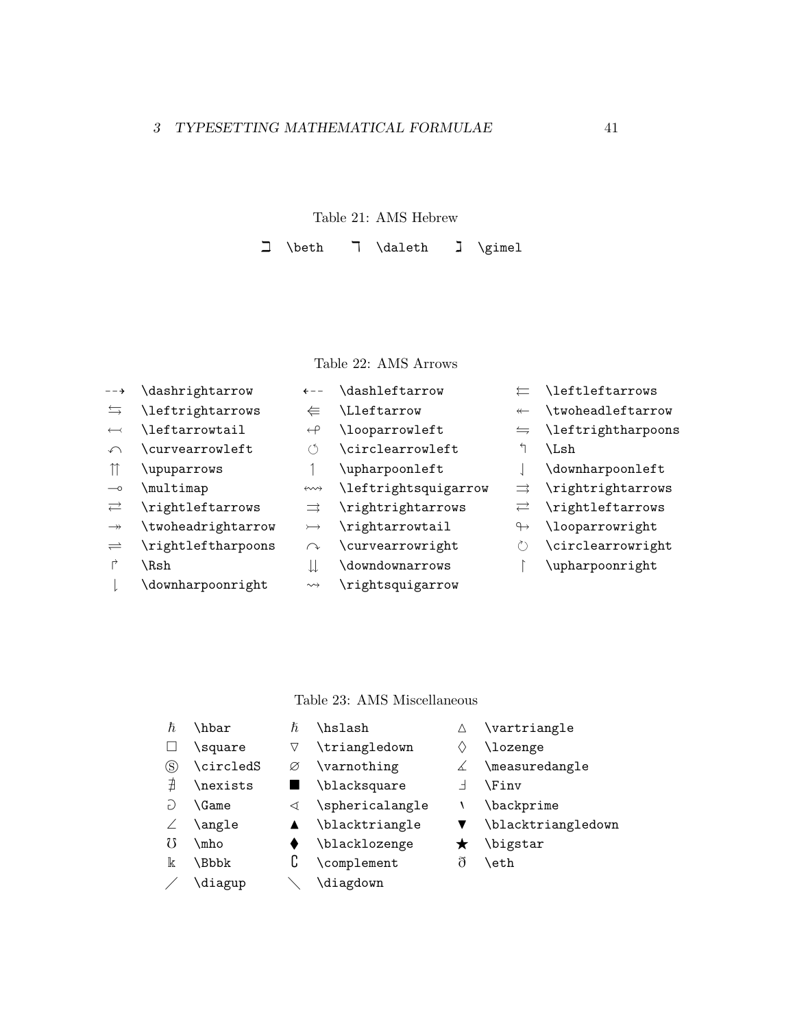Table 21: AMS Hebrew

| | | | | | |
|---|---|---|---|---|---|
| $\beth$ | \beth | $\daleth$ | \daleth | $\gimel$ | \gimel |

Table 22: AMS Arrows

| | | | | | |
|---|---|---|---|---|---|
| $\dashrightarrow$ | \dashrightarrow | $\dashleftarrow$ | \dashleftarrow | $\leftleftarrows$ | \leftleftarrows |
| $\leftrightarrows$ | \leftrightarrows | $\Lleftarrow$ | \Lleftarrow | $\twoheadleftarrow$ | \twoheadleftarrow |
| $\leftarrowtail$ | \leftarrowtail | $\looparrowleft$ | \looparrowleft | $\leftrightharpoons$ | \leftrightharpoons |
| $\curvearrowleft$ | \curvearrowleft | $\circlearrowleft$ | \circlearrowleft | $\Lsh$ | \Lsh |
| $\upuparrows$ | \upuparrows | $\upharpoonleft$ | \upharpoonleft | $\downharpoonleft$ | \downharpoonleft |
| $\multimap$ | \multimap | $\leftrightsquigarrow$ | \leftrightsquigarrow | $\rightrightarrows$ | \rightrightarrows |
| $\rightleftarrows$ | \rightleftarrows | $\rightrightarrows$ | \rightrightarrows | $\rightleftarrows$ | \rightleftarrows |
| $\twoheadrightarrow$ | \twoheadrightarrow | $\rightarrowtail$ | \rightarrowtail | $\looparrowright$ | \looparrowright |
| $\rightleftharpoons$ | \rightleftharpoons | $\curvearrowright$ | \curvearrowright | $\circlearrowright$ | \circlearrowright |
| $\Rsh$ | \Rsh | $\downdownarrows$ | \downdownarrows | $\upharpoonright$ | \upharpoonright |
| $\downharpoonright$ | \downharpoonright | $\rightsquigarrow$ | \rightsquigarrow | | |

Table 23: AMS Miscellaneous

| | | | | | |
|---|---|---|---|---|---|
| $\hbar$ | \hbar | $\hslash$ | \hslash | $\vartriangle$ | \vartriangle |
| $\square$ | \square | $\triangledown$ | \triangledown | $\lozenge$ | \lozenge |
| $\circledS$ | \circledS | $\varnothing$ | \varnothing | $\measuredangle$ | \measuredangle |
| $\nexists$ | \nexists | $\blacksquare$ | \blacksquare | $\Finv$ | \Finv |
| $\Game$ | \Game | $\sphericalangle$ | \sphericalangle | $\backprime$ | \backprime |
| $\angle$ | \angle | $\blacktriangle$ | \blacktriangle | $\blacktriangledown$ | \blacktriangledown |
| $\mho$ | \mho | $\blacklozenge$ | \blacklozenge | $\bigstar$ | \bigstar |
| $\Bbbk$ | \Bbbk | $\complement$ | \complement | $\eth$ | \eth |
| $\diagup$ | \diagup | $\diagdown$ | \diagdown | | |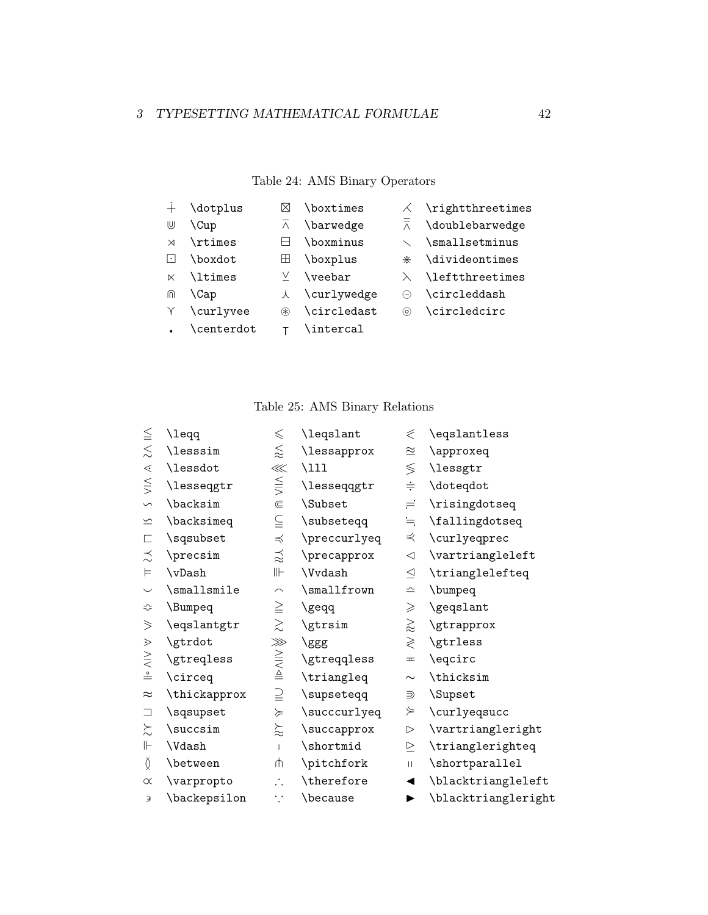Table 24: AMS Binary Operators

| | | | | | |
|---|---|---|---|---|---|
| $\dotplus$ | \dotplus | $\boxtimes$ | \boxtimes | $\rightthreetimes$ | \rightthreetimes |
| $\Cup$ | \Cup | $\barwedge$ | \barwedge | $\doublebarwedge$ | \doublebarwedge |
| $\rtimes$ | \rtimes | $\boxminus$ | \boxminus | $\smallsetminus$ | \smallsetminus |
| $\boxdot$ | \boxdot | $\boxplus$ | \boxplus | $\divideontimes$ | \divideontimes |
| $\ltimes$ | \ltimes | $\veebar$ | \veebar | $\leftthreetimes$ | \leftthreetimes |
| $\Cap$ | \Cap | $\curlywedge$ | \curlywedge | $\circleddash$ | \circleddash |
| $\curlyvee$ | \curlyvee | $\circledast$ | \circledast | $\circledcirc$ | \circledcirc |
| $\centerdot$ | \centerdot | $\intercal$ | \intercal | | |

Table 25: AMS Binary Relations

| | | | | | |
|---|---|---|---|---|---|
| $\leqq$ | \leqq | $\leqslant$ | \leqslant | $\eqslantless$ | \eqslantless |
| $\lesssim$ | \lesssim | $\lessapprox$ | \lessapprox | $\approxeq$ | \approxeq |
| $\lessdot$ | \lessdot | $\lll$ | \lll | $\lessgtr$ | \lessgtr |
| $\lesseqgtr$ | \lesseqgtr | $\lesseqqgtr$ | \lesseqqgtr | $\doteqdot$ | \doteqdot |
| $\backsim$ | \backsim | $\Subset$ | \Subset | $\risingdotseq$ | \risingdotseq |
| $\backsimeq$ | \backsimeq | $\subseteqq$ | \subseteqq | $\fallingdotseq$ | \fallingdotseq |
| $\sqsubset$ | \sqsubset | $\preccurlyeq$ | \preccurlyeq | $\curlyeqprec$ | \curlyeqprec |
| $\precsim$ | \precsim | $\precapprox$ | \precapprox | $\vartriangleleft$ | \vartriangleleft |
| $\vDash$ | \vDash | $\Vvdash$ | \Vvdash | $\trianglelefteq$ | \trianglelefteq |
| $\smallsmile$ | \smallsmile | $\smallfrown$ | \smallfrown | $\bumpeq$ | \bumpeq |
| $\Bumpeq$ | \Bumpeq | $\geqq$ | \geqq | $\geqslant$ | \geqslant |
| $\eqslantgtr$ | \eqslantgtr | $\gtrsim$ | \gtrsim | $\gtrapprox$ | \gtrapprox |
| $\gtrdot$ | \gtrdot | $\ggg$ | \ggg | $\gtrless$ | \gtrless |
| $\gtreqless$ | \gtreqless | $\gtreqqless$ | \gtreqqless | $\eqcirc$ | \eqcirc |
| $\circeq$ | \circeq | $\triangleq$ | \triangleq | $\thicksim$ | \thicksim |
| $\thickapprox$ | \thickapprox | $\supseteqq$ | \supseteqq | $\Supset$ | \Supset |
| $\sqsupset$ | \sqsupset | $\succcurlyeq$ | \succcurlyeq | $\curlyeqsucc$ | \curlyeqsucc |
| $\succsim$ | \succsim | $\succapprox$ | \succapprox | $\vartriangleright$ | \vartriangleright |
| $\Vdash$ | \Vdash | $\shortmid$ | \shortmid | $\trianglerighteq$ | \trianglerighteq |
| $\between$ | \between | $\pitchfork$ | \pitchfork | $\shortparallel$ | \shortparallel |
| $\varpropto$ | \varpropto | $\therefore$ | \therefore | $\blacktriangleleft$ | \blacktriangleleft |
| $\backepsilon$ | \backepsilon | $\because$ | \because | $\blacktriangleright$ | \blacktriangleright |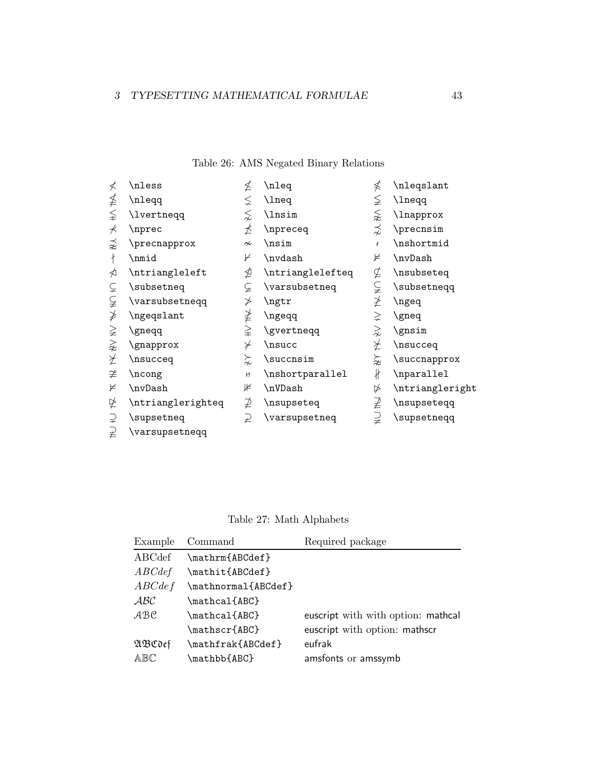Table 26: AMS Negated Binary Relations

| | | | | | |
|---|---|---|---|---|---|
| $\nless$ | \nless | $\nleq$ | \nleq | $\nleqslant$ | \nleqslant |
| $\nleqq$ | \nleqq | $\lneq$ | \lneq | $\lneqq$ | \lneqq |
| $\lvertneqq$ | \lvertneqq | $\lnsim$ | \lnsim | $\lnapprox$ | \lnapprox |
| $\nprec$ | \nprec | $\npreceq$ | \npreceq | $\precnsim$ | \precnsim |
| $\precnapprox$ | \precnapprox | $\nsim$ | \nsim | $\nshortmid$ | \nshortmid |
| $\nmid$ | \nmid | $\nvdash$ | \nvdash | $\nvDash$ | \nvDash |
| $\ntriangleleft$ | \ntriangleleft | $\ntrianglelefteq$ | \ntrianglelefteq | $\nsubseteq$ | \nsubseteq |
| $\subsetneq$ | \subsetneq | $\varsubsetneq$ | \varsubsetneq | $\subsetneqq$ | \subsetneqq |
| $\varsubsetneqq$ | \varsubsetneqq | $\ngtr$ | \ngtr | $\ngeq$ | \ngeq |
| $\ngeqslant$ | \ngeqslant | $\ngeqq$ | \ngeqq | $\gneq$ | \gneq |
| $\gneqq$ | \gneqq | $\gvertneqq$ | \gvertneqq | $\gnsim$ | \gnsim |
| $\gnapprox$ | \gnapprox | $\nsucc$ | \nsucc | $\nsucceq$ | \nsucceq |
| $\nsucceq$ | \nsucceq | $\succnsim$ | \succnsim | $\succnapprox$ | \succnapprox |
| $\ncong$ | \ncong | $\nshortparallel$ | \nshortparallel | $\nparallel$ | \nparallel |
| $\nvDash$ | \nvDash | $\nVDash$ | \nVDash | $\ntriangleright$ | \ntriangleright |
| $\ntrianglerighteq$ | \ntrianglerighteq | $\nsupseteq$ | \nsupseteq | $\nsupseteqq$ | \nsupseteqq |
| $\supsetneq$ | \supsetneq | $\varsupsetneq$ | \varsupsetneq | $\supsetneqq$ | \supsetneqq |
| $\varsupsetneqq$ | \varsupsetneqq | | | | |

Table 27: Math Alphabets

| Example | Command | Required package |
|---|---|---|
| $\mathrm{ABCdef}$ | \mathrm{ABCdef} | |
| $\mathit{ABCdef}$ | \mathit{ABCdef} | |
| $\mathnormal{ABCdef}$ | \mathnormal{ABCdef} | |
| $\mathcal{ABC}$ | \mathcal{ABC} | |
| $\mathcal{ABC}$ | \mathcal{ABC} | euscript with with option: mathcal |
| | \mathscr{ABC} | euscript with option: mathscr |
| $\mathfrak{ABCdef}$ | \mathfrak{ABCdef} | eufrak |
| $\mathbb{ABC}$ | \mathbb{ABC} | amsfonts or amssymb |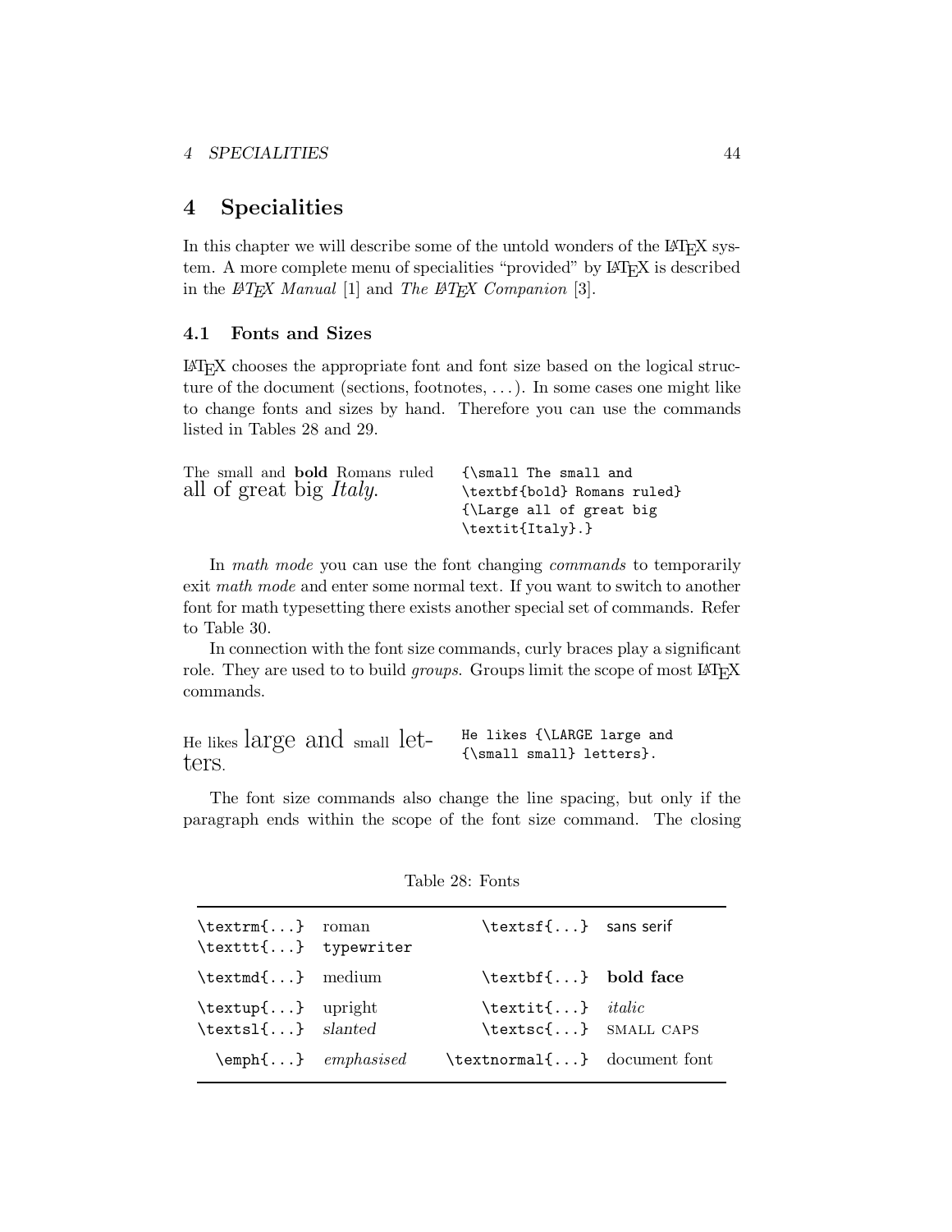# 4 Specialities

In this chapter we will describe some of the untold wonders of the LaTeX system. A more complete menu of specialities "provided" by LaTeX is described in the *LaTeX Manual* [1] and *The LaTeX Companion* [3].

## 4.1 Fonts and Sizes

LaTeX chooses the appropriate font and font size based on the logical structure of the document (sections, footnotes, . . . ). In some cases one might like to change fonts and sizes by hand. Therefore you can use the commands listed in Tables 28 and 29.

The small and **bold** Romans ruled all of great big *Italy*.

```
{\small The small and
\textbf{bold} Romans ruled}
{\Large all of great big
\textit{Italy}.}
```

In *math mode* you can use the font changing *commands* to temporarily exit *math mode* and enter some normal text. If you want to switch to another font for math typesetting there exists another special set of commands. Refer to Table 30.

In connection with the font size commands, curly braces play a significant role. They are used to to build *groups*. Groups limit the scope of most LaTeX commands.

He likes large and small letters.

```
He likes {\LARGE large and
{\small small} letters}.
```

The font size commands also change the line spacing, but only if the paragraph ends within the scope of the font size command. The closing

Table 28: Fonts

| | | | |
|---|---|---|---|
| `\textrm{...}` | roman | `\textsf{...}` | sans serif |
| `\texttt{...}` | `typewriter` | | |
| `\textmd{...}` | medium | `\textbf{...}` | **bold face** |
| `\textup{...}` | upright | `\textit{...}` | *italic* |
| `\textsl{...}` | *slanted* | `\textsc{...}` | SMALL CAPS |
| `\emph{...}` | *emphasised* | `\textnormal{...}` | document font |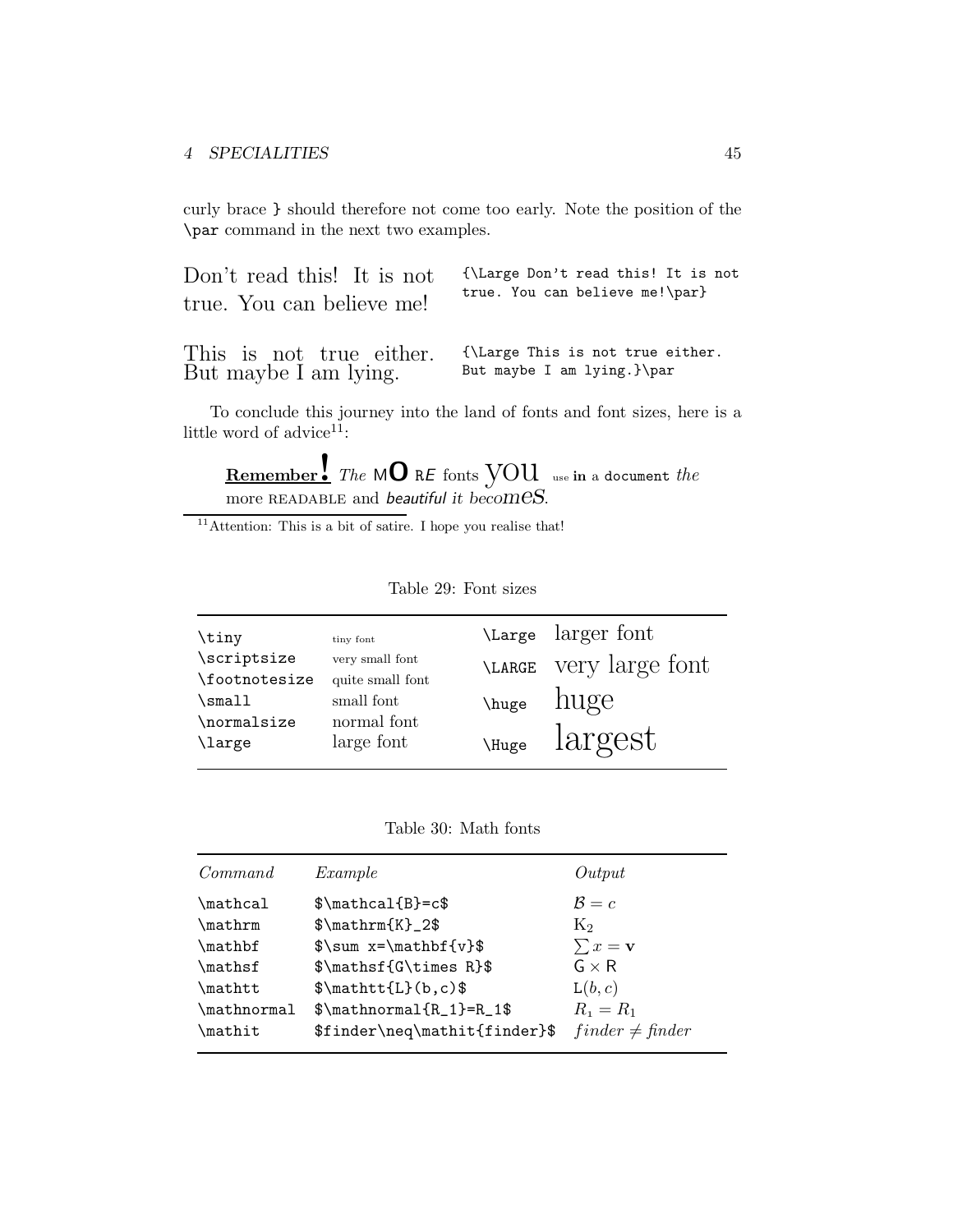curly brace } should therefore not come too early. Note the position of the \par command in the next two examples.

Don't read this! It is not true. You can believe me!

```
{\Large Don't read this! It is not
true. You can believe me!\par}
```

This is not true either. But maybe I am lying.

```
{\Large This is not true either.
But maybe I am lying.}\par
```

To conclude this journey into the land of fonts and font sizes, here is a little word of advice[11]:

> **Remember!** *The* MO RE fonts YOU use in a document *the* more READABLE and *beautiful it* becomes.

[11] Attention: This is a bit of satire. I hope you realise that!

Table 29: Font sizes

| | | | |
|---|---|---|---|
| `\tiny` | tiny font | `\Large` | larger font |
| `\scriptsize` | very small font | `\LARGE` | very large font |
| `\footnotesize` | quite small font | | |
| `\small` | small font | `\huge` | huge |
| `\normalsize` | normal font | | |
| `\large` | large font | `\Huge` | largest |

Table 30: Math fonts

| *Command* | *Example* | *Output* |
|---|---|---|
| `\mathcal` | `$\mathcal{B}=c$` | $\mathcal{B}=c$ |
| `\mathrm` | `$\mathrm{K}_2$` | $\mathrm{K}_2$ |
| `\mathbf` | `$\sum x=\mathbf{v}$` | $\sum x=\mathbf{v}$ |
| `\mathsf` | `$\mathsf{G\times R}$` | $\mathsf{G\times R}$ |
| `\mathtt` | `$\mathtt{L}(b,c)$` | $\mathtt{L}(b,c)$ |
| `\mathnormal` | `$\mathnormal{R_1}=R_1$` | $\mathnormal{R_1}=R_1$ |
| `\mathit` | `$finder\neq\mathit{finder}$` | $finder\neq\mathit{finder}$ |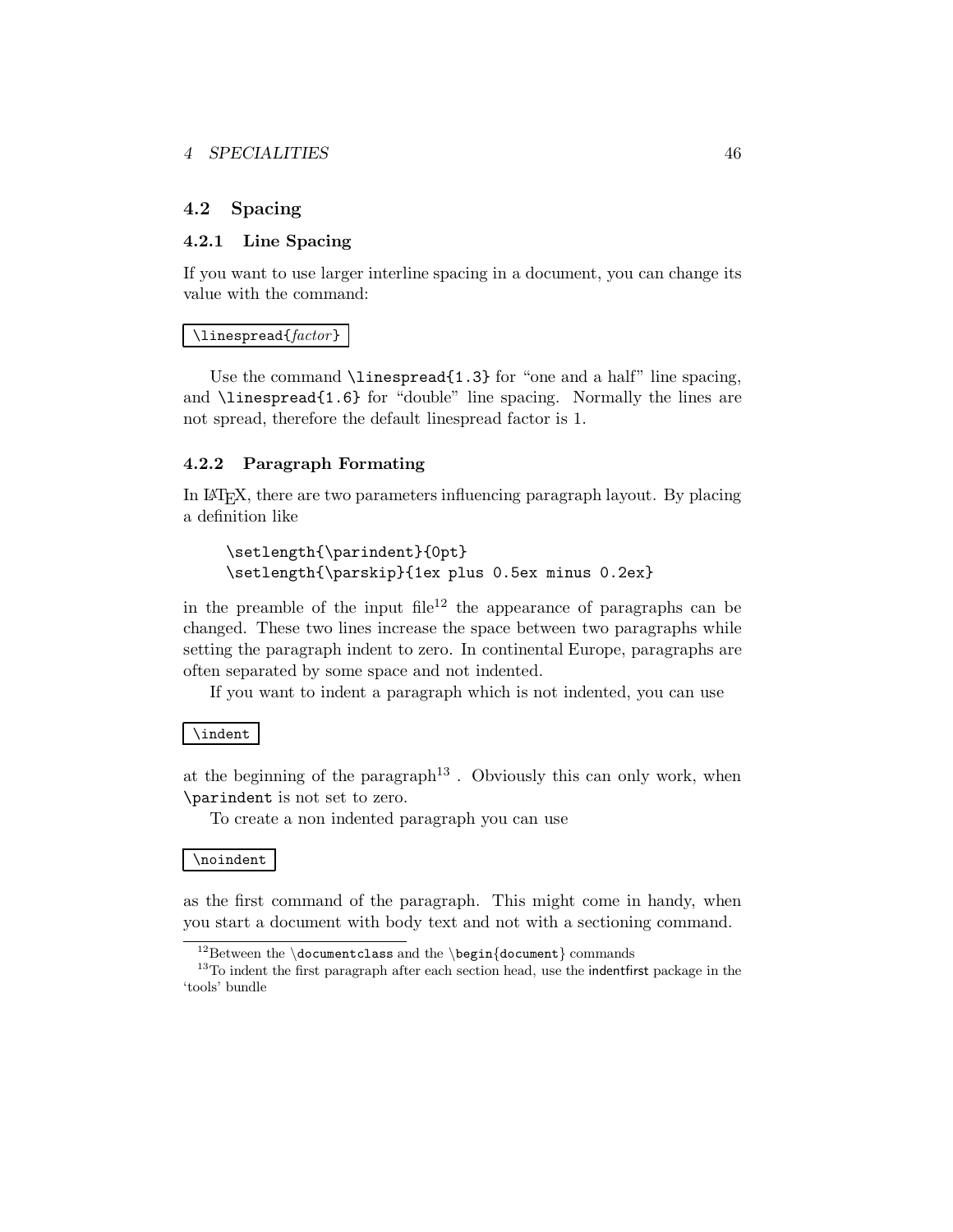## 4.2 Spacing

### 4.2.1 Line Spacing

If you want to use larger interline spacing in a document, you can change its value with the command:

```
\linespread{factor}
```

Use the command `\linespread{1.3}` for "one and a half" line spacing, and `\linespread{1.6}` for "double" line spacing. Normally the lines are not spread, therefore the default linespread factor is 1.

### 4.2.2 Paragraph Formating

In LaTeX, there are two parameters influencing paragraph layout. By placing a definition like

```
\setlength{\parindent}{0pt}
\setlength{\parskip}{1ex plus 0.5ex minus 0.2ex}
```

in the preamble of the input file[12] the appearance of paragraphs can be changed. These two lines increase the space between two paragraphs while setting the paragraph indent to zero. In continental Europe, paragraphs are often separated by some space and not indented.

If you want to indent a paragraph which is not indented, you can use

```
\indent
```

at the beginning of the paragraph[13] . Obviously this can only work, when `\parindent` is not set to zero.

To create a non indented paragraph you can use

```
\noindent
```

as the first command of the paragraph. This might come in handy, when you start a document with body text and not with a sectioning command.

---

[12] Between the `\documentclass` and the `\begin{document}` commands

[13] To indent the first paragraph after each section head, use the indentfirst package in the 'tools' bundle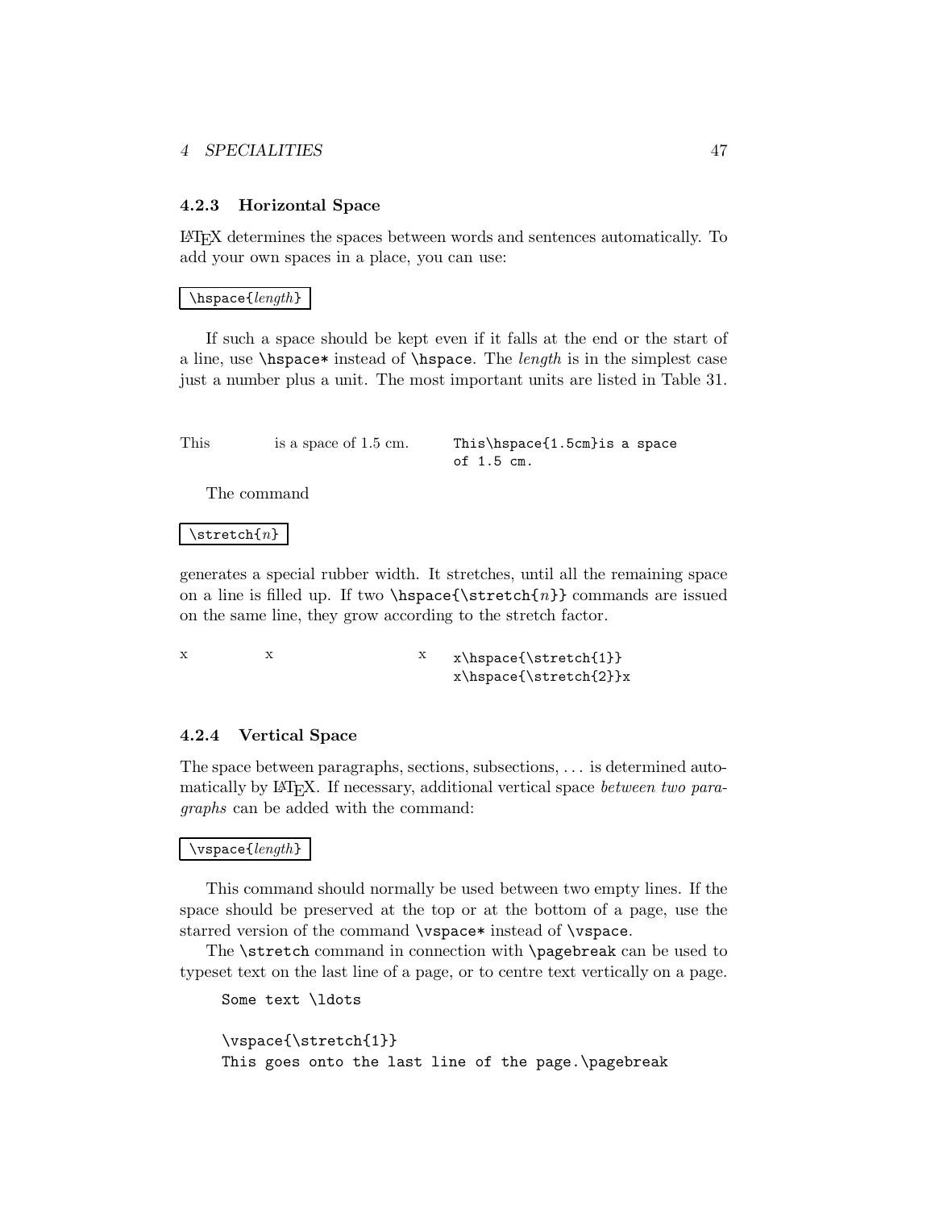### 4.2.3 Horizontal Space

LaTeX determines the spaces between words and sentences automatically. To add your own spaces in a place, you can use:

`\hspace{`*length*`}`

If such a space should be kept even if it falls at the end or the start of a line, use `\hspace*` instead of `\hspace`. The *length* is in the simplest case just a number plus a unit. The most important units are listed in Table 31.

This          is a space of 1.5 cm.

```
This\hspace{1.5cm}is a space
of 1.5 cm.
```

The command

`\stretch{`*n*`}`

generates a special rubber width. It stretches, until all the remaining space on a line is filled up. If two `\hspace{\stretch{`*n*`}}` commands are issued on the same line, they grow according to the stretch factor.

x          x                    x

```
x\hspace{\stretch{1}}
x\hspace{\stretch{2}}x
```

### 4.2.4 Vertical Space

The space between paragraphs, sections, subsections, . . . is determined automatically by LaTeX. If necessary, additional vertical space *between two paragraphs* can be added with the command:

`\vspace{`*length*`}`

This command should normally be used between two empty lines. If the space should be preserved at the top or at the bottom of a page, use the starred version of the command `\vspace*` instead of `\vspace`.

The `\stretch` command in connection with `\pagebreak` can be used to typeset text on the last line of a page, or to centre text vertically on a page.

```
Some text \ldots

\vspace{\stretch{1}}
This goes onto the last line of the page.\pagebreak
```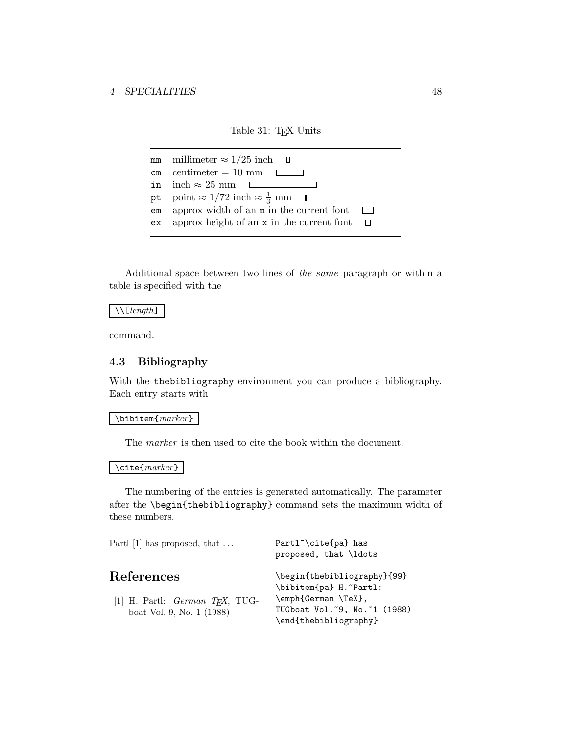Table 31: TEX Units

| | |
|---|---|
| `mm` | millimeter $\approx 1/25$ inch |
| `cm` | centimeter = 10 mm |
| `in` | inch $\approx 25$ mm |
| `pt` | point $\approx 1/72$ inch $\approx \frac{1}{3}$ mm |
| `em` | approx width of an `m` in the current font |
| `ex` | approx height of an `x` in the current font |

Additional space between two lines of *the same* paragraph or within a table is specified with the

```
\\[length]
```

command.

### 4.3 Bibliography

With the `thebibliography` environment you can produce a bibliography. Each entry starts with

```
\bibitem{marker}
```

The *marker* is then used to cite the book within the document.

```
\cite{marker}
```

The numbering of the entries is generated automatically. The parameter after the `\begin{thebibliography}` command sets the maximum width of these numbers.

Partl [1] has proposed, that ...

## References

[1] H. Partl: *German TEX*, TUGboat Vol. 9, No. 1 (1988)

```
Partl~\cite{pa} has
proposed, that \ldots

\begin{thebibliography}{99}
\bibitem{pa} H.~Partl:
\emph{German \TeX},
TUGboat Vol.~9, No.~1 (1988)
\end{thebibliography}
```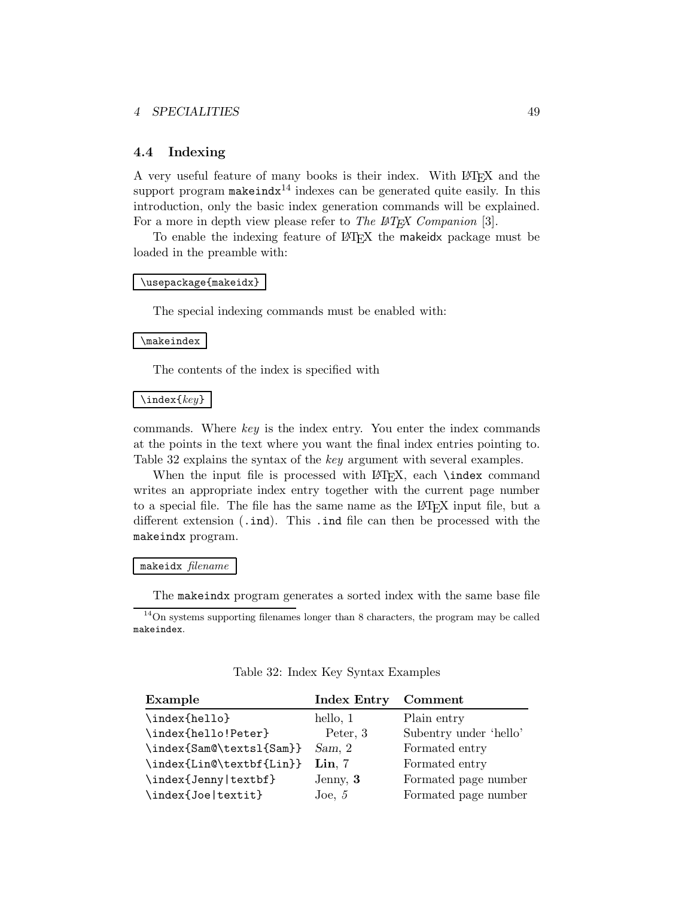### 4.4 Indexing

A very useful feature of many books is their index. With LaTeX and the support program `makeindx`[14] indexes can be generated quite easily. In this introduction, only the basic index generation commands will be explained. For a more in depth view please refer to *The LaTeX Companion* [3].

To enable the indexing feature of LaTeX the makeidx package must be loaded in the preamble with:

```
\usepackage{makeidx}
```

The special indexing commands must be enabled with:

```
\makeindex
```

The contents of the index is specified with

```
\index{key}
```

commands. Where *key* is the index entry. You enter the index commands at the points in the text where you want the final index entries pointing to. Table 32 explains the syntax of the *key* argument with several examples.

When the input file is processed with LaTeX, each `\index` command writes an appropriate index entry together with the current page number to a special file. The file has the same name as the LaTeX input file, but a different extension (`.ind`). This `.ind` file can then be processed with the `makeindx` program.

```
makeidx filename
```

The `makeindx` program generates a sorted index with the same base file

[14]On systems supporting filenames longer than 8 characters, the program may be called `makeindex`.

Table 32: Index Key Syntax Examples

| Example | Index Entry | Comment |
| --- | --- | --- |
| `\index{hello}` | hello, 1 | Plain entry |
| `\index{hello!Peter}` | Peter, 3 | Subentry under 'hello' |
| `\index{Sam@\textsl{Sam}}` | *Sam*, 2 | Formated entry |
| `\index{Lin@\textbf{Lin}}` | **Lin**, 7 | Formated entry |
| `\index{Jenny|textbf}` | Jenny, **3** | Formated page number |
| `\index{Joe|textit}` | Joe, *5* | Formated page number |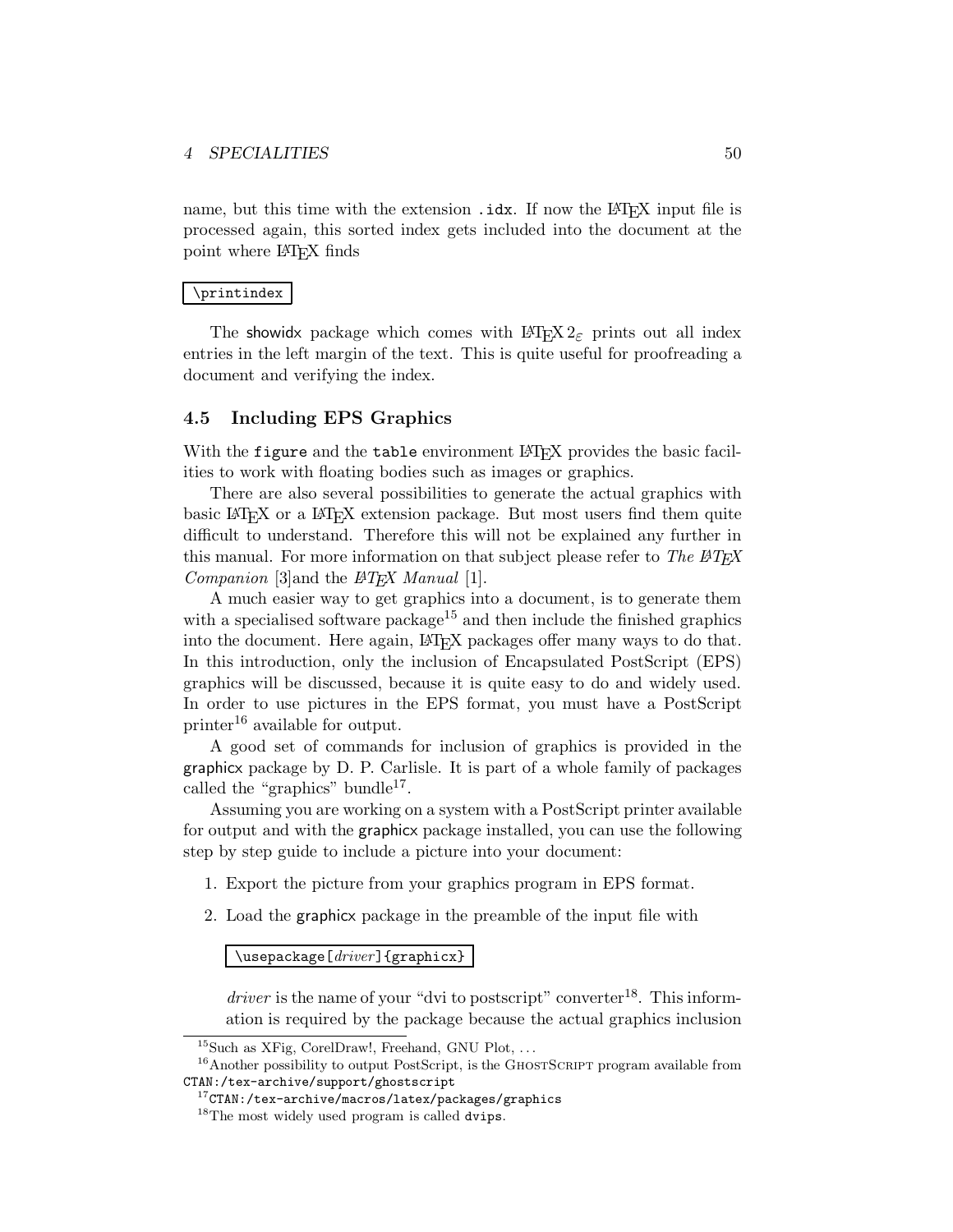name, but this time with the extension `.idx`. If now the LaTeX input file is processed again, this sorted index gets included into the document at the point where LaTeX finds

```
\printindex
```

The showidx package which comes with LaTeX $2_\varepsilon$ prints out all index entries in the left margin of the text. This is quite useful for proofreading a document and verifying the index.

## 4.5 Including EPS Graphics

With the `figure` and the `table` environment LaTeX provides the basic facilities to work with floating bodies such as images or graphics.

There are also several possibilities to generate the actual graphics with basic LaTeX or a LaTeX extension package. But most users find them quite difficult to understand. Therefore this will not be explained any further in this manual. For more information on that subject please refer to *The LaTeX Companion* [3]and the *LaTeX Manual* [1].

A much easier way to get graphics into a document, is to generate them with a specialised software package[15] and then include the finished graphics into the document. Here again, LaTeX packages offer many ways to do that. In this introduction, only the inclusion of Encapsulated PostScript (EPS) graphics will be discussed, because it is quite easy to do and widely used. In order to use pictures in the EPS format, you must have a PostScript printer[16] available for output.

A good set of commands for inclusion of graphics is provided in the graphicx package by D. P. Carlisle. It is part of a whole family of packages called the "graphics" bundle[17].

Assuming you are working on a system with a PostScript printer available for output and with the graphicx package installed, you can use the following step by step guide to include a picture into your document:

1. Export the picture from your graphics program in EPS format.
2. Load the graphicx package in the preamble of the input file with

   ```
   \usepackage[driver]{graphicx}
   ```

   *driver* is the name of your "dvi to postscript" converter[18]. This information is required by the package because the actual graphics inclusion

---

[15] Such as XFig, CorelDraw!, Freehand, GNU Plot, ...

[16] Another possibility to output PostScript, is the GHOSTSCRIPT program available from `CTAN:/tex-archive/support/ghostscript`

[17] `CTAN:/tex-archive/macros/latex/packages/graphics`

[18] The most widely used program is called `dvips`.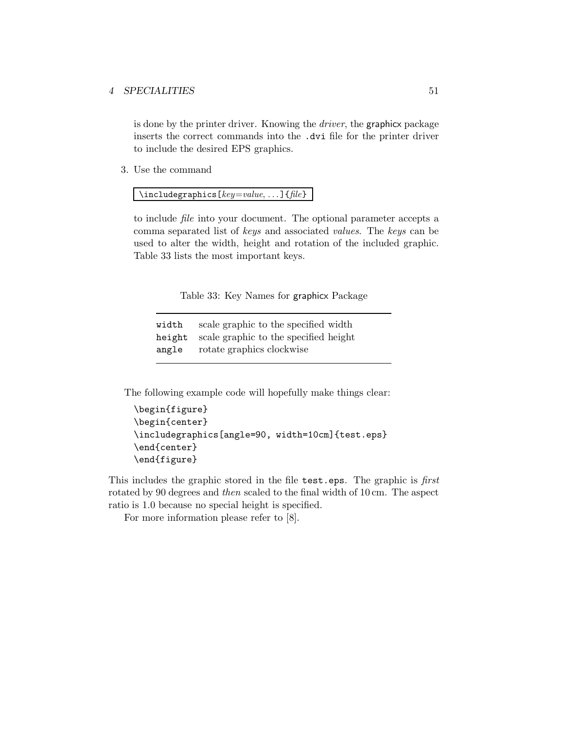is done by the printer driver. Knowing the *driver*, the graphicx package inserts the correct commands into the .dvi file for the printer driver to include the desired EPS graphics.

3. Use the command

   `\includegraphics[`*key=value, ...*`]{`*file*`}`

   to include *file* into your document. The optional parameter accepts a comma separated list of *keys* and associated *values*. The *keys* can be used to alter the width, height and rotation of the included graphic. Table 33 lists the most important keys.

Table 33: Key Names for graphicx Package

| | |
|---|---|
| `width` | scale graphic to the specified width |
| `height` | scale graphic to the specified height |
| `angle` | rotate graphics clockwise |

The following example code will hopefully make things clear:

```
\begin{figure}
\begin{center}
\includegraphics[angle=90, width=10cm]{test.eps}
\end{center}
\end{figure}
```

This includes the graphic stored in the file test.eps. The graphic is *first* rotated by 90 degrees and *then* scaled to the final width of 10 cm. The aspect ratio is 1.0 because no special height is specified.

For more information please refer to [8].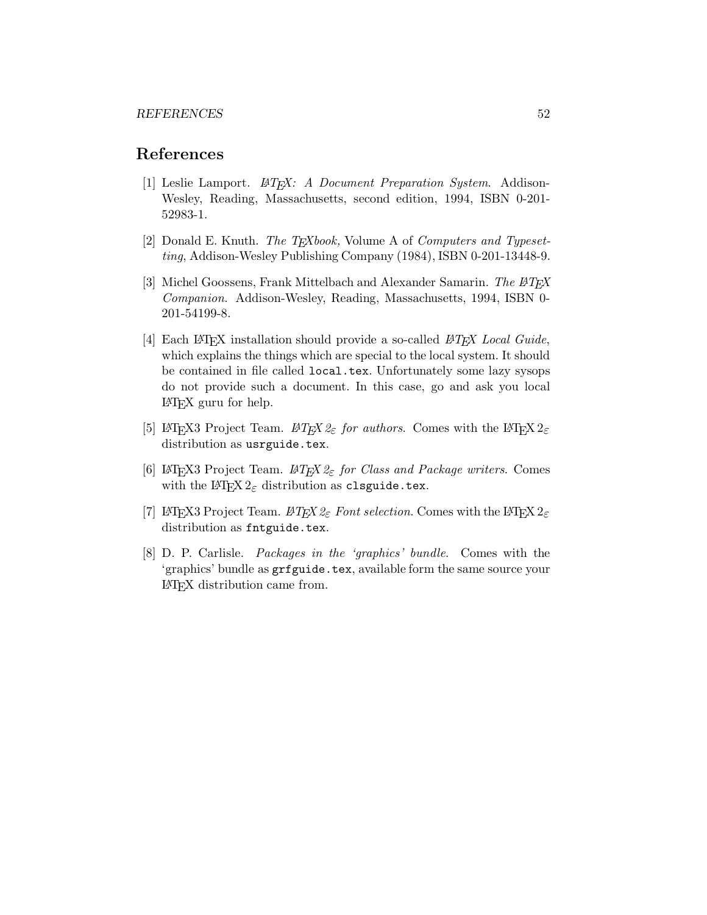## References

[1] Leslie Lamport. *LaTeX: A Document Preparation System*. Addison-Wesley, Reading, Massachusetts, second edition, 1994, ISBN 0-201-52983-1.

[2] Donald E. Knuth. *The TeXbook,* Volume A of *Computers and Typesetting*, Addison-Wesley Publishing Company (1984), ISBN 0-201-13448-9.

[3] Michel Goossens, Frank Mittelbach and Alexander Samarin. *The LaTeX Companion*. Addison-Wesley, Reading, Massachusetts, 1994, ISBN 0-201-54199-8.

[4] Each LaTeX installation should provide a so-called *LaTeX Local Guide*, which explains the things which are special to the local system. It should be contained in file called `local.tex`. Unfortunately some lazy sysops do not provide such a document. In this case, go and ask you local LaTeX guru for help.

[5] LaTeX3 Project Team. *LaTeX 2ε for authors*. Comes with the LaTeX 2ε distribution as `usrguide.tex`.

[6] LaTeX3 Project Team. *LaTeX 2ε for Class and Package writers*. Comes with the LaTeX 2ε distribution as `clsguide.tex`.

[7] LaTeX3 Project Team. *LaTeX 2ε Font selection*. Comes with the LaTeX 2ε distribution as `fntguide.tex`.

[8] D. P. Carlisle. *Packages in the 'graphics' bundle*. Comes with the 'graphics' bundle as `grfguide.tex`, available form the same source your LaTeX distribution came from.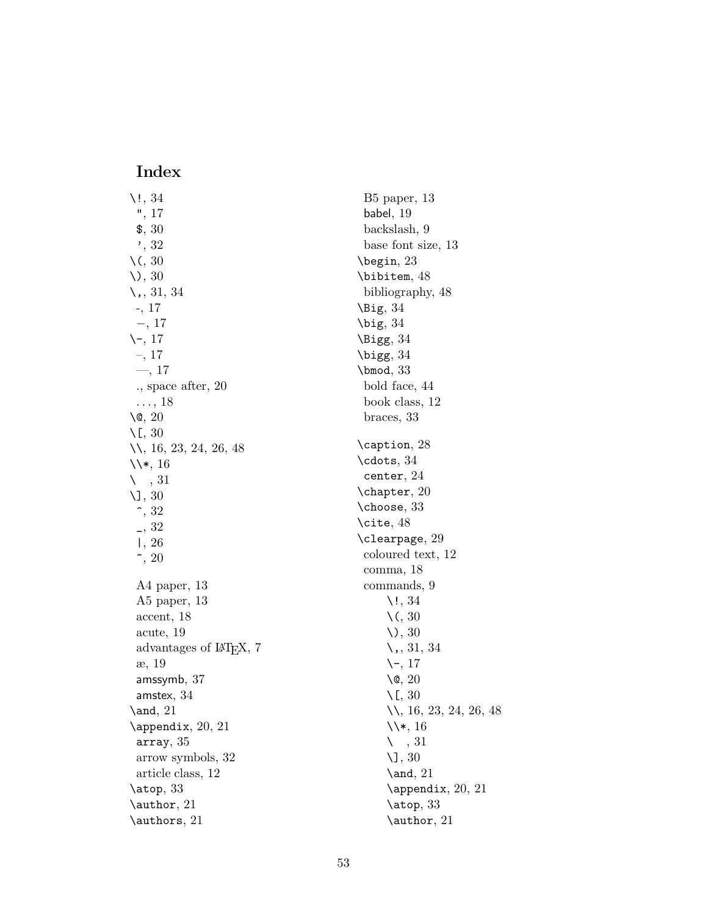## Index

\!, 34
", 17
$, 30
', 32
\(, 30
\), 30
\,, 31, 34
-, 17
−, 17
\-, 17
–, 17
—, 17
., space after, 20
. . . , 18
\@, 20
\[, 30
\\, 16, 23, 24, 26, 48
\\*, 16
\ , 31
\], 30
^, 32
_, 32
|, 26
~, 20

A4 paper, 13
A5 paper, 13
accent, 18
acute, 19
advantages of LaTeX, 7
æ, 19
amssymb, 37
amstex, 34
\and, 21
\appendix, 20, 21
array, 35
arrow symbols, 32
article class, 12
\atop, 33
\author, 21
\authors, 21

B5 paper, 13
babel, 19
backslash, 9
base font size, 13
\begin, 23
\bibitem, 48
bibliography, 48
\Big, 34
\big, 34
\Bigg, 34
\bigg, 34
\bmod, 33
bold face, 44
book class, 12
braces, 33

\caption, 28
\cdots, 34
center, 24
\chapter, 20
\choose, 33
\cite, 48
\clearpage, 29
coloured text, 12
comma, 18
commands, 9
- \!, 34
- \(, 30
- \), 30
- \,, 31, 34
- \-, 17
- \@, 20
- \[, 30
- \\, 16, 23, 24, 26, 48
- \\*, 16
- \ , 31
- \], 30
- \and, 21
- \appendix, 20, 21
- \atop, 33
- \author, 21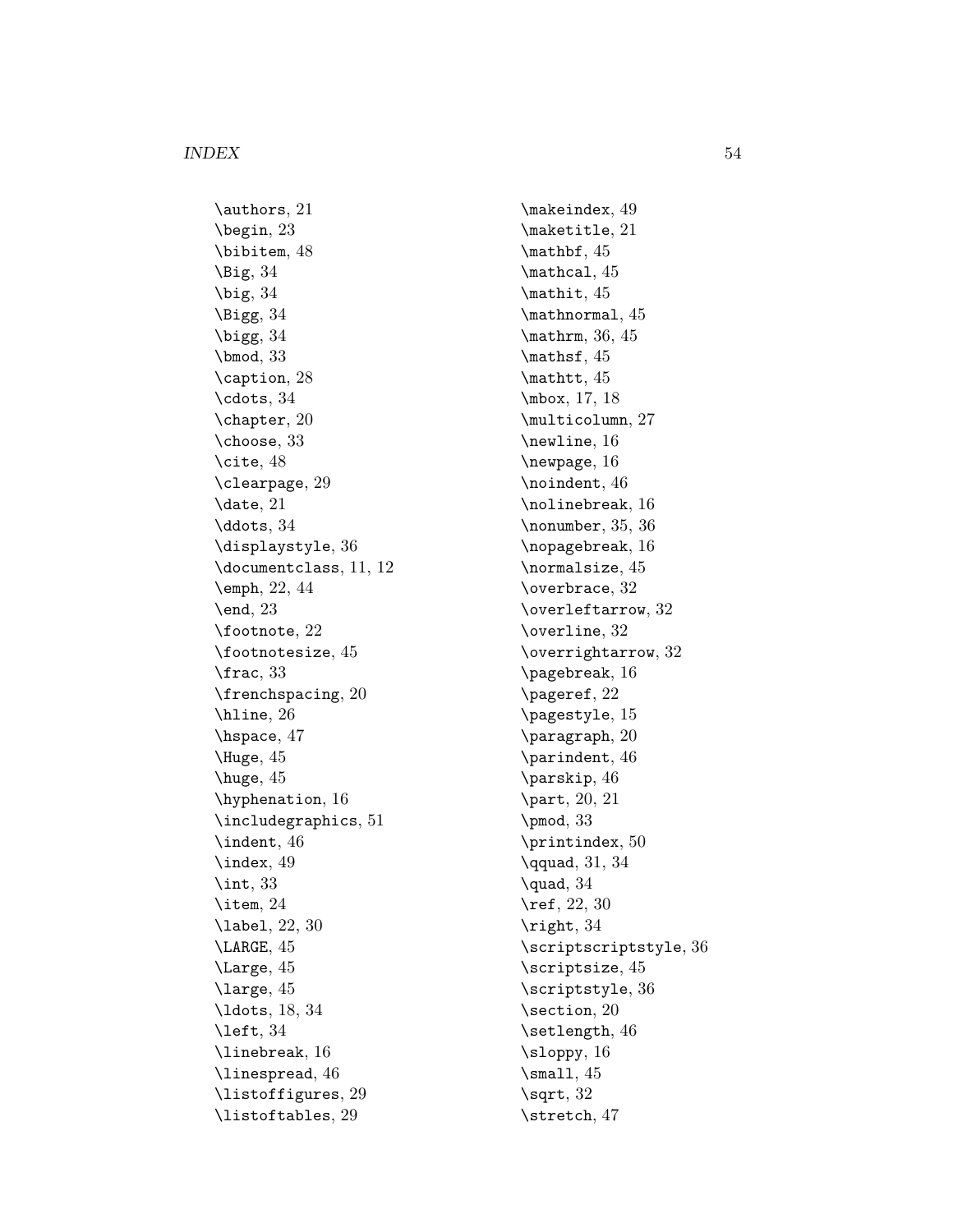\authors, 21
\begin, 23
\bibitem, 48
\Big, 34
\big, 34
\Bigg, 34
\bigg, 34
\bmod, 33
\caption, 28
\cdots, 34
\chapter, 20
\choose, 33
\cite, 48
\clearpage, 29
\date, 21
\ddots, 34
\displaystyle, 36
\documentclass, 11, 12
\emph, 22, 44
\end, 23
\footnote, 22
\footnotesize, 45
\frac, 33
\frenchspacing, 20
\hline, 26
\hspace, 47
\Huge, 45
\huge, 45
\hyphenation, 16
\includegraphics, 51
\indent, 46
\index, 49
\int, 33
\item, 24
\label, 22, 30
\LARGE, 45
\Large, 45
\large, 45
\ldots, 18, 34
\left, 34
\linebreak, 16
\linespread, 46
\listoffigures, 29
\listoftables, 29
\makeindex, 49
\maketitle, 21
\mathbf, 45
\mathcal, 45
\mathit, 45
\mathnormal, 45
\mathrm, 36, 45
\mathsf, 45
\mathtt, 45
\mbox, 17, 18
\multicolumn, 27
\newline, 16
\newpage, 16
\noindent, 46
\nolinebreak, 16
\nonumber, 35, 36
\nopagebreak, 16
\normalsize, 45
\overbrace, 32
\overleftarrow, 32
\overline, 32
\overrightarrow, 32
\pagebreak, 16
\pageref, 22
\pagestyle, 15
\paragraph, 20
\parindent, 46
\parskip, 46
\part, 20, 21
\pmod, 33
\printindex, 50
\qquad, 31, 34
\quad, 34
\ref, 22, 30
\right, 34
\scriptscriptstyle, 36
\scriptsize, 45
\scriptstyle, 36
\section, 20
\setlength, 46
\sloppy, 16
\small, 45
\sqrt, 32
\stretch, 47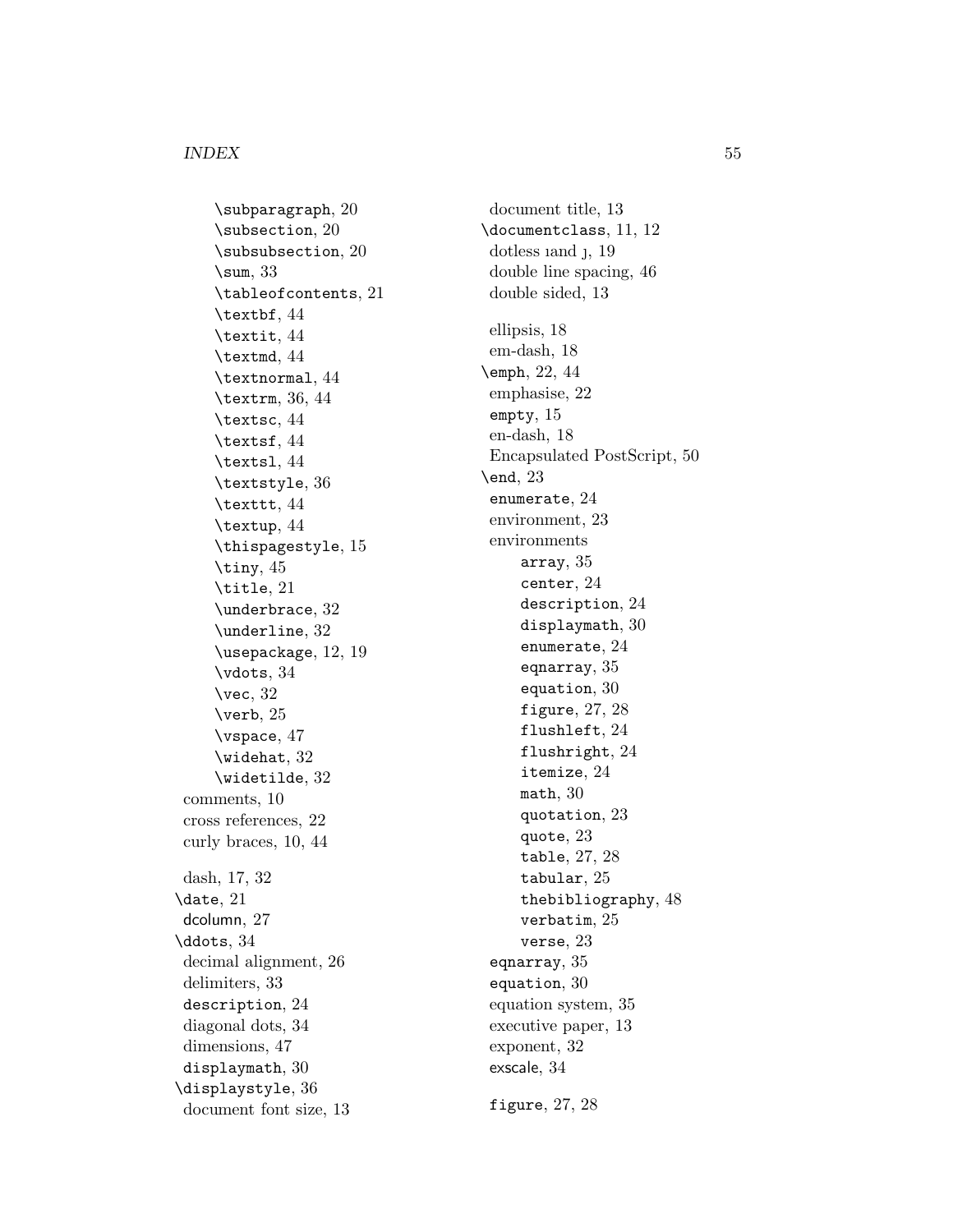\subparagraph, 20
\subsection, 20
\subsubsection, 20
\sum, 33
\tableofcontents, 21
\textbf, 44
\textit, 44
\textmd, 44
\textnormal, 44
\textrm, 36, 44
\textsc, 44
\textsf, 44
\textsl, 44
\textstyle, 36
\texttt, 44
\textup, 44
\thispagestyle, 15
\tiny, 45
\title, 21
\underbrace, 32
\underline, 32
\usepackage, 12, 19
\vdots, 34
\vec, 32
\verb, 25
\vspace, 47
\widehat, 32
\widetilde, 32

comments, 10
cross references, 22
curly braces, 10, 44

dash, 17, 32
\date, 21
dcolumn, 27
\ddots, 34
decimal alignment, 26
delimiters, 33
description, 24
diagonal dots, 34
dimensions, 47
displaymath, 30
\displaystyle, 36
document font size, 13
document title, 13
\documentclass, 11, 12
dotless ı and ȷ, 19
double line spacing, 46
double sided, 13

ellipsis, 18
em-dash, 18
\emph, 22, 44
emphasise, 22
empty, 15
en-dash, 18
Encapsulated PostScript, 50
\end, 23
enumerate, 24
environment, 23
environments
array, 35
center, 24
description, 24
displaymath, 30
enumerate, 24
eqnarray, 35
equation, 30
figure, 27, 28
flushleft, 24
flushright, 24
itemize, 24
math, 30
quotation, 23
quote, 23
table, 27, 28
tabular, 25
thebibliography, 48
verbatim, 25
verse, 23
eqnarray, 35
equation, 30
equation system, 35
executive paper, 13
exponent, 32
exscale, 34

figure, 27, 28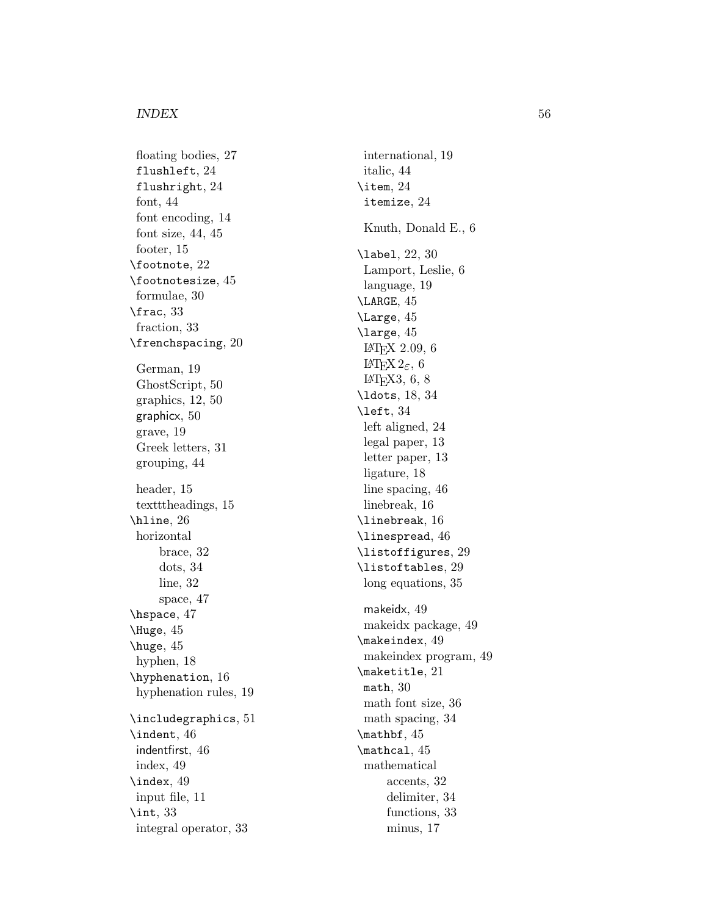floating bodies, 27
flushleft, 24
flushright, 24
font, 44
font encoding, 14
font size, 44, 45
footer, 15
\footnote, 22
\footnotesize, 45
formulae, 30
\frac, 33
fraction, 33
\frenchspacing, 20

German, 19
GhostScript, 50
graphics, 12, 50
graphicx, 50
grave, 19
Greek letters, 31
grouping, 44

header, 15
textttheadings, 15
\hline, 26
horizontal
    brace, 32
    dots, 34
    line, 32
    space, 47
\hspace, 47
\Huge, 45
\huge, 45
hyphen, 18
\hyphenation, 16
hyphenation rules, 19

\includegraphics, 51
\indent, 46
indentfirst, 46
index, 49
\index, 49
input file, 11
\int, 33
integral operator, 33
international, 19
italic, 44
\item, 24
itemize, 24

Knuth, Donald E., 6

\label, 22, 30
Lamport, Leslie, 6
language, 19
\LARGE, 45
\Large, 45
\large, 45
LaTeX 2.09, 6
LaTeX $2_\varepsilon$, 6
LaTeX3, 6, 8
\ldots, 18, 34
\left, 34
left aligned, 24
legal paper, 13
letter paper, 13
ligature, 18
line spacing, 46
linebreak, 16
\linebreak, 16
\linespread, 46
\listoffigures, 29
\listoftables, 29
long equations, 35

makeidx, 49
makeidx package, 49
\makeindex, 49
makeindex program, 49
\maketitle, 21
math, 30
math font size, 36
math spacing, 34
\mathbf, 45
\mathcal, 45
mathematical
    accents, 32
    delimiter, 34
    functions, 33
    minus, 17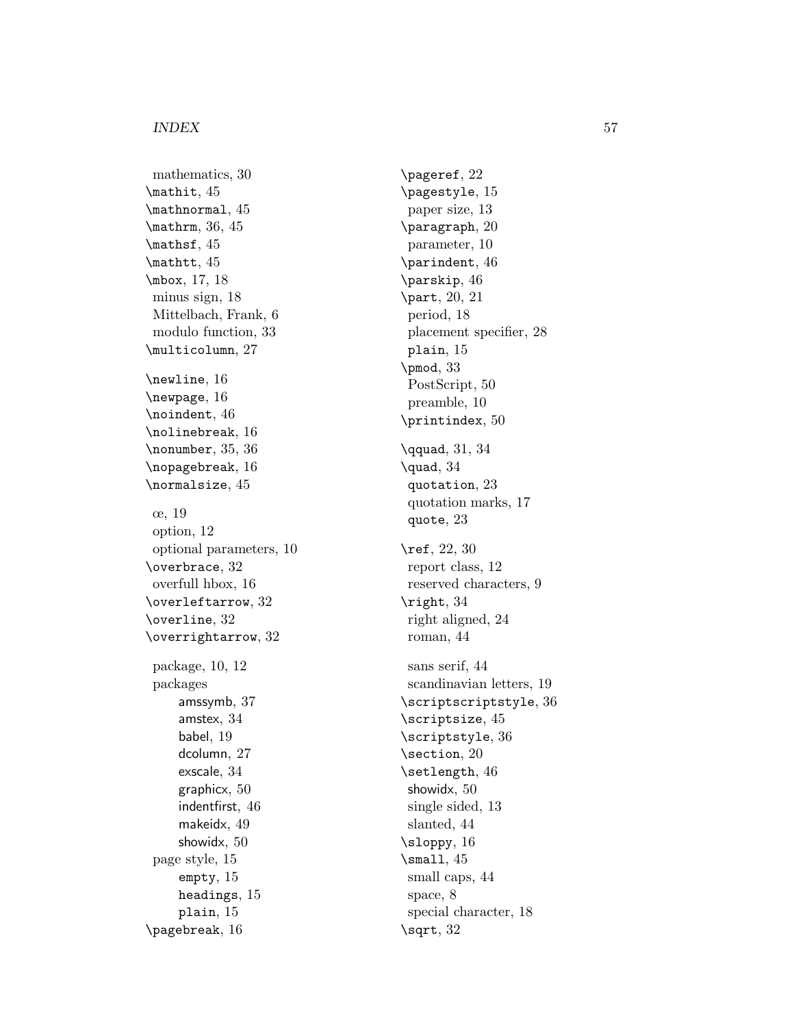mathematics, 30
\mathit, 45
\mathnormal, 45
\mathrm, 36, 45
\mathsf, 45
\mathtt, 45
\mbox, 17, 18
minus sign, 18
Mittelbach, Frank, 6
modulo function, 33
\multicolumn, 27

\newline, 16
\newpage, 16
\noindent, 46
\nolinebreak, 16
\nonumber, 35, 36
\nopagebreak, 16
\normalsize, 45

œ, 19
option, 12
optional parameters, 10
\overbrace, 32
overfull hbox, 16
\overleftarrow, 32
\overline, 32
\overrightarrow, 32

package, 10, 12
packages
- amssymb, 37
- amstex, 34
- babel, 19
- dcolumn, 27
- exscale, 34
- graphicx, 50
- indentfirst, 46
- makeidx, 49
- showidx, 50

page style, 15
- empty, 15
- headings, 15
- plain, 15

\pagebreak, 16
\pageref, 22
\pagestyle, 15
paper size, 13
\paragraph, 20
parameter, 10
\parindent, 46
\parskip, 46
\part, 20, 21
period, 18
placement specifier, 28
plain, 15
\pmod, 33
PostScript, 50
preamble, 10
\printindex, 50

\qquad, 31, 34
\quad, 34
quotation, 23
quotation marks, 17
quote, 23

\ref, 22, 30
report class, 12
reserved characters, 9
\right, 34
right aligned, 24
roman, 44

sans serif, 44
scandinavian letters, 19
\scriptscriptstyle, 36
\scriptsize, 45
\scriptstyle, 36
\section, 20
\setlength, 46
showidx, 50
single sided, 13
slanted, 44
\sloppy, 16
\small, 45
small caps, 44
space, 8
special character, 18
\sqrt, 32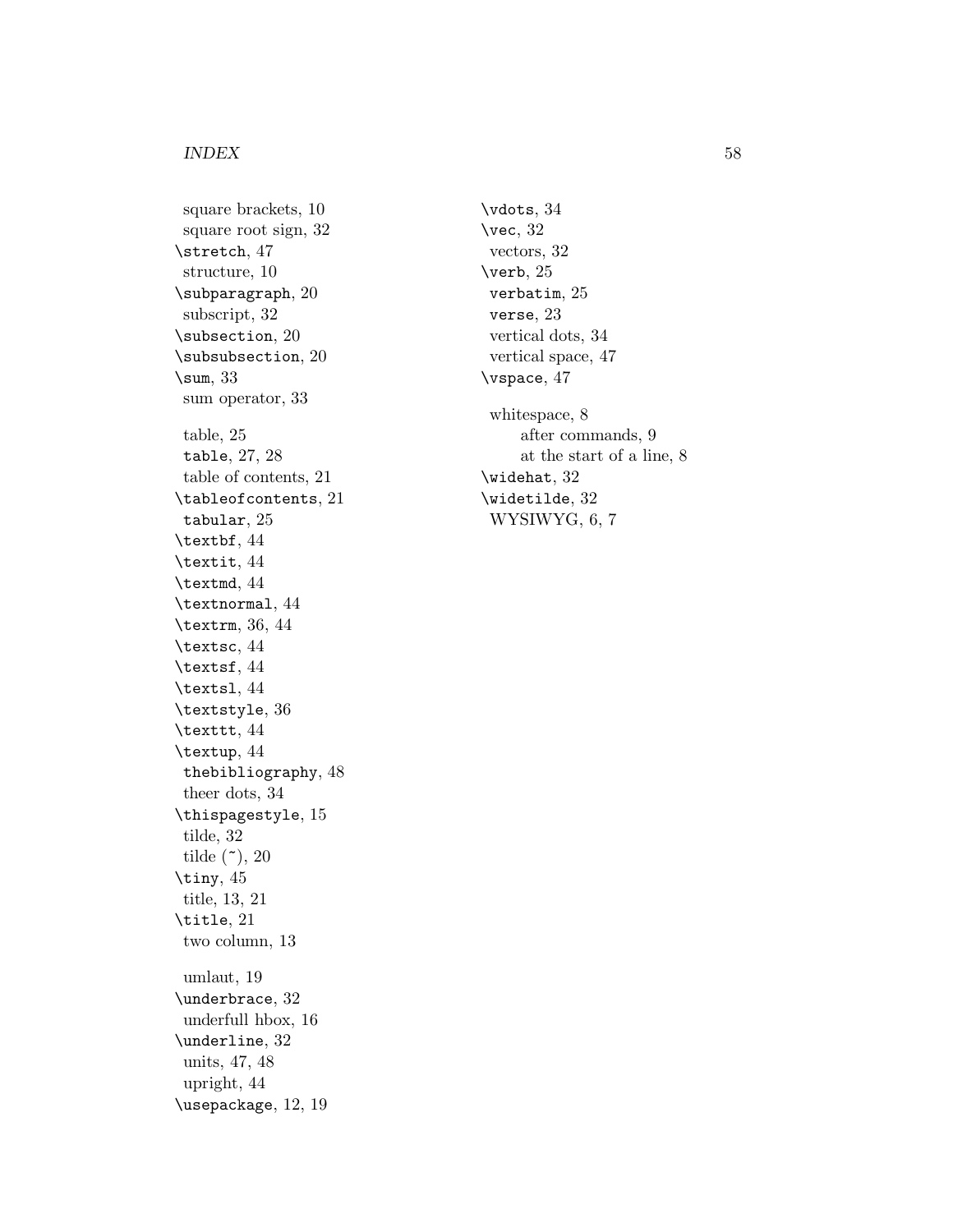square brackets, 10
square root sign, 32
\stretch, 47
structure, 10
\subparagraph, 20
subscript, 32
\subsection, 20
\subsubsection, 20
\sum, 33
sum operator, 33

table, 25
table, 27, 28
table of contents, 21
\tableofcontents, 21
tabular, 25
\textbf, 44
\textit, 44
\textmd, 44
\textnormal, 44
\textrm, 36, 44
\textsc, 44
\textsf, 44
\textsl, 44
\textstyle, 36
\texttt, 44
\textup, 44
thebibliography, 48
theer dots, 34
\thispagestyle, 15
tilde, 32
tilde (~), 20
\tiny, 45
title, 13, 21
\title, 21
two column, 13

umlaut, 19
\underbrace, 32
underfull hbox, 16
\underline, 32
units, 47, 48
upright, 44
\usepackage, 12, 19

\vdots, 34
\vec, 32
vectors, 32
\verb, 25
verbatim, 25
verse, 23
vertical dots, 34
vertical space, 47
\vspace, 47

whitespace, 8
  after commands, 9
  at the start of a line, 8
\widehat, 32
\widetilde, 32
WYSIWYG, 6, 7